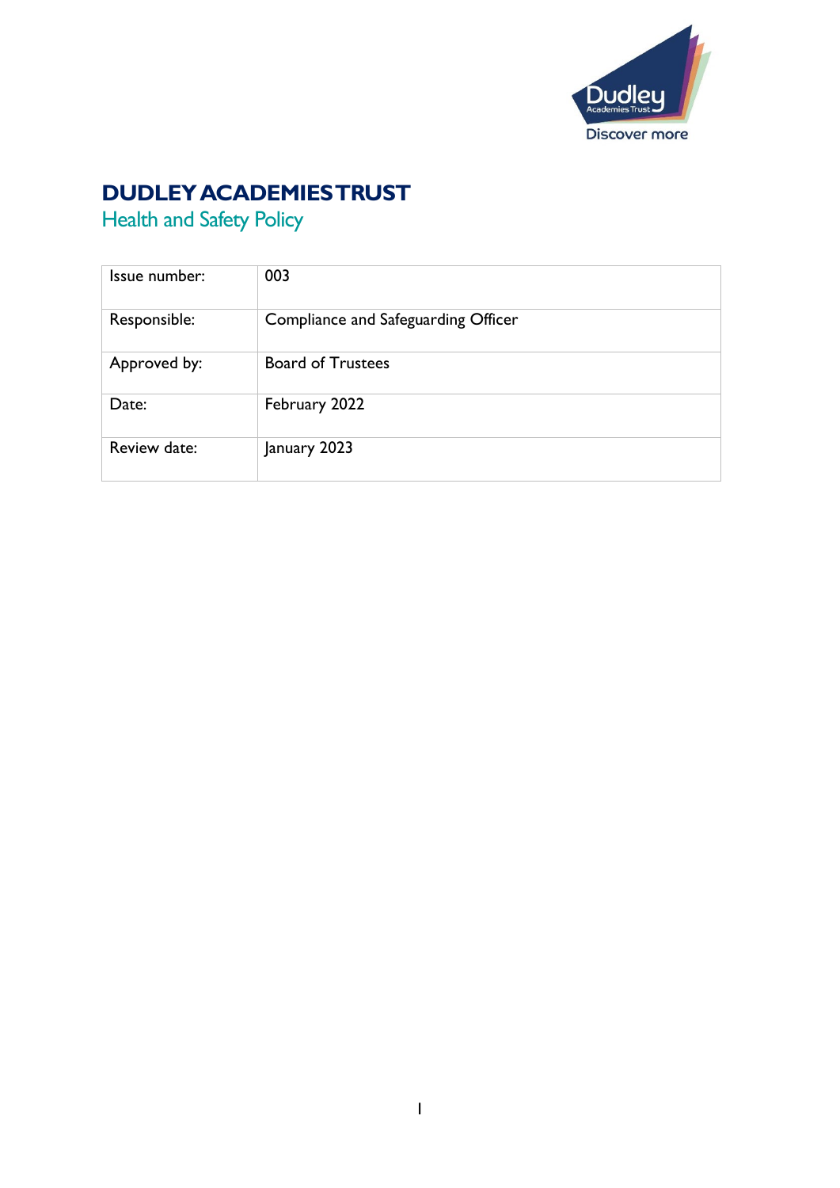# DUDLEY ACADEMIES TRUST

## Health and Safety Policy

| Issue number: | 003 |
|---|---|
| Responsible: | Compliance and Safeguarding Officer |
| Approved by: | Board of Trustees |
| Date: | February 2022 |
| Review date: | January 2023 |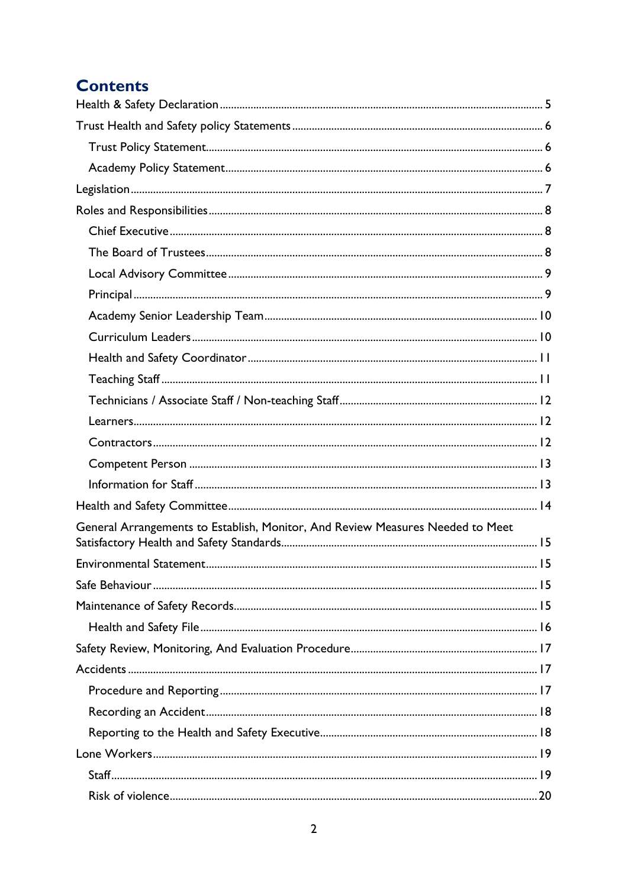# Contents

- Health & Safety Declaration ..... 5
- Trust Health and Safety policy Statements ..... 6
  - Trust Policy Statement ..... 6
  - Academy Policy Statement ..... 6
- Legislation ..... 7
- Roles and Responsibilities ..... 8
  - Chief Executive ..... 8
  - The Board of Trustees ..... 8
  - Local Advisory Committee ..... 9
  - Principal ..... 9
  - Academy Senior Leadership Team ..... 10
  - Curriculum Leaders ..... 10
  - Health and Safety Coordinator ..... 11
  - Teaching Staff ..... 11
  - Technicians / Associate Staff / Non-teaching Staff ..... 12
  - Learners ..... 12
  - Contractors ..... 12
  - Competent Person ..... 13
  - Information for Staff ..... 13
- Health and Safety Committee ..... 14
- General Arrangements to Establish, Monitor, And Review Measures Needed to Meet Satisfactory Health and Safety Standards ..... 15
- Environmental Statement ..... 15
- Safe Behaviour ..... 15
- Maintenance of Safety Records ..... 15
  - Health and Safety File ..... 16
- Safety Review, Monitoring, And Evaluation Procedure ..... 17
- Accidents ..... 17
  - Procedure and Reporting ..... 17
  - Recording an Accident ..... 18
  - Reporting to the Health and Safety Executive ..... 18
- Lone Workers ..... 19
  - Staff ..... 19
  - Risk of violence ..... 20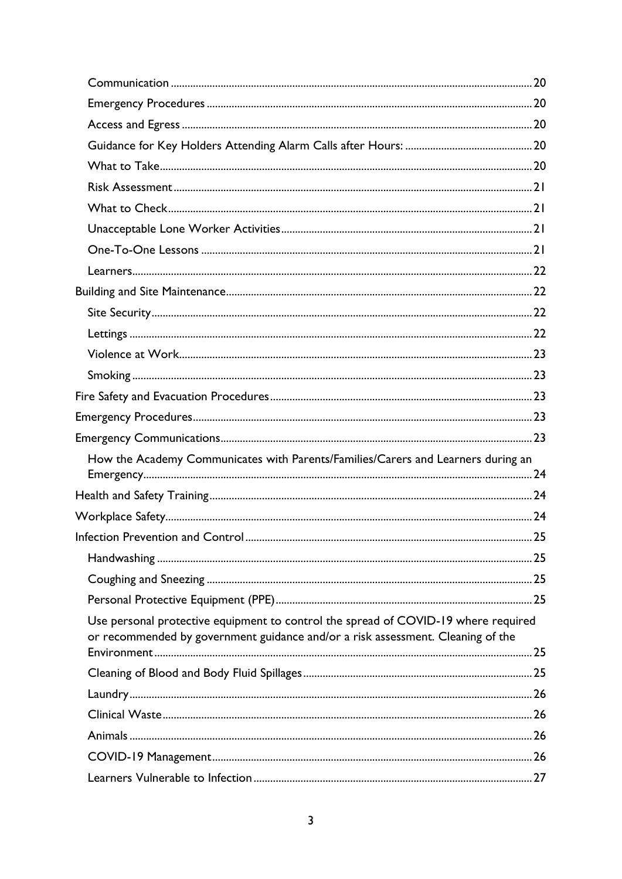- Communication 20
- Emergency Procedures 20
- Access and Egress 20
- Guidance for Key Holders Attending Alarm Calls after Hours: 20
- What to Take 20
- Risk Assessment 21
- What to Check 21
- Unacceptable Lone Worker Activities 21
- One-To-One Lessons 21
- Learners 22

Building and Site Maintenance 22

- Site Security 22
- Lettings 22
- Violence at Work 23
- Smoking 23

Fire Safety and Evacuation Procedures 23

Emergency Procedures 23

Emergency Communications 23

- How the Academy Communicates with Parents/Families/Carers and Learners during an Emergency 24

Health and Safety Training 24

Workplace Safety 24

Infection Prevention and Control 25

- Handwashing 25
- Coughing and Sneezing 25
- Personal Protective Equipment (PPE) 25
- Use personal protective equipment to control the spread of COVID-19 where required or recommended by government guidance and/or a risk assessment. Cleaning of the Environment 25
- Cleaning of Blood and Body Fluid Spillages 25
- Laundry 26
- Clinical Waste 26
- Animals 26
- COVID-19 Management 26
- Learners Vulnerable to Infection 27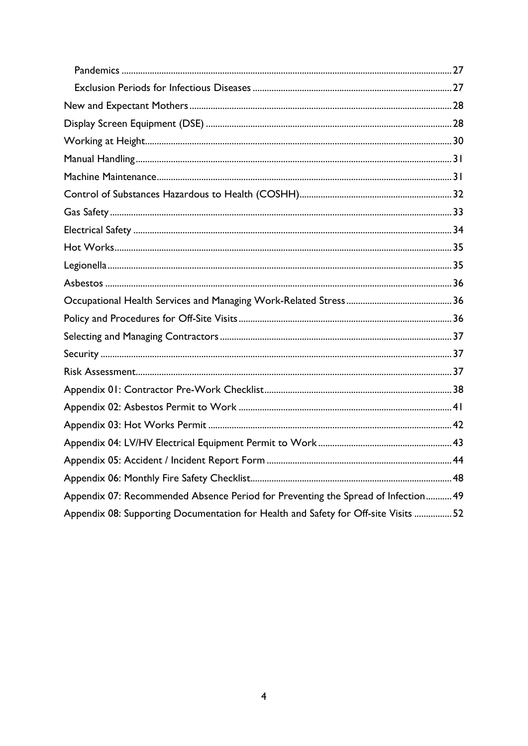- Pandemics ..... 27
- Exclusion Periods for Infectious Diseases ..... 27

New and Expectant Mothers ..... 28

Display Screen Equipment (DSE) ..... 28

Working at Height ..... 30

Manual Handling ..... 31

Machine Maintenance ..... 31

Control of Substances Hazardous to Health (COSHH) ..... 32

Gas Safety ..... 33

Electrical Safety ..... 34

Hot Works ..... 35

Legionella ..... 35

Asbestos ..... 36

Occupational Health Services and Managing Work-Related Stress ..... 36

Policy and Procedures for Off-Site Visits ..... 36

Selecting and Managing Contractors ..... 37

Security ..... 37

Risk Assessment ..... 37

Appendix 01: Contractor Pre-Work Checklist ..... 38

Appendix 02: Asbestos Permit to Work ..... 41

Appendix 03: Hot Works Permit ..... 42

Appendix 04: LV/HV Electrical Equipment Permit to Work ..... 43

Appendix 05: Accident / Incident Report Form ..... 44

Appendix 06: Monthly Fire Safety Checklist ..... 48

Appendix 07: Recommended Absence Period for Preventing the Spread of Infection ..... 49

Appendix 08: Supporting Documentation for Health and Safety for Off-site Visits ..... 52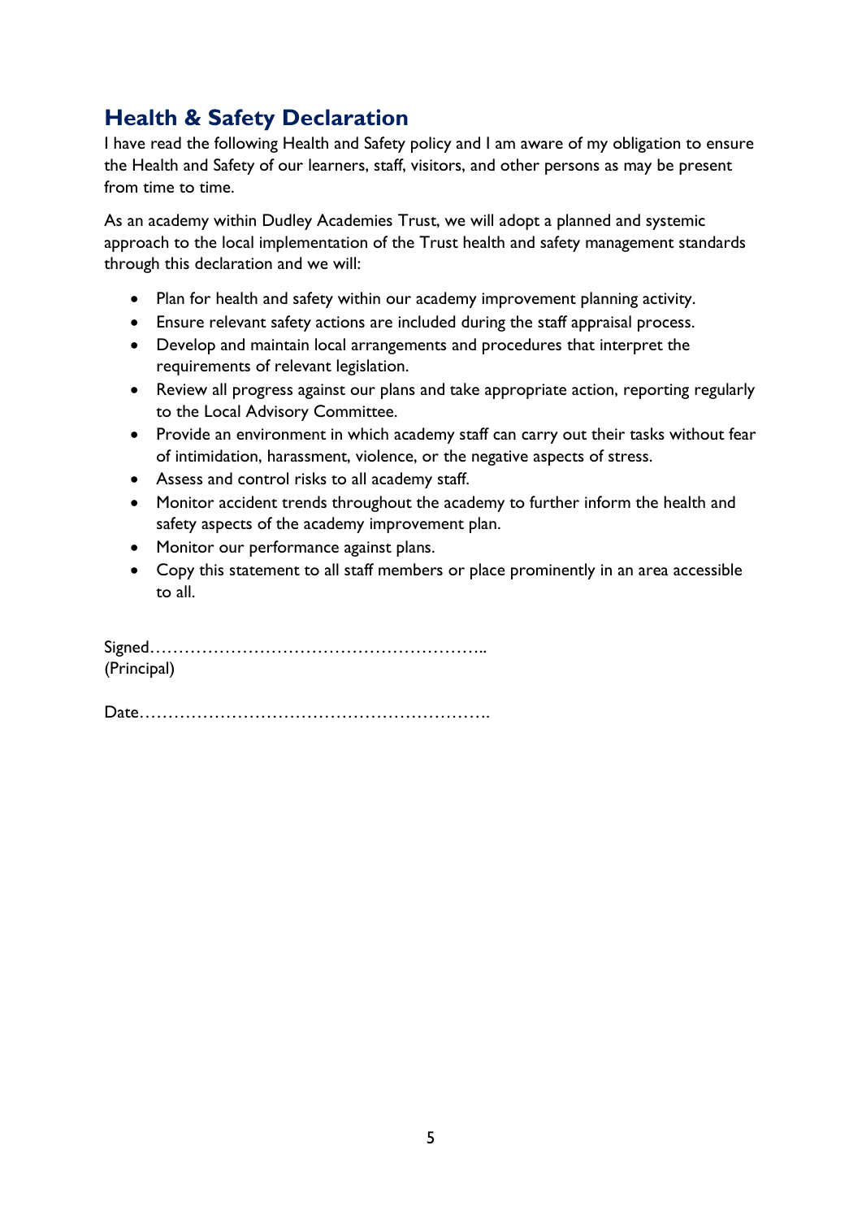## Health & Safety Declaration

I have read the following Health and Safety policy and I am aware of my obligation to ensure the Health and Safety of our learners, staff, visitors, and other persons as may be present from time to time.

As an academy within Dudley Academies Trust, we will adopt a planned and systemic approach to the local implementation of the Trust health and safety management standards through this declaration and we will:

- Plan for health and safety within our academy improvement planning activity.
- Ensure relevant safety actions are included during the staff appraisal process.
- Develop and maintain local arrangements and procedures that interpret the requirements of relevant legislation.
- Review all progress against our plans and take appropriate action, reporting regularly to the Local Advisory Committee.
- Provide an environment in which academy staff can carry out their tasks without fear of intimidation, harassment, violence, or the negative aspects of stress.
- Assess and control risks to all academy staff.
- Monitor accident trends throughout the academy to further inform the health and safety aspects of the academy improvement plan.
- Monitor our performance against plans.
- Copy this statement to all staff members or place prominently in an area accessible to all.

Signed…………………………………………………..
(Principal)

Date…………………………………………………….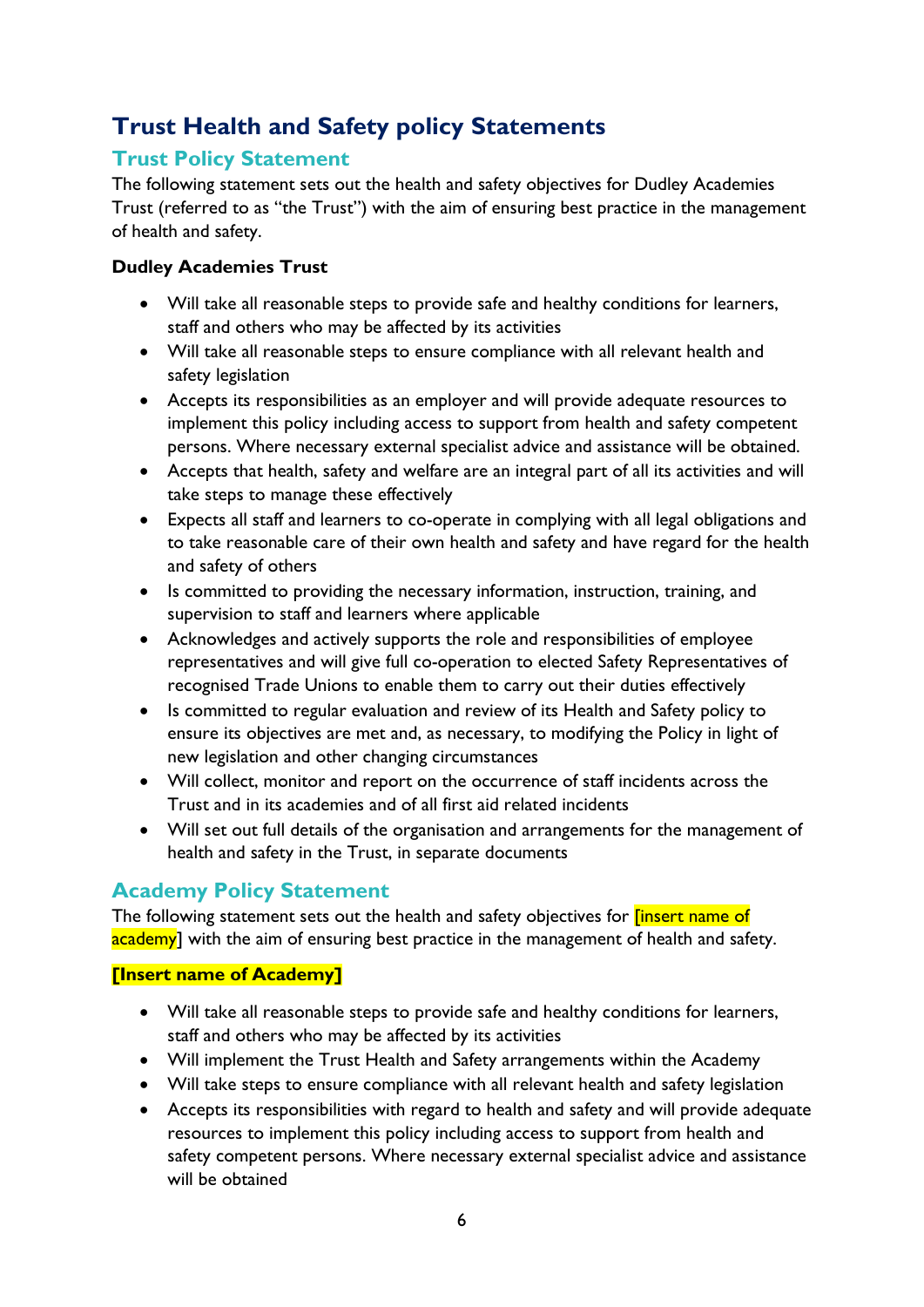# Trust Health and Safety policy Statements

## Trust Policy Statement

The following statement sets out the health and safety objectives for Dudley Academies Trust (referred to as "the Trust") with the aim of ensuring best practice in the management of health and safety.

**Dudley Academies Trust**

- Will take all reasonable steps to provide safe and healthy conditions for learners, staff and others who may be affected by its activities
- Will take all reasonable steps to ensure compliance with all relevant health and safety legislation
- Accepts its responsibilities as an employer and will provide adequate resources to implement this policy including access to support from health and safety competent persons. Where necessary external specialist advice and assistance will be obtained.
- Accepts that health, safety and welfare are an integral part of all its activities and will take steps to manage these effectively
- Expects all staff and learners to co-operate in complying with all legal obligations and to take reasonable care of their own health and safety and have regard for the health and safety of others
- Is committed to providing the necessary information, instruction, training, and supervision to staff and learners where applicable
- Acknowledges and actively supports the role and responsibilities of employee representatives and will give full co-operation to elected Safety Representatives of recognised Trade Unions to enable them to carry out their duties effectively
- Is committed to regular evaluation and review of its Health and Safety policy to ensure its objectives are met and, as necessary, to modifying the Policy in light of new legislation and other changing circumstances
- Will collect, monitor and report on the occurrence of staff incidents across the Trust and in its academies and of all first aid related incidents
- Will set out full details of the organisation and arrangements for the management of health and safety in the Trust, in separate documents

## Academy Policy Statement

The following statement sets out the health and safety objectives for [insert name of academy] with the aim of ensuring best practice in the management of health and safety.

**[Insert name of Academy]**

- Will take all reasonable steps to provide safe and healthy conditions for learners, staff and others who may be affected by its activities
- Will implement the Trust Health and Safety arrangements within the Academy
- Will take steps to ensure compliance with all relevant health and safety legislation
- Accepts its responsibilities with regard to health and safety and will provide adequate resources to implement this policy including access to support from health and safety competent persons. Where necessary external specialist advice and assistance will be obtained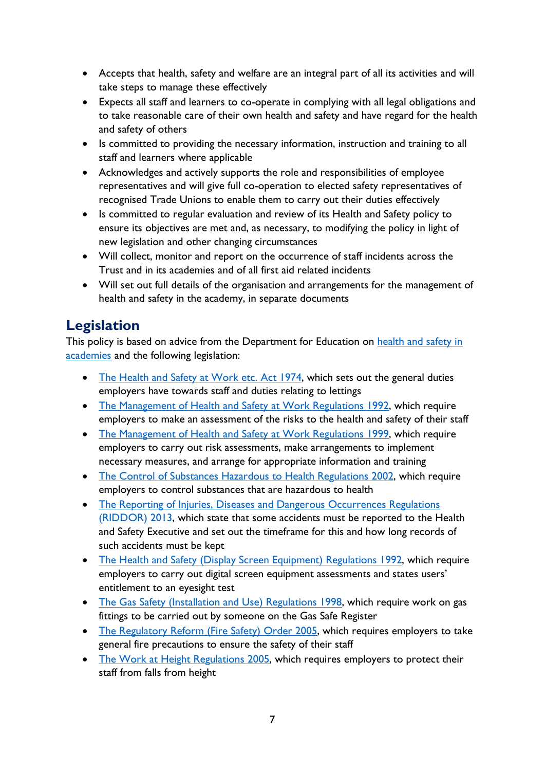- Accepts that health, safety and welfare are an integral part of all its activities and will take steps to manage these effectively
- Expects all staff and learners to co-operate in complying with all legal obligations and to take reasonable care of their own health and safety and have regard for the health and safety of others
- Is committed to providing the necessary information, instruction and training to all staff and learners where applicable
- Acknowledges and actively supports the role and responsibilities of employee representatives and will give full co-operation to elected safety representatives of recognised Trade Unions to enable them to carry out their duties effectively
- Is committed to regular evaluation and review of its Health and Safety policy to ensure its objectives are met and, as necessary, to modifying the policy in light of new legislation and other changing circumstances
- Will collect, monitor and report on the occurrence of staff incidents across the Trust and in its academies and of all first aid related incidents
- Will set out full details of the organisation and arrangements for the management of health and safety in the academy, in separate documents

## Legislation

This policy is based on advice from the Department for Education on health and safety in academies and the following legislation:

- The Health and Safety at Work etc. Act 1974, which sets out the general duties employers have towards staff and duties relating to lettings
- The Management of Health and Safety at Work Regulations 1992, which require employers to make an assessment of the risks to the health and safety of their staff
- The Management of Health and Safety at Work Regulations 1999, which require employers to carry out risk assessments, make arrangements to implement necessary measures, and arrange for appropriate information and training
- The Control of Substances Hazardous to Health Regulations 2002, which require employers to control substances that are hazardous to health
- The Reporting of Injuries, Diseases and Dangerous Occurrences Regulations (RIDDOR) 2013, which state that some accidents must be reported to the Health and Safety Executive and set out the timeframe for this and how long records of such accidents must be kept
- The Health and Safety (Display Screen Equipment) Regulations 1992, which require employers to carry out digital screen equipment assessments and states users' entitlement to an eyesight test
- The Gas Safety (Installation and Use) Regulations 1998, which require work on gas fittings to be carried out by someone on the Gas Safe Register
- The Regulatory Reform (Fire Safety) Order 2005, which requires employers to take general fire precautions to ensure the safety of their staff
- The Work at Height Regulations 2005, which requires employers to protect their staff from falls from height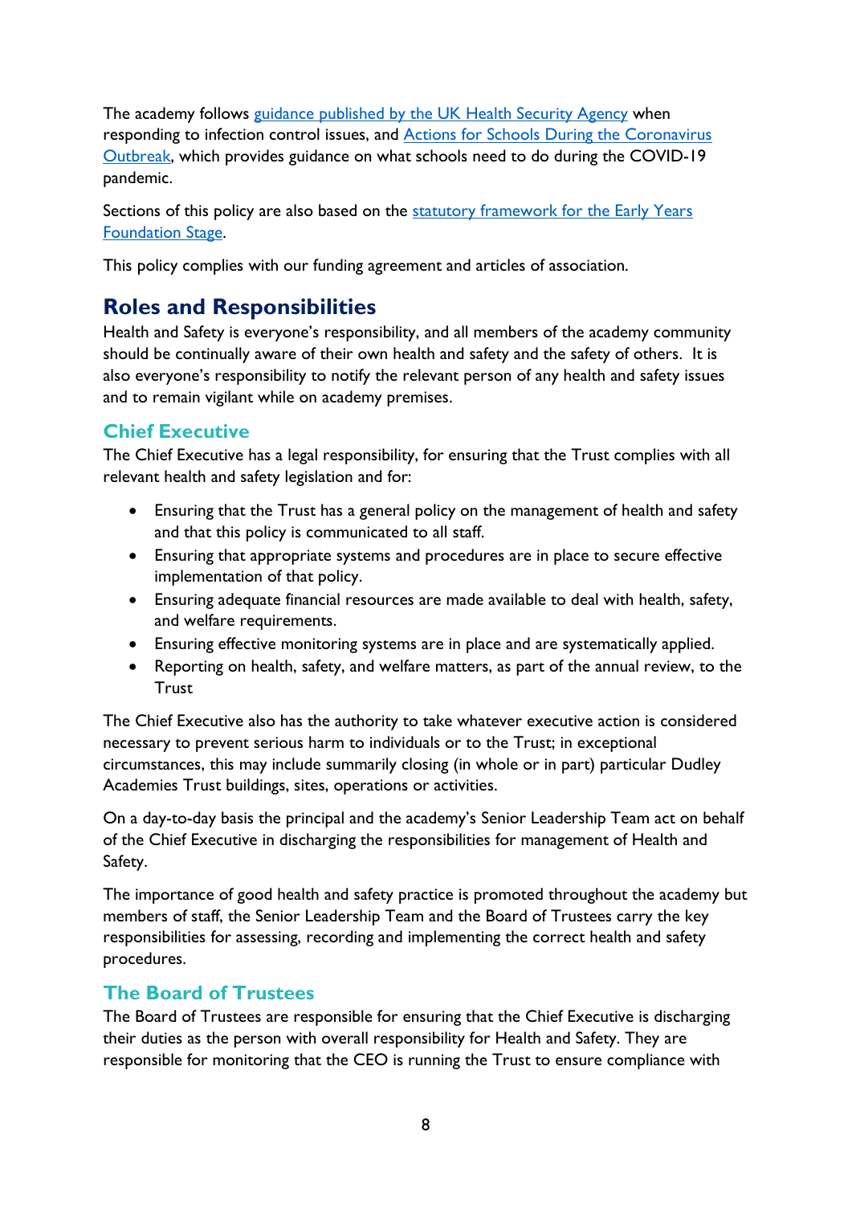The academy follows [guidance published by the UK Health Security Agency](#) when responding to infection control issues, and [Actions for Schools During the Coronavirus Outbreak](#), which provides guidance on what schools need to do during the COVID-19 pandemic.

Sections of this policy are also based on the [statutory framework for the Early Years Foundation Stage](#).

This policy complies with our funding agreement and articles of association.

## Roles and Responsibilities

Health and Safety is everyone's responsibility, and all members of the academy community should be continually aware of their own health and safety and the safety of others. It is also everyone's responsibility to notify the relevant person of any health and safety issues and to remain vigilant while on academy premises.

### Chief Executive

The Chief Executive has a legal responsibility, for ensuring that the Trust complies with all relevant health and safety legislation and for:

- Ensuring that the Trust has a general policy on the management of health and safety and that this policy is communicated to all staff.
- Ensuring that appropriate systems and procedures are in place to secure effective implementation of that policy.
- Ensuring adequate financial resources are made available to deal with health, safety, and welfare requirements.
- Ensuring effective monitoring systems are in place and are systematically applied.
- Reporting on health, safety, and welfare matters, as part of the annual review, to the Trust

The Chief Executive also has the authority to take whatever executive action is considered necessary to prevent serious harm to individuals or to the Trust; in exceptional circumstances, this may include summarily closing (in whole or in part) particular Dudley Academies Trust buildings, sites, operations or activities.

On a day-to-day basis the principal and the academy's Senior Leadership Team act on behalf of the Chief Executive in discharging the responsibilities for management of Health and Safety.

The importance of good health and safety practice is promoted throughout the academy but members of staff, the Senior Leadership Team and the Board of Trustees carry the key responsibilities for assessing, recording and implementing the correct health and safety procedures.

### The Board of Trustees

The Board of Trustees are responsible for ensuring that the Chief Executive is discharging their duties as the person with overall responsibility for Health and Safety. They are responsible for monitoring that the CEO is running the Trust to ensure compliance with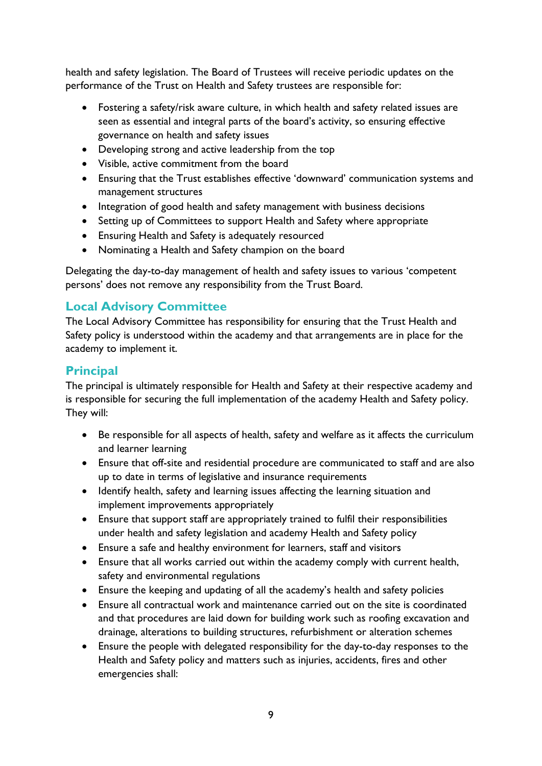health and safety legislation. The Board of Trustees will receive periodic updates on the performance of the Trust on Health and Safety trustees are responsible for:

- Fostering a safety/risk aware culture, in which health and safety related issues are seen as essential and integral parts of the board's activity, so ensuring effective governance on health and safety issues
- Developing strong and active leadership from the top
- Visible, active commitment from the board
- Ensuring that the Trust establishes effective 'downward' communication systems and management structures
- Integration of good health and safety management with business decisions
- Setting up of Committees to support Health and Safety where appropriate
- Ensuring Health and Safety is adequately resourced
- Nominating a Health and Safety champion on the board

Delegating the day-to-day management of health and safety issues to various 'competent persons' does not remove any responsibility from the Trust Board.

## Local Advisory Committee

The Local Advisory Committee has responsibility for ensuring that the Trust Health and Safety policy is understood within the academy and that arrangements are in place for the academy to implement it.

## Principal

The principal is ultimately responsible for Health and Safety at their respective academy and is responsible for securing the full implementation of the academy Health and Safety policy. They will:

- Be responsible for all aspects of health, safety and welfare as it affects the curriculum and learner learning
- Ensure that off-site and residential procedure are communicated to staff and are also up to date in terms of legislative and insurance requirements
- Identify health, safety and learning issues affecting the learning situation and implement improvements appropriately
- Ensure that support staff are appropriately trained to fulfil their responsibilities under health and safety legislation and academy Health and Safety policy
- Ensure a safe and healthy environment for learners, staff and visitors
- Ensure that all works carried out within the academy comply with current health, safety and environmental regulations
- Ensure the keeping and updating of all the academy's health and safety policies
- Ensure all contractual work and maintenance carried out on the site is coordinated and that procedures are laid down for building work such as roofing excavation and drainage, alterations to building structures, refurbishment or alteration schemes
- Ensure the people with delegated responsibility for the day-to-day responses to the Health and Safety policy and matters such as injuries, accidents, fires and other emergencies shall: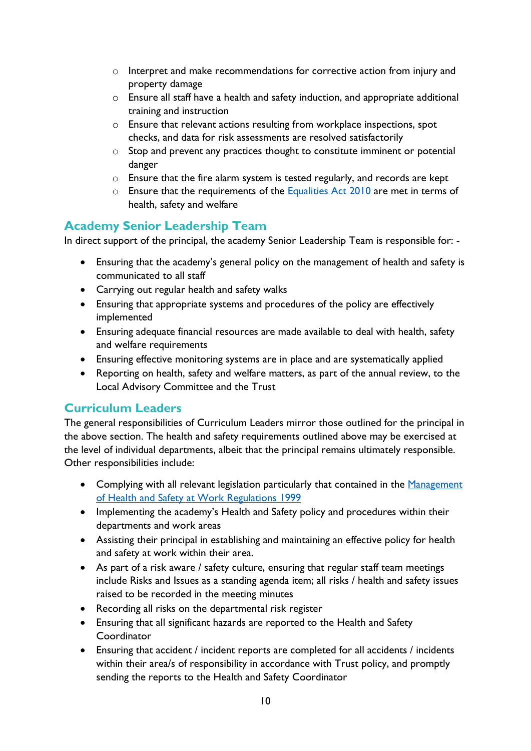- Interpret and make recommendations for corrective action from injury and property damage
  - Ensure all staff have a health and safety induction, and appropriate additional training and instruction
  - Ensure that relevant actions resulting from workplace inspections, spot checks, and data for risk assessments are resolved satisfactorily
  - Stop and prevent any practices thought to constitute imminent or potential danger
  - Ensure that the fire alarm system is tested regularly, and records are kept
  - Ensure that the requirements of the [Equalities Act 2010]() are met in terms of health, safety and welfare

## Academy Senior Leadership Team

In direct support of the principal, the academy Senior Leadership Team is responsible for: -

- Ensuring that the academy's general policy on the management of health and safety is communicated to all staff
- Carrying out regular health and safety walks
- Ensuring that appropriate systems and procedures of the policy are effectively implemented
- Ensuring adequate financial resources are made available to deal with health, safety and welfare requirements
- Ensuring effective monitoring systems are in place and are systematically applied
- Reporting on health, safety and welfare matters, as part of the annual review, to the Local Advisory Committee and the Trust

## Curriculum Leaders

The general responsibilities of Curriculum Leaders mirror those outlined for the principal in the above section. The health and safety requirements outlined above may be exercised at the level of individual departments, albeit that the principal remains ultimately responsible. Other responsibilities include:

- Complying with all relevant legislation particularly that contained in the [Management of Health and Safety at Work Regulations 1999]()
- Implementing the academy's Health and Safety policy and procedures within their departments and work areas
- Assisting their principal in establishing and maintaining an effective policy for health and safety at work within their area.
- As part of a risk aware / safety culture, ensuring that regular staff team meetings include Risks and Issues as a standing agenda item; all risks / health and safety issues raised to be recorded in the meeting minutes
- Recording all risks on the departmental risk register
- Ensuring that all significant hazards are reported to the Health and Safety Coordinator
- Ensuring that accident / incident reports are completed for all accidents / incidents within their area/s of responsibility in accordance with Trust policy, and promptly sending the reports to the Health and Safety Coordinator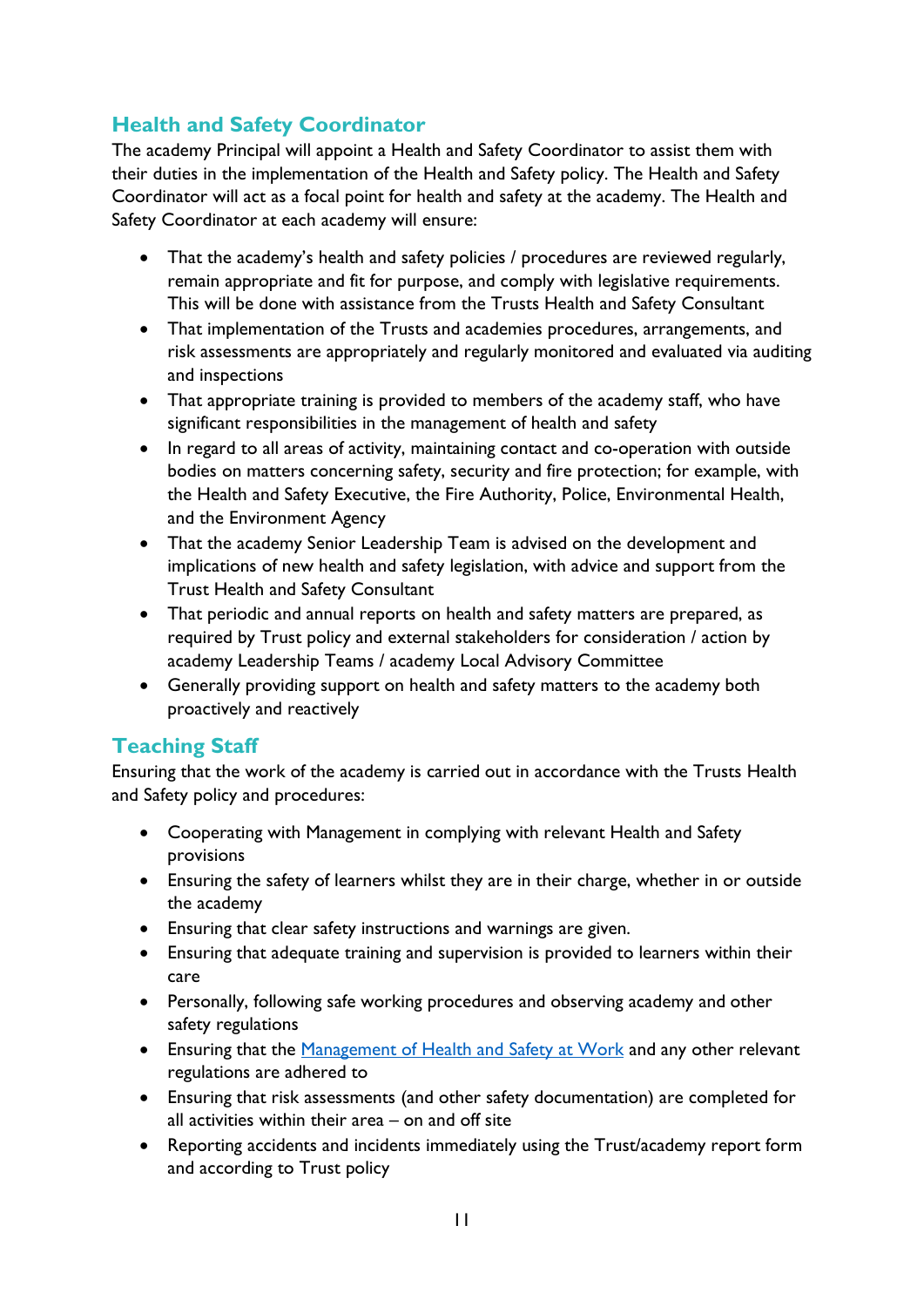## Health and Safety Coordinator

The academy Principal will appoint a Health and Safety Coordinator to assist them with their duties in the implementation of the Health and Safety policy. The Health and Safety Coordinator will act as a focal point for health and safety at the academy. The Health and Safety Coordinator at each academy will ensure:

- That the academy's health and safety policies / procedures are reviewed regularly, remain appropriate and fit for purpose, and comply with legislative requirements. This will be done with assistance from the Trusts Health and Safety Consultant
- That implementation of the Trusts and academies procedures, arrangements, and risk assessments are appropriately and regularly monitored and evaluated via auditing and inspections
- That appropriate training is provided to members of the academy staff, who have significant responsibilities in the management of health and safety
- In regard to all areas of activity, maintaining contact and co-operation with outside bodies on matters concerning safety, security and fire protection; for example, with the Health and Safety Executive, the Fire Authority, Police, Environmental Health, and the Environment Agency
- That the academy Senior Leadership Team is advised on the development and implications of new health and safety legislation, with advice and support from the Trust Health and Safety Consultant
- That periodic and annual reports on health and safety matters are prepared, as required by Trust policy and external stakeholders for consideration / action by academy Leadership Teams / academy Local Advisory Committee
- Generally providing support on health and safety matters to the academy both proactively and reactively

## Teaching Staff

Ensuring that the work of the academy is carried out in accordance with the Trusts Health and Safety policy and procedures:

- Cooperating with Management in complying with relevant Health and Safety provisions
- Ensuring the safety of learners whilst they are in their charge, whether in or outside the academy
- Ensuring that clear safety instructions and warnings are given.
- Ensuring that adequate training and supervision is provided to learners within their care
- Personally, following safe working procedures and observing academy and other safety regulations
- Ensuring that the [Management of Health and Safety at Work] and any other relevant regulations are adhered to
- Ensuring that risk assessments (and other safety documentation) are completed for all activities within their area – on and off site
- Reporting accidents and incidents immediately using the Trust/academy report form and according to Trust policy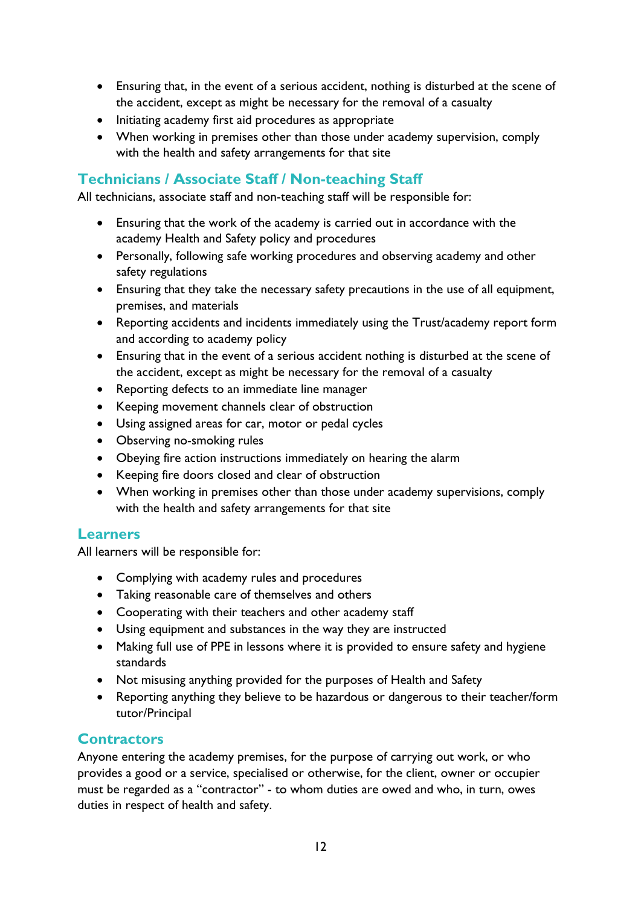- Ensuring that, in the event of a serious accident, nothing is disturbed at the scene of the accident, except as might be necessary for the removal of a casualty
- Initiating academy first aid procedures as appropriate
- When working in premises other than those under academy supervision, comply with the health and safety arrangements for that site

## Technicians / Associate Staff / Non-teaching Staff

All technicians, associate staff and non-teaching staff will be responsible for:

- Ensuring that the work of the academy is carried out in accordance with the academy Health and Safety policy and procedures
- Personally, following safe working procedures and observing academy and other safety regulations
- Ensuring that they take the necessary safety precautions in the use of all equipment, premises, and materials
- Reporting accidents and incidents immediately using the Trust/academy report form and according to academy policy
- Ensuring that in the event of a serious accident nothing is disturbed at the scene of the accident, except as might be necessary for the removal of a casualty
- Reporting defects to an immediate line manager
- Keeping movement channels clear of obstruction
- Using assigned areas for car, motor or pedal cycles
- Observing no-smoking rules
- Obeying fire action instructions immediately on hearing the alarm
- Keeping fire doors closed and clear of obstruction
- When working in premises other than those under academy supervisions, comply with the health and safety arrangements for that site

## Learners

All learners will be responsible for:

- Complying with academy rules and procedures
- Taking reasonable care of themselves and others
- Cooperating with their teachers and other academy staff
- Using equipment and substances in the way they are instructed
- Making full use of PPE in lessons where it is provided to ensure safety and hygiene standards
- Not misusing anything provided for the purposes of Health and Safety
- Reporting anything they believe to be hazardous or dangerous to their teacher/form tutor/Principal

## Contractors

Anyone entering the academy premises, for the purpose of carrying out work, or who provides a good or a service, specialised or otherwise, for the client, owner or occupier must be regarded as a "contractor" - to whom duties are owed and who, in turn, owes duties in respect of health and safety.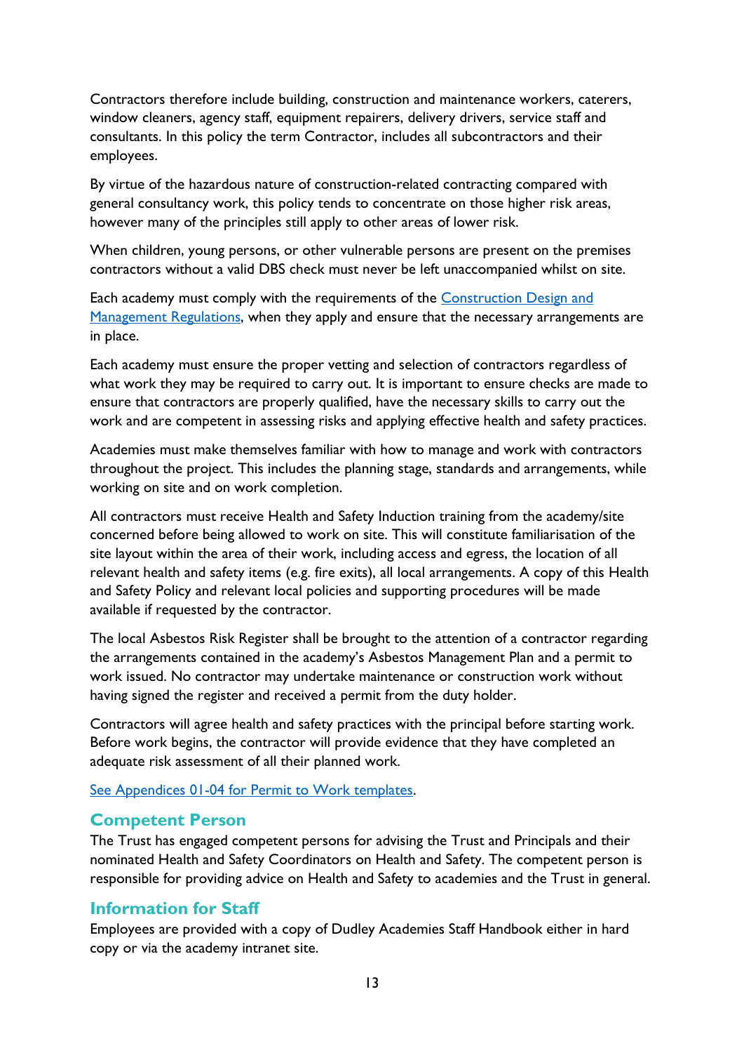Contractors therefore include building, construction and maintenance workers, caterers, window cleaners, agency staff, equipment repairers, delivery drivers, service staff and consultants. In this policy the term Contractor, includes all subcontractors and their employees.

By virtue of the hazardous nature of construction-related contracting compared with general consultancy work, this policy tends to concentrate on those higher risk areas, however many of the principles still apply to other areas of lower risk.

When children, young persons, or other vulnerable persons are present on the premises contractors without a valid DBS check must never be left unaccompanied whilst on site.

Each academy must comply with the requirements of the [Construction Design and Management Regulations](), when they apply and ensure that the necessary arrangements are in place.

Each academy must ensure the proper vetting and selection of contractors regardless of what work they may be required to carry out. It is important to ensure checks are made to ensure that contractors are properly qualified, have the necessary skills to carry out the work and are competent in assessing risks and applying effective health and safety practices.

Academies must make themselves familiar with how to manage and work with contractors throughout the project. This includes the planning stage, standards and arrangements, while working on site and on work completion.

All contractors must receive Health and Safety Induction training from the academy/site concerned before being allowed to work on site. This will constitute familiarisation of the site layout within the area of their work, including access and egress, the location of all relevant health and safety items (e.g. fire exits), all local arrangements. A copy of this Health and Safety Policy and relevant local policies and supporting procedures will be made available if requested by the contractor.

The local Asbestos Risk Register shall be brought to the attention of a contractor regarding the arrangements contained in the academy's Asbestos Management Plan and a permit to work issued. No contractor may undertake maintenance or construction work without having signed the register and received a permit from the duty holder.

Contractors will agree health and safety practices with the principal before starting work. Before work begins, the contractor will provide evidence that they have completed an adequate risk assessment of all their planned work.

[See Appendices 01-04 for Permit to Work templates]().

## Competent Person

The Trust has engaged competent persons for advising the Trust and Principals and their nominated Health and Safety Coordinators on Health and Safety. The competent person is responsible for providing advice on Health and Safety to academies and the Trust in general.

## Information for Staff

Employees are provided with a copy of Dudley Academies Staff Handbook either in hard copy or via the academy intranet site.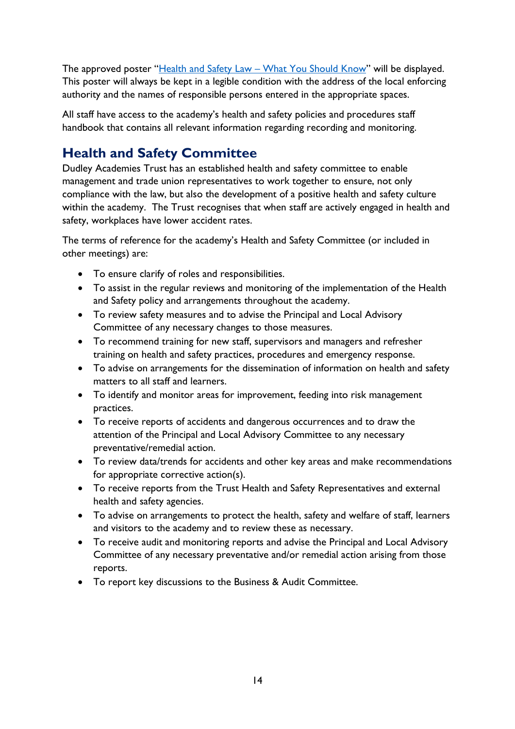The approved poster "[Health and Safety Law – What You Should Know]" will be displayed. This poster will always be kept in a legible condition with the address of the local enforcing authority and the names of responsible persons entered in the appropriate spaces.

All staff have access to the academy's health and safety policies and procedures staff handbook that contains all relevant information regarding recording and monitoring.

## Health and Safety Committee

Dudley Academies Trust has an established health and safety committee to enable management and trade union representatives to work together to ensure, not only compliance with the law, but also the development of a positive health and safety culture within the academy. The Trust recognises that when staff are actively engaged in health and safety, workplaces have lower accident rates.

The terms of reference for the academy's Health and Safety Committee (or included in other meetings) are:

- To ensure clarify of roles and responsibilities.
- To assist in the regular reviews and monitoring of the implementation of the Health and Safety policy and arrangements throughout the academy.
- To review safety measures and to advise the Principal and Local Advisory Committee of any necessary changes to those measures.
- To recommend training for new staff, supervisors and managers and refresher training on health and safety practices, procedures and emergency response.
- To advise on arrangements for the dissemination of information on health and safety matters to all staff and learners.
- To identify and monitor areas for improvement, feeding into risk management practices.
- To receive reports of accidents and dangerous occurrences and to draw the attention of the Principal and Local Advisory Committee to any necessary preventative/remedial action.
- To review data/trends for accidents and other key areas and make recommendations for appropriate corrective action(s).
- To receive reports from the Trust Health and Safety Representatives and external health and safety agencies.
- To advise on arrangements to protect the health, safety and welfare of staff, learners and visitors to the academy and to review these as necessary.
- To receive audit and monitoring reports and advise the Principal and Local Advisory Committee of any necessary preventative and/or remedial action arising from those reports.
- To report key discussions to the Business & Audit Committee.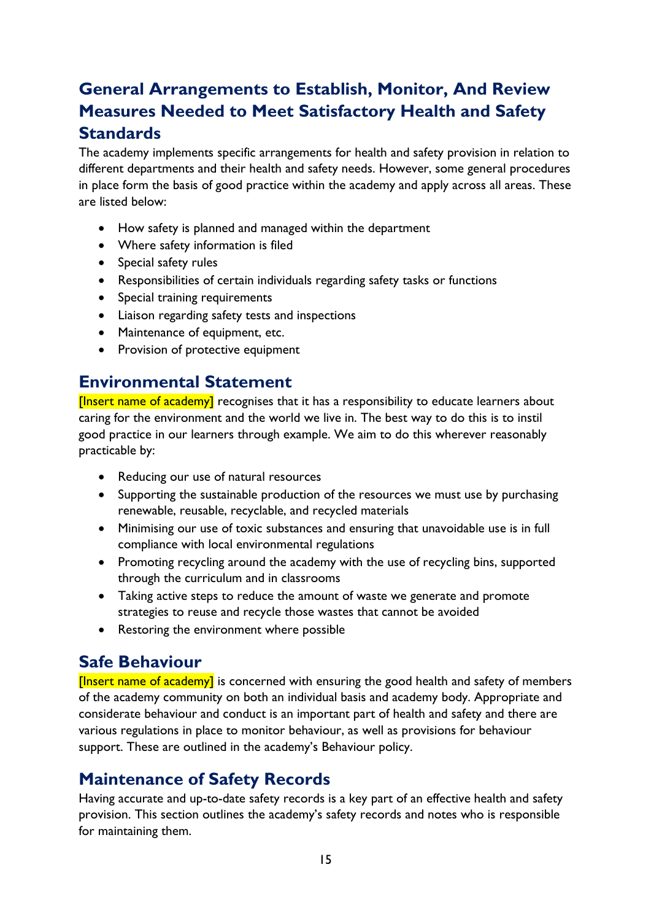## General Arrangements to Establish, Monitor, And Review Measures Needed to Meet Satisfactory Health and Safety Standards

The academy implements specific arrangements for health and safety provision in relation to different departments and their health and safety needs. However, some general procedures in place form the basis of good practice within the academy and apply across all areas. These are listed below:

- How safety is planned and managed within the department
- Where safety information is filed
- Special safety rules
- Responsibilities of certain individuals regarding safety tasks or functions
- Special training requirements
- Liaison regarding safety tests and inspections
- Maintenance of equipment, etc.
- Provision of protective equipment

## Environmental Statement

[Insert name of academy] recognises that it has a responsibility to educate learners about caring for the environment and the world we live in. The best way to do this is to instil good practice in our learners through example. We aim to do this wherever reasonably practicable by:

- Reducing our use of natural resources
- Supporting the sustainable production of the resources we must use by purchasing renewable, reusable, recyclable, and recycled materials
- Minimising our use of toxic substances and ensuring that unavoidable use is in full compliance with local environmental regulations
- Promoting recycling around the academy with the use of recycling bins, supported through the curriculum and in classrooms
- Taking active steps to reduce the amount of waste we generate and promote strategies to reuse and recycle those wastes that cannot be avoided
- Restoring the environment where possible

## Safe Behaviour

[Insert name of academy] is concerned with ensuring the good health and safety of members of the academy community on both an individual basis and academy body. Appropriate and considerate behaviour and conduct is an important part of health and safety and there are various regulations in place to monitor behaviour, as well as provisions for behaviour support. These are outlined in the academy's Behaviour policy.

## Maintenance of Safety Records

Having accurate and up-to-date safety records is a key part of an effective health and safety provision. This section outlines the academy's safety records and notes who is responsible for maintaining them.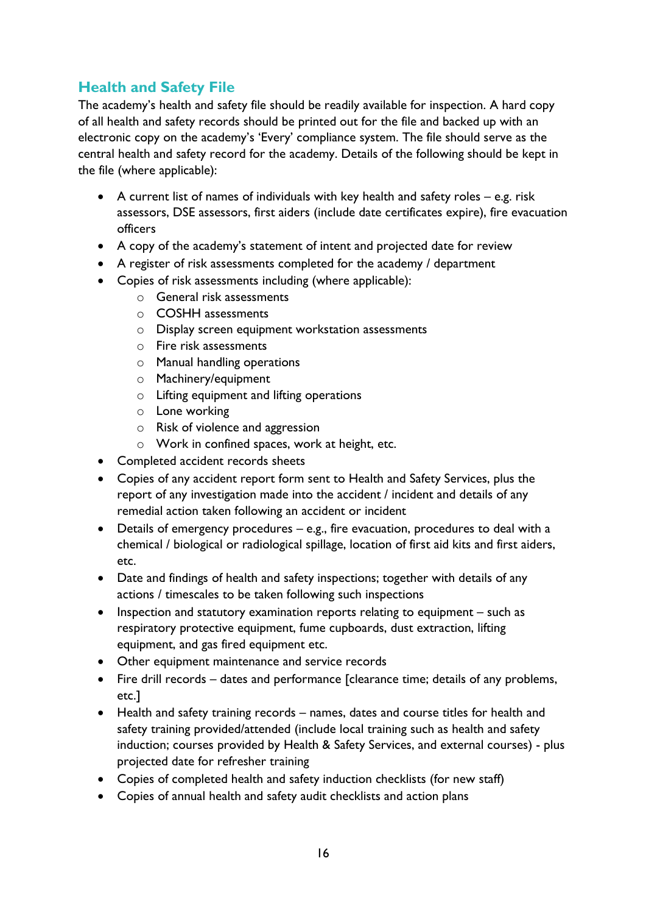## Health and Safety File

The academy's health and safety file should be readily available for inspection. A hard copy of all health and safety records should be printed out for the file and backed up with an electronic copy on the academy's 'Every' compliance system. The file should serve as the central health and safety record for the academy. Details of the following should be kept in the file (where applicable):

- A current list of names of individuals with key health and safety roles – e.g. risk assessors, DSE assessors, first aiders (include date certificates expire), fire evacuation officers
- A copy of the academy's statement of intent and projected date for review
- A register of risk assessments completed for the academy / department
- Copies of risk assessments including (where applicable):
    - General risk assessments
    - COSHH assessments
    - Display screen equipment workstation assessments
    - Fire risk assessments
    - Manual handling operations
    - Machinery/equipment
    - Lifting equipment and lifting operations
    - Lone working
    - Risk of violence and aggression
    - Work in confined spaces, work at height, etc.
- Completed accident records sheets
- Copies of any accident report form sent to Health and Safety Services, plus the report of any investigation made into the accident / incident and details of any remedial action taken following an accident or incident
- Details of emergency procedures – e.g., fire evacuation, procedures to deal with a chemical / biological or radiological spillage, location of first aid kits and first aiders, etc.
- Date and findings of health and safety inspections; together with details of any actions / timescales to be taken following such inspections
- Inspection and statutory examination reports relating to equipment – such as respiratory protective equipment, fume cupboards, dust extraction, lifting equipment, and gas fired equipment etc.
- Other equipment maintenance and service records
- Fire drill records – dates and performance [clearance time; details of any problems, etc.]
- Health and safety training records – names, dates and course titles for health and safety training provided/attended (include local training such as health and safety induction; courses provided by Health & Safety Services, and external courses) - plus projected date for refresher training
- Copies of completed health and safety induction checklists (for new staff)
- Copies of annual health and safety audit checklists and action plans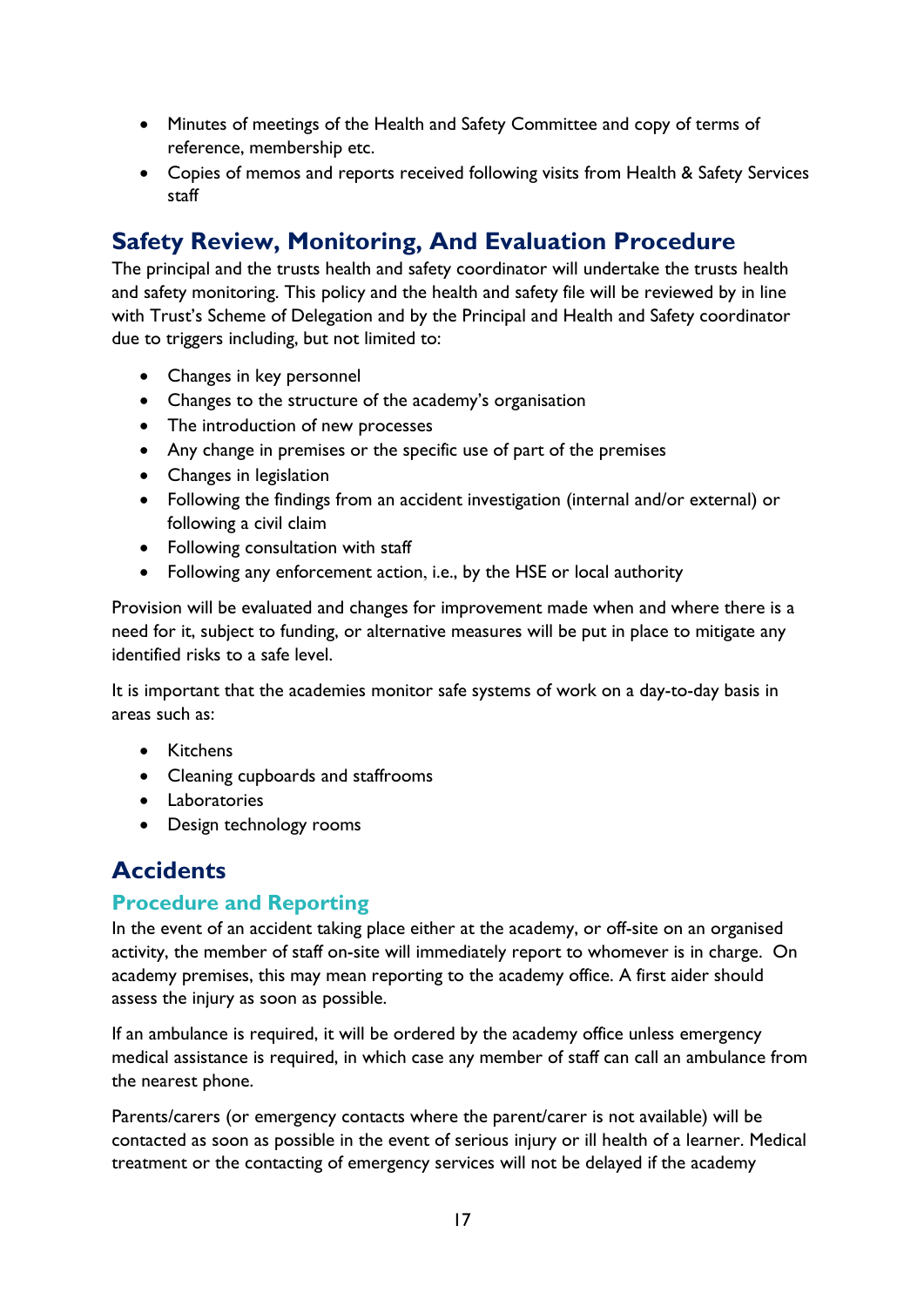- Minutes of meetings of the Health and Safety Committee and copy of terms of reference, membership etc.
- Copies of memos and reports received following visits from Health & Safety Services staff

## Safety Review, Monitoring, And Evaluation Procedure

The principal and the trusts health and safety coordinator will undertake the trusts health and safety monitoring. This policy and the health and safety file will be reviewed by in line with Trust's Scheme of Delegation and by the Principal and Health and Safety coordinator due to triggers including, but not limited to:

- Changes in key personnel
- Changes to the structure of the academy's organisation
- The introduction of new processes
- Any change in premises or the specific use of part of the premises
- Changes in legislation
- Following the findings from an accident investigation (internal and/or external) or following a civil claim
- Following consultation with staff
- Following any enforcement action, i.e., by the HSE or local authority

Provision will be evaluated and changes for improvement made when and where there is a need for it, subject to funding, or alternative measures will be put in place to mitigate any identified risks to a safe level.

It is important that the academies monitor safe systems of work on a day-to-day basis in areas such as:

- Kitchens
- Cleaning cupboards and staffrooms
- Laboratories
- Design technology rooms

## Accidents

### Procedure and Reporting

In the event of an accident taking place either at the academy, or off-site on an organised activity, the member of staff on-site will immediately report to whomever is in charge. On academy premises, this may mean reporting to the academy office. A first aider should assess the injury as soon as possible.

If an ambulance is required, it will be ordered by the academy office unless emergency medical assistance is required, in which case any member of staff can call an ambulance from the nearest phone.

Parents/carers (or emergency contacts where the parent/carer is not available) will be contacted as soon as possible in the event of serious injury or ill health of a learner. Medical treatment or the contacting of emergency services will not be delayed if the academy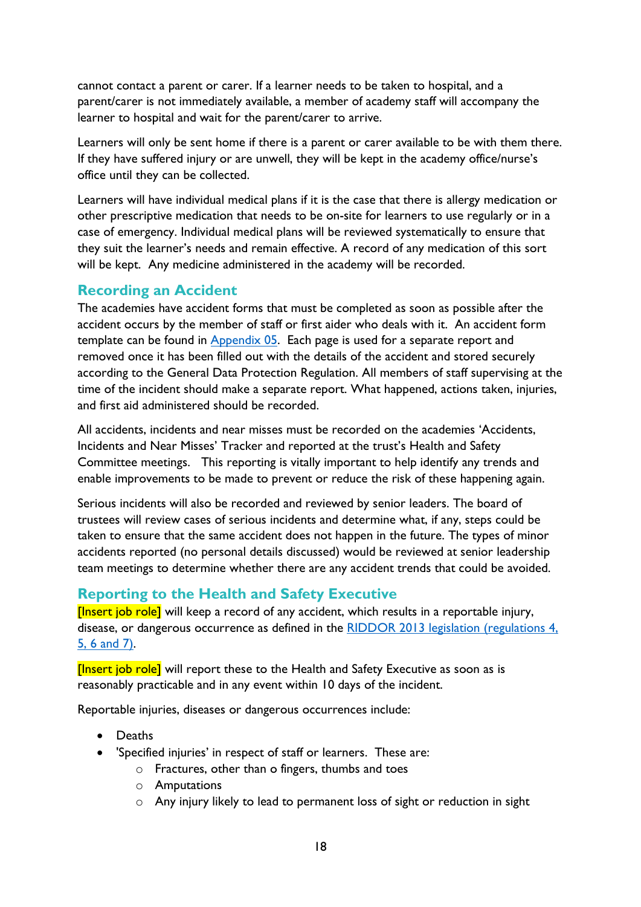cannot contact a parent or carer. If a learner needs to be taken to hospital, and a parent/carer is not immediately available, a member of academy staff will accompany the learner to hospital and wait for the parent/carer to arrive.

Learners will only be sent home if there is a parent or carer available to be with them there. If they have suffered injury or are unwell, they will be kept in the academy office/nurse's office until they can be collected.

Learners will have individual medical plans if it is the case that there is allergy medication or other prescriptive medication that needs to be on-site for learners to use regularly or in a case of emergency. Individual medical plans will be reviewed systematically to ensure that they suit the learner's needs and remain effective. A record of any medication of this sort will be kept. Any medicine administered in the academy will be recorded.

## Recording an Accident

The academies have accident forms that must be completed as soon as possible after the accident occurs by the member of staff or first aider who deals with it. An accident form template can be found in [Appendix 05](). Each page is used for a separate report and removed once it has been filled out with the details of the accident and stored securely according to the General Data Protection Regulation. All members of staff supervising at the time of the incident should make a separate report. What happened, actions taken, injuries, and first aid administered should be recorded.

All accidents, incidents and near misses must be recorded on the academies 'Accidents, Incidents and Near Misses' Tracker and reported at the trust's Health and Safety Committee meetings. This reporting is vitally important to help identify any trends and enable improvements to be made to prevent or reduce the risk of these happening again.

Serious incidents will also be recorded and reviewed by senior leaders. The board of trustees will review cases of serious incidents and determine what, if any, steps could be taken to ensure that the same accident does not happen in the future. The types of minor accidents reported (no personal details discussed) would be reviewed at senior leadership team meetings to determine whether there are any accident trends that could be avoided.

## Reporting to the Health and Safety Executive

[Insert job role] will keep a record of any accident, which results in a reportable injury, disease, or dangerous occurrence as defined in the [RIDDOR 2013 legislation (regulations 4, 5, 6 and 7)]().

[Insert job role] will report these to the Health and Safety Executive as soon as is reasonably practicable and in any event within 10 days of the incident.

Reportable injuries, diseases or dangerous occurrences include:

- Deaths
- 'Specified injuries' in respect of staff or learners. These are:
    - Fractures, other than o fingers, thumbs and toes
    - Amputations
    - Any injury likely to lead to permanent loss of sight or reduction in sight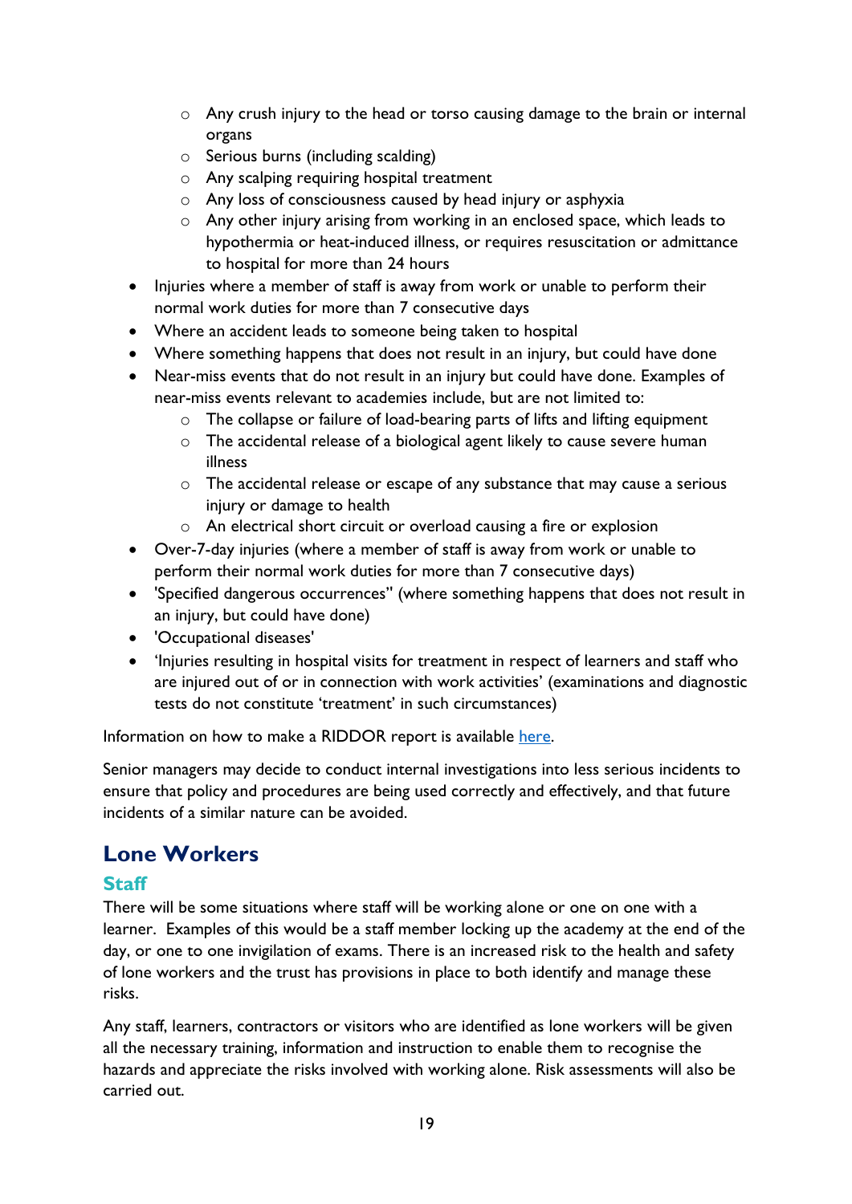- Any crush injury to the head or torso causing damage to the brain or internal organs
  - Serious burns (including scalding)
  - Any scalping requiring hospital treatment
  - Any loss of consciousness caused by head injury or asphyxia
  - Any other injury arising from working in an enclosed space, which leads to hypothermia or heat-induced illness, or requires resuscitation or admittance to hospital for more than 24 hours
- Injuries where a member of staff is away from work or unable to perform their normal work duties for more than 7 consecutive days
- Where an accident leads to someone being taken to hospital
- Where something happens that does not result in an injury, but could have done
- Near-miss events that do not result in an injury but could have done. Examples of near-miss events relevant to academies include, but are not limited to:
  - The collapse or failure of load-bearing parts of lifts and lifting equipment
  - The accidental release of a biological agent likely to cause severe human illness
  - The accidental release or escape of any substance that may cause a serious injury or damage to health
  - An electrical short circuit or overload causing a fire or explosion
- Over-7-day injuries (where a member of staff is away from work or unable to perform their normal work duties for more than 7 consecutive days)
- 'Specified dangerous occurrences" (where something happens that does not result in an injury, but could have done)
- 'Occupational diseases'
- 'Injuries resulting in hospital visits for treatment in respect of learners and staff who are injured out of or in connection with work activities' (examinations and diagnostic tests do not constitute 'treatment' in such circumstances)

Information on how to make a RIDDOR report is available [here](#).

Senior managers may decide to conduct internal investigations into less serious incidents to ensure that policy and procedures are being used correctly and effectively, and that future incidents of a similar nature can be avoided.

## Lone Workers

### Staff

There will be some situations where staff will be working alone or one on one with a learner. Examples of this would be a staff member locking up the academy at the end of the day, or one to one invigilation of exams. There is an increased risk to the health and safety of lone workers and the trust has provisions in place to both identify and manage these risks.

Any staff, learners, contractors or visitors who are identified as lone workers will be given all the necessary training, information and instruction to enable them to recognise the hazards and appreciate the risks involved with working alone. Risk assessments will also be carried out.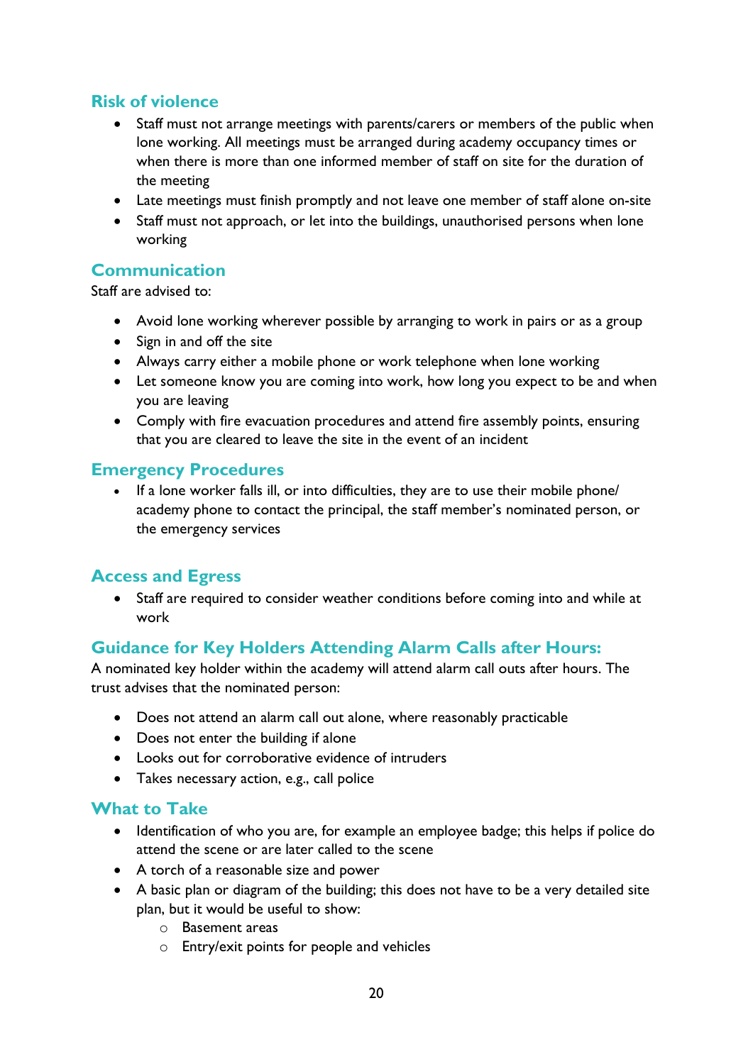## Risk of violence

- Staff must not arrange meetings with parents/carers or members of the public when lone working. All meetings must be arranged during academy occupancy times or when there is more than one informed member of staff on site for the duration of the meeting
- Late meetings must finish promptly and not leave one member of staff alone on-site
- Staff must not approach, or let into the buildings, unauthorised persons when lone working

## Communication

Staff are advised to:

- Avoid lone working wherever possible by arranging to work in pairs or as a group
- Sign in and off the site
- Always carry either a mobile phone or work telephone when lone working
- Let someone know you are coming into work, how long you expect to be and when you are leaving
- Comply with fire evacuation procedures and attend fire assembly points, ensuring that you are cleared to leave the site in the event of an incident

## Emergency Procedures

- If a lone worker falls ill, or into difficulties, they are to use their mobile phone/ academy phone to contact the principal, the staff member's nominated person, or the emergency services

## Access and Egress

- Staff are required to consider weather conditions before coming into and while at work

## Guidance for Key Holders Attending Alarm Calls after Hours:

A nominated key holder within the academy will attend alarm call outs after hours. The trust advises that the nominated person:

- Does not attend an alarm call out alone, where reasonably practicable
- Does not enter the building if alone
- Looks out for corroborative evidence of intruders
- Takes necessary action, e.g., call police

## What to Take

- Identification of who you are, for example an employee badge; this helps if police do attend the scene or are later called to the scene
- A torch of a reasonable size and power
- A basic plan or diagram of the building; this does not have to be a very detailed site plan, but it would be useful to show:
    - Basement areas
    - Entry/exit points for people and vehicles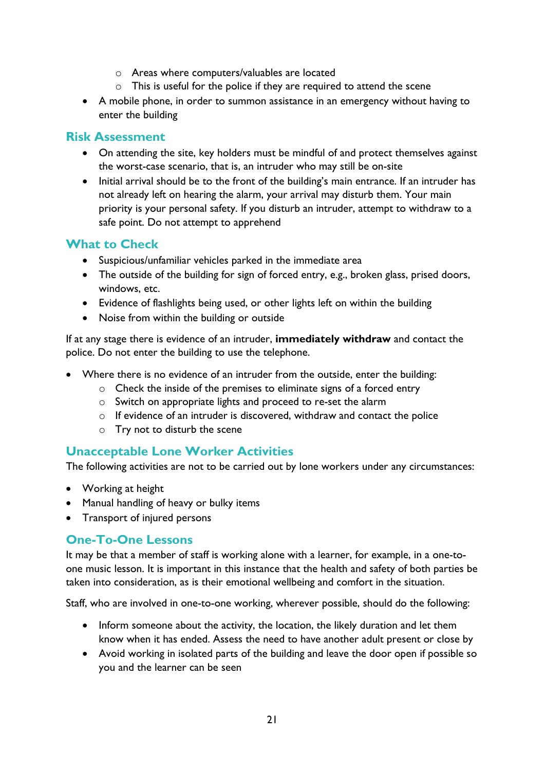- Areas where computers/valuables are located
  - This is useful for the police if they are required to attend the scene
- A mobile phone, in order to summon assistance in an emergency without having to enter the building

## Risk Assessment

- On attending the site, key holders must be mindful of and protect themselves against the worst-case scenario, that is, an intruder who may still be on-site
- Initial arrival should be to the front of the building's main entrance. If an intruder has not already left on hearing the alarm, your arrival may disturb them. Your main priority is your personal safety. If you disturb an intruder, attempt to withdraw to a safe point. Do not attempt to apprehend

## What to Check

- Suspicious/unfamiliar vehicles parked in the immediate area
- The outside of the building for sign of forced entry, e.g., broken glass, prised doors, windows, etc.
- Evidence of flashlights being used, or other lights left on within the building
- Noise from within the building or outside

If at any stage there is evidence of an intruder, **immediately withdraw** and contact the police. Do not enter the building to use the telephone.

- Where there is no evidence of an intruder from the outside, enter the building:
  - Check the inside of the premises to eliminate signs of a forced entry
  - Switch on appropriate lights and proceed to re-set the alarm
  - If evidence of an intruder is discovered, withdraw and contact the police
  - Try not to disturb the scene

## Unacceptable Lone Worker Activities

The following activities are not to be carried out by lone workers under any circumstances:

- Working at height
- Manual handling of heavy or bulky items
- Transport of injured persons

## One-To-One Lessons

It may be that a member of staff is working alone with a learner, for example, in a one-to-one music lesson. It is important in this instance that the health and safety of both parties be taken into consideration, as is their emotional wellbeing and comfort in the situation.

Staff, who are involved in one-to-one working, wherever possible, should do the following:

- Inform someone about the activity, the location, the likely duration and let them know when it has ended. Assess the need to have another adult present or close by
- Avoid working in isolated parts of the building and leave the door open if possible so you and the learner can be seen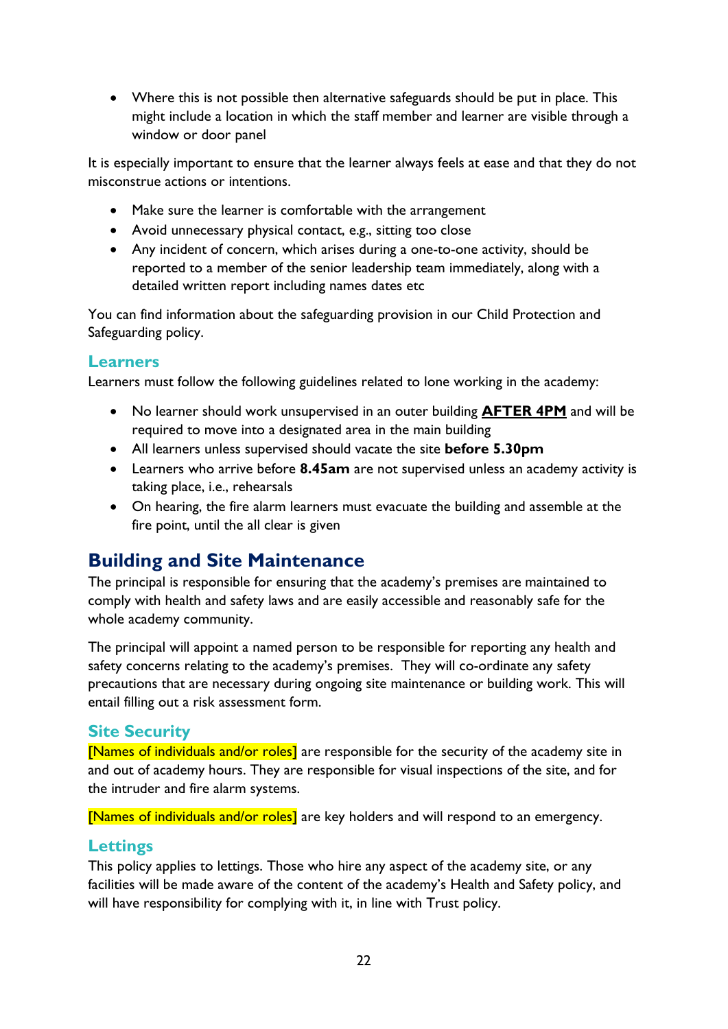- Where this is not possible then alternative safeguards should be put in place. This might include a location in which the staff member and learner are visible through a window or door panel

It is especially important to ensure that the learner always feels at ease and that they do not misconstrue actions or intentions.

- Make sure the learner is comfortable with the arrangement
- Avoid unnecessary physical contact, e.g., sitting too close
- Any incident of concern, which arises during a one-to-one activity, should be reported to a member of the senior leadership team immediately, along with a detailed written report including names dates etc

You can find information about the safeguarding provision in our Child Protection and Safeguarding policy.

### Learners

Learners must follow the following guidelines related to lone working in the academy:

- No learner should work unsupervised in an outer building **AFTER 4PM** and will be required to move into a designated area in the main building
- All learners unless supervised should vacate the site **before 5.30pm**
- Learners who arrive before **8.45am** are not supervised unless an academy activity is taking place, i.e., rehearsals
- On hearing, the fire alarm learners must evacuate the building and assemble at the fire point, until the all clear is given

## Building and Site Maintenance

The principal is responsible for ensuring that the academy's premises are maintained to comply with health and safety laws and are easily accessible and reasonably safe for the whole academy community.

The principal will appoint a named person to be responsible for reporting any health and safety concerns relating to the academy's premises. They will co-ordinate any safety precautions that are necessary during ongoing site maintenance or building work. This will entail filling out a risk assessment form.

### Site Security

[Names of individuals and/or roles] are responsible for the security of the academy site in and out of academy hours. They are responsible for visual inspections of the site, and for the intruder and fire alarm systems.

[Names of individuals and/or roles] are key holders and will respond to an emergency.

### Lettings

This policy applies to lettings. Those who hire any aspect of the academy site, or any facilities will be made aware of the content of the academy's Health and Safety policy, and will have responsibility for complying with it, in line with Trust policy.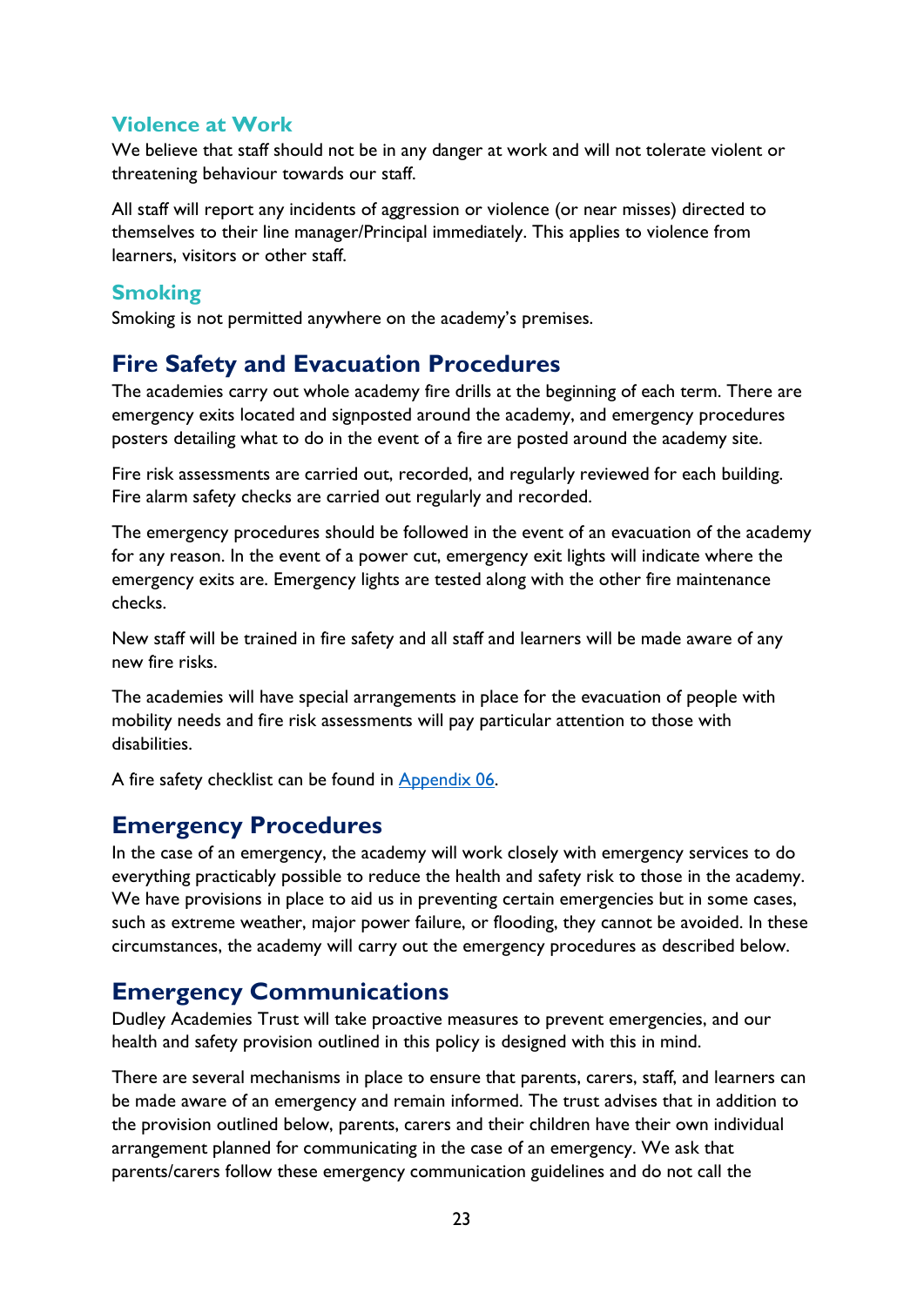### Violence at Work

We believe that staff should not be in any danger at work and will not tolerate violent or threatening behaviour towards our staff.

All staff will report any incidents of aggression or violence (or near misses) directed to themselves to their line manager/Principal immediately. This applies to violence from learners, visitors or other staff.

### Smoking

Smoking is not permitted anywhere on the academy's premises.

## Fire Safety and Evacuation Procedures

The academies carry out whole academy fire drills at the beginning of each term. There are emergency exits located and signposted around the academy, and emergency procedures posters detailing what to do in the event of a fire are posted around the academy site.

Fire risk assessments are carried out, recorded, and regularly reviewed for each building. Fire alarm safety checks are carried out regularly and recorded.

The emergency procedures should be followed in the event of an evacuation of the academy for any reason. In the event of a power cut, emergency exit lights will indicate where the emergency exits are. Emergency lights are tested along with the other fire maintenance checks.

New staff will be trained in fire safety and all staff and learners will be made aware of any new fire risks.

The academies will have special arrangements in place for the evacuation of people with mobility needs and fire risk assessments will pay particular attention to those with disabilities.

A fire safety checklist can be found in [Appendix 06](#).

## Emergency Procedures

In the case of an emergency, the academy will work closely with emergency services to do everything practicably possible to reduce the health and safety risk to those in the academy. We have provisions in place to aid us in preventing certain emergencies but in some cases, such as extreme weather, major power failure, or flooding, they cannot be avoided. In these circumstances, the academy will carry out the emergency procedures as described below.

## Emergency Communications

Dudley Academies Trust will take proactive measures to prevent emergencies, and our health and safety provision outlined in this policy is designed with this in mind.

There are several mechanisms in place to ensure that parents, carers, staff, and learners can be made aware of an emergency and remain informed. The trust advises that in addition to the provision outlined below, parents, carers and their children have their own individual arrangement planned for communicating in the case of an emergency. We ask that parents/carers follow these emergency communication guidelines and do not call the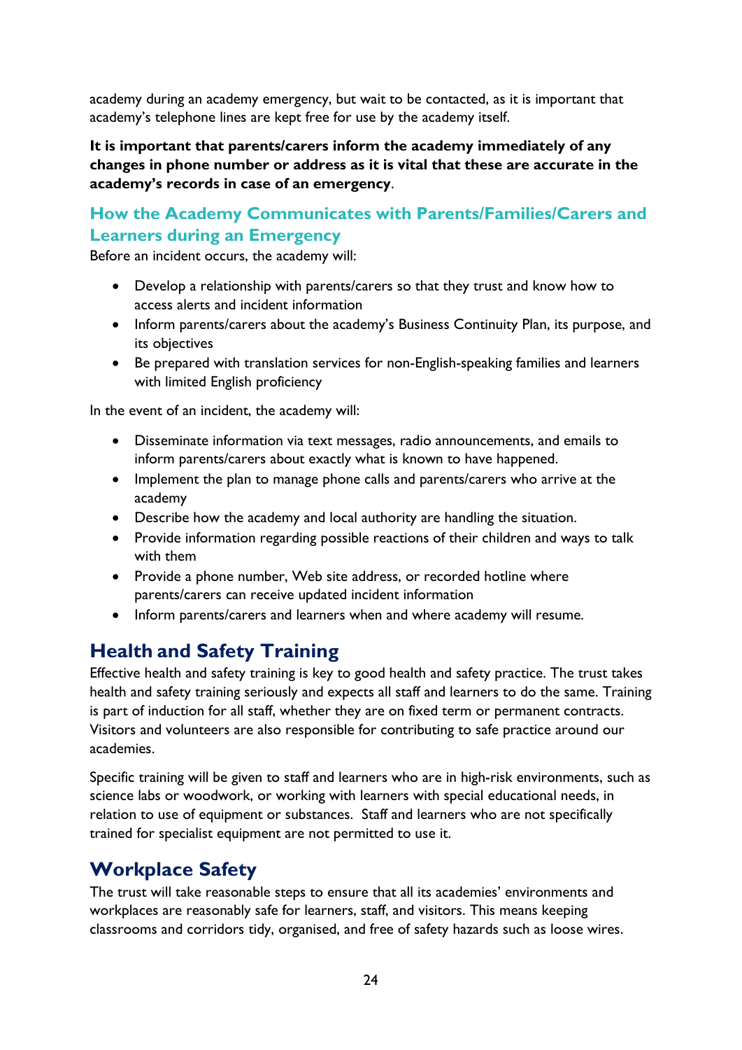academy during an academy emergency, but wait to be contacted, as it is important that academy's telephone lines are kept free for use by the academy itself.

**It is important that parents/carers inform the academy immediately of any changes in phone number or address as it is vital that these are accurate in the academy's records in case of an emergency**.

### How the Academy Communicates with Parents/Families/Carers and Learners during an Emergency

Before an incident occurs, the academy will:

- Develop a relationship with parents/carers so that they trust and know how to access alerts and incident information
- Inform parents/carers about the academy's Business Continuity Plan, its purpose, and its objectives
- Be prepared with translation services for non-English-speaking families and learners with limited English proficiency

In the event of an incident, the academy will:

- Disseminate information via text messages, radio announcements, and emails to inform parents/carers about exactly what is known to have happened.
- Implement the plan to manage phone calls and parents/carers who arrive at the academy
- Describe how the academy and local authority are handling the situation.
- Provide information regarding possible reactions of their children and ways to talk with them
- Provide a phone number, Web site address, or recorded hotline where parents/carers can receive updated incident information
- Inform parents/carers and learners when and where academy will resume.

## Health and Safety Training

Effective health and safety training is key to good health and safety practice. The trust takes health and safety training seriously and expects all staff and learners to do the same. Training is part of induction for all staff, whether they are on fixed term or permanent contracts. Visitors and volunteers are also responsible for contributing to safe practice around our academies.

Specific training will be given to staff and learners who are in high-risk environments, such as science labs or woodwork, or working with learners with special educational needs, in relation to use of equipment or substances. Staff and learners who are not specifically trained for specialist equipment are not permitted to use it.

## Workplace Safety

The trust will take reasonable steps to ensure that all its academies' environments and workplaces are reasonably safe for learners, staff, and visitors. This means keeping classrooms and corridors tidy, organised, and free of safety hazards such as loose wires.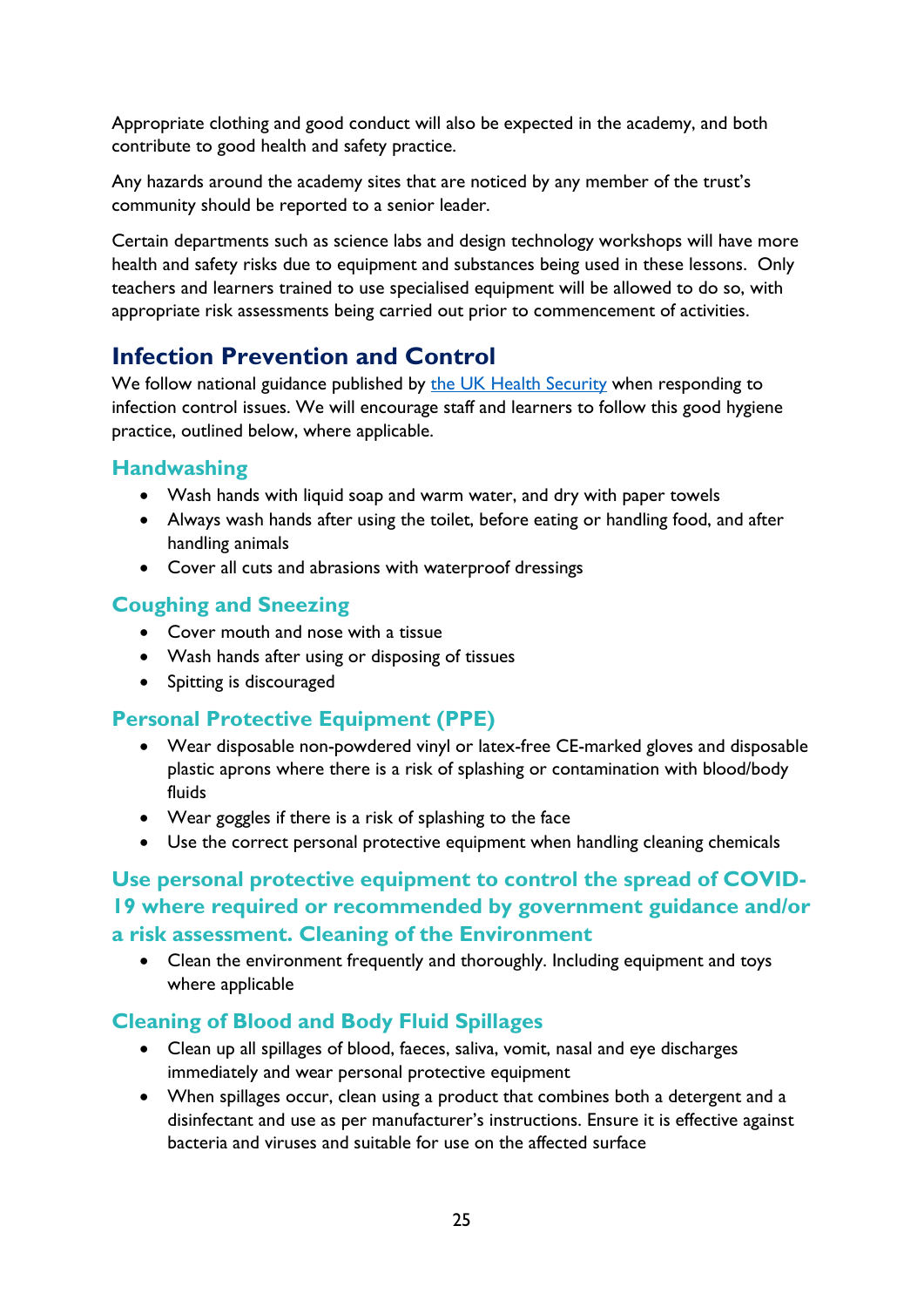Appropriate clothing and good conduct will also be expected in the academy, and both contribute to good health and safety practice.

Any hazards around the academy sites that are noticed by any member of the trust's community should be reported to a senior leader.

Certain departments such as science labs and design technology workshops will have more health and safety risks due to equipment and substances being used in these lessons. Only teachers and learners trained to use specialised equipment will be allowed to do so, with appropriate risk assessments being carried out prior to commencement of activities.

## Infection Prevention and Control

We follow national guidance published by [the UK Health Security]() when responding to infection control issues. We will encourage staff and learners to follow this good hygiene practice, outlined below, where applicable.

### Handwashing

- Wash hands with liquid soap and warm water, and dry with paper towels
- Always wash hands after using the toilet, before eating or handling food, and after handling animals
- Cover all cuts and abrasions with waterproof dressings

### Coughing and Sneezing

- Cover mouth and nose with a tissue
- Wash hands after using or disposing of tissues
- Spitting is discouraged

### Personal Protective Equipment (PPE)

- Wear disposable non-powdered vinyl or latex-free CE-marked gloves and disposable plastic aprons where there is a risk of splashing or contamination with blood/body fluids
- Wear goggles if there is a risk of splashing to the face
- Use the correct personal protective equipment when handling cleaning chemicals

### Use personal protective equipment to control the spread of COVID-19 where required or recommended by government guidance and/or a risk assessment. Cleaning of the Environment

- Clean the environment frequently and thoroughly. Including equipment and toys where applicable

### Cleaning of Blood and Body Fluid Spillages

- Clean up all spillages of blood, faeces, saliva, vomit, nasal and eye discharges immediately and wear personal protective equipment
- When spillages occur, clean using a product that combines both a detergent and a disinfectant and use as per manufacturer's instructions. Ensure it is effective against bacteria and viruses and suitable for use on the affected surface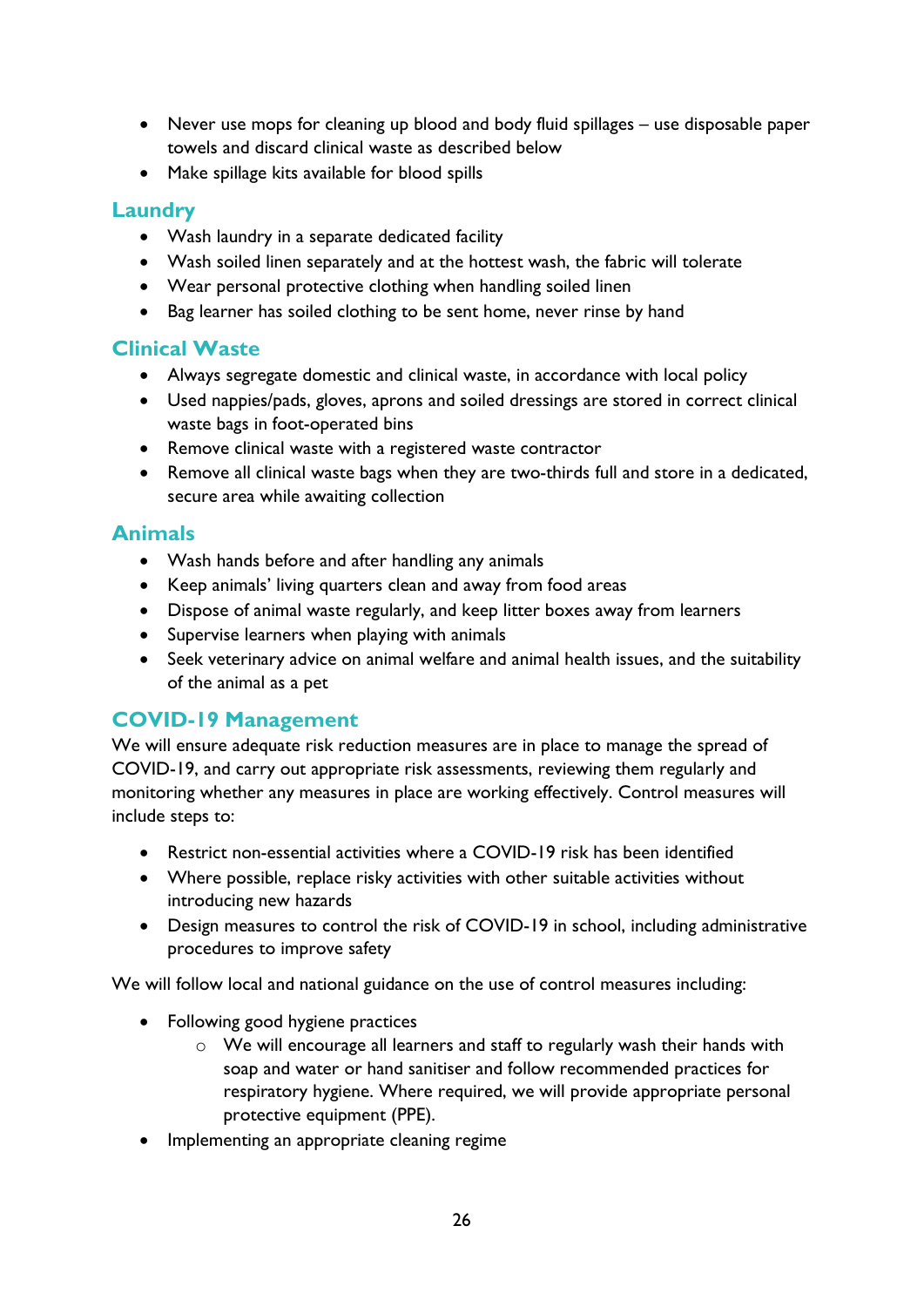- Never use mops for cleaning up blood and body fluid spillages – use disposable paper towels and discard clinical waste as described below
- Make spillage kits available for blood spills

## Laundry

- Wash laundry in a separate dedicated facility
- Wash soiled linen separately and at the hottest wash, the fabric will tolerate
- Wear personal protective clothing when handling soiled linen
- Bag learner has soiled clothing to be sent home, never rinse by hand

## Clinical Waste

- Always segregate domestic and clinical waste, in accordance with local policy
- Used nappies/pads, gloves, aprons and soiled dressings are stored in correct clinical waste bags in foot-operated bins
- Remove clinical waste with a registered waste contractor
- Remove all clinical waste bags when they are two-thirds full and store in a dedicated, secure area while awaiting collection

## Animals

- Wash hands before and after handling any animals
- Keep animals' living quarters clean and away from food areas
- Dispose of animal waste regularly, and keep litter boxes away from learners
- Supervise learners when playing with animals
- Seek veterinary advice on animal welfare and animal health issues, and the suitability of the animal as a pet

## COVID-19 Management

We will ensure adequate risk reduction measures are in place to manage the spread of COVID-19, and carry out appropriate risk assessments, reviewing them regularly and monitoring whether any measures in place are working effectively. Control measures will include steps to:

- Restrict non-essential activities where a COVID-19 risk has been identified
- Where possible, replace risky activities with other suitable activities without introducing new hazards
- Design measures to control the risk of COVID-19 in school, including administrative procedures to improve safety

We will follow local and national guidance on the use of control measures including:

- Following good hygiene practices
    - We will encourage all learners and staff to regularly wash their hands with soap and water or hand sanitiser and follow recommended practices for respiratory hygiene. Where required, we will provide appropriate personal protective equipment (PPE).
- Implementing an appropriate cleaning regime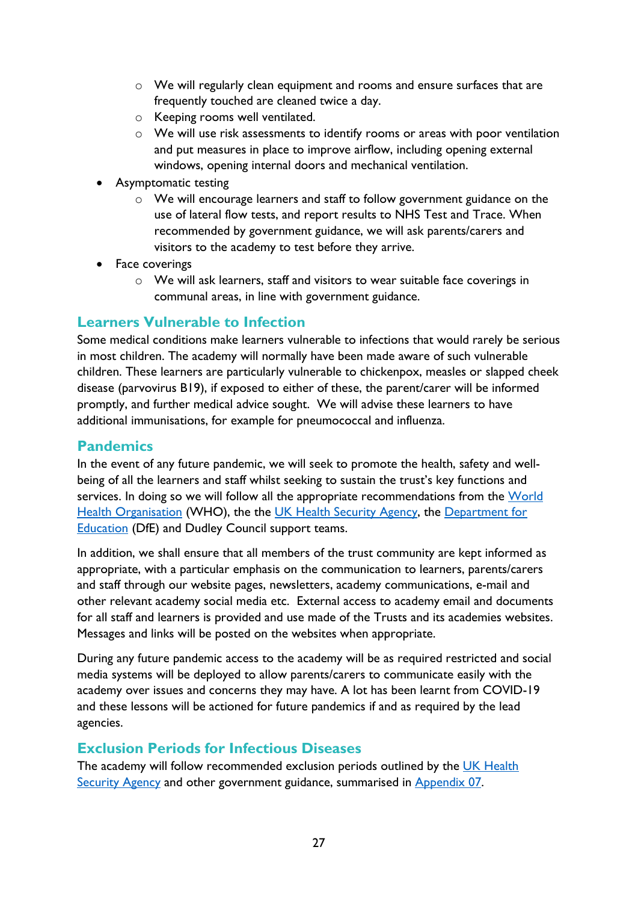- We will regularly clean equipment and rooms and ensure surfaces that are frequently touched are cleaned twice a day.
    - Keeping rooms well ventilated.
    - We will use risk assessments to identify rooms or areas with poor ventilation and put measures in place to improve airflow, including opening external windows, opening internal doors and mechanical ventilation.
- Asymptomatic testing
    - We will encourage learners and staff to follow government guidance on the use of lateral flow tests, and report results to NHS Test and Trace. When recommended by government guidance, we will ask parents/carers and visitors to the academy to test before they arrive.
- Face coverings
    - We will ask learners, staff and visitors to wear suitable face coverings in communal areas, in line with government guidance.

## Learners Vulnerable to Infection

Some medical conditions make learners vulnerable to infections that would rarely be serious in most children. The academy will normally have been made aware of such vulnerable children. These learners are particularly vulnerable to chickenpox, measles or slapped cheek disease (parvovirus B19), if exposed to either of these, the parent/carer will be informed promptly, and further medical advice sought. We will advise these learners to have additional immunisations, for example for pneumococcal and influenza.

## Pandemics

In the event of any future pandemic, we will seek to promote the health, safety and well-being of all the learners and staff whilst seeking to sustain the trust's key functions and services. In doing so we will follow all the appropriate recommendations from the [World Health Organisation]() (WHO), the the [UK Health Security Agency](), the [Department for Education]() (DfE) and Dudley Council support teams.

In addition, we shall ensure that all members of the trust community are kept informed as appropriate, with a particular emphasis on the communication to learners, parents/carers and staff through our website pages, newsletters, academy communications, e-mail and other relevant academy social media etc. External access to academy email and documents for all staff and learners is provided and use made of the Trusts and its academies websites. Messages and links will be posted on the websites when appropriate.

During any future pandemic access to the academy will be as required restricted and social media systems will be deployed to allow parents/carers to communicate easily with the academy over issues and concerns they may have. A lot has been learnt from COVID-19 and these lessons will be actioned for future pandemics if and as required by the lead agencies.

## Exclusion Periods for Infectious Diseases

The academy will follow recommended exclusion periods outlined by the [UK Health Security Agency]() and other government guidance, summarised in [Appendix 07]().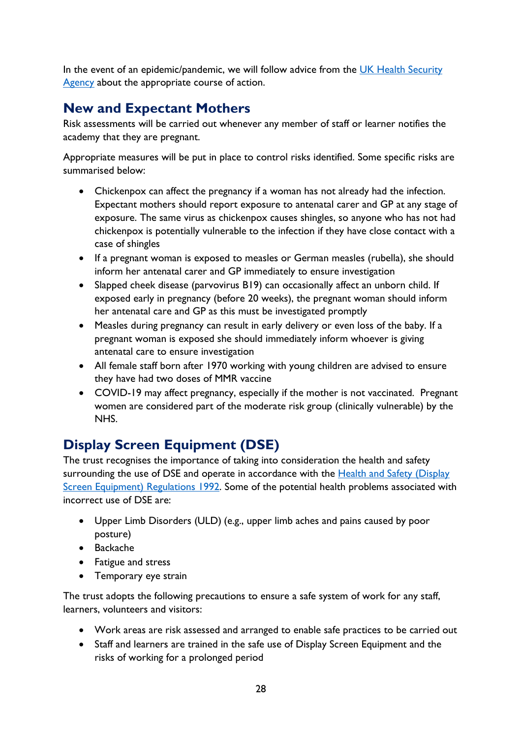In the event of an epidemic/pandemic, we will follow advice from the [UK Health Security Agency](#) about the appropriate course of action.

## New and Expectant Mothers

Risk assessments will be carried out whenever any member of staff or learner notifies the academy that they are pregnant.

Appropriate measures will be put in place to control risks identified. Some specific risks are summarised below:

- Chickenpox can affect the pregnancy if a woman has not already had the infection. Expectant mothers should report exposure to antenatal carer and GP at any stage of exposure. The same virus as chickenpox causes shingles, so anyone who has not had chickenpox is potentially vulnerable to the infection if they have close contact with a case of shingles
- If a pregnant woman is exposed to measles or German measles (rubella), she should inform her antenatal carer and GP immediately to ensure investigation
- Slapped cheek disease (parvovirus B19) can occasionally affect an unborn child. If exposed early in pregnancy (before 20 weeks), the pregnant woman should inform her antenatal care and GP as this must be investigated promptly
- Measles during pregnancy can result in early delivery or even loss of the baby. If a pregnant woman is exposed she should immediately inform whoever is giving antenatal care to ensure investigation
- All female staff born after 1970 working with young children are advised to ensure they have had two doses of MMR vaccine
- COVID-19 may affect pregnancy, especially if the mother is not vaccinated. Pregnant women are considered part of the moderate risk group (clinically vulnerable) by the NHS.

## Display Screen Equipment (DSE)

The trust recognises the importance of taking into consideration the health and safety surrounding the use of DSE and operate in accordance with the [Health and Safety (Display Screen Equipment) Regulations 1992](#). Some of the potential health problems associated with incorrect use of DSE are:

- Upper Limb Disorders (ULD) (e.g., upper limb aches and pains caused by poor posture)
- Backache
- Fatigue and stress
- Temporary eye strain

The trust adopts the following precautions to ensure a safe system of work for any staff, learners, volunteers and visitors:

- Work areas are risk assessed and arranged to enable safe practices to be carried out
- Staff and learners are trained in the safe use of Display Screen Equipment and the risks of working for a prolonged period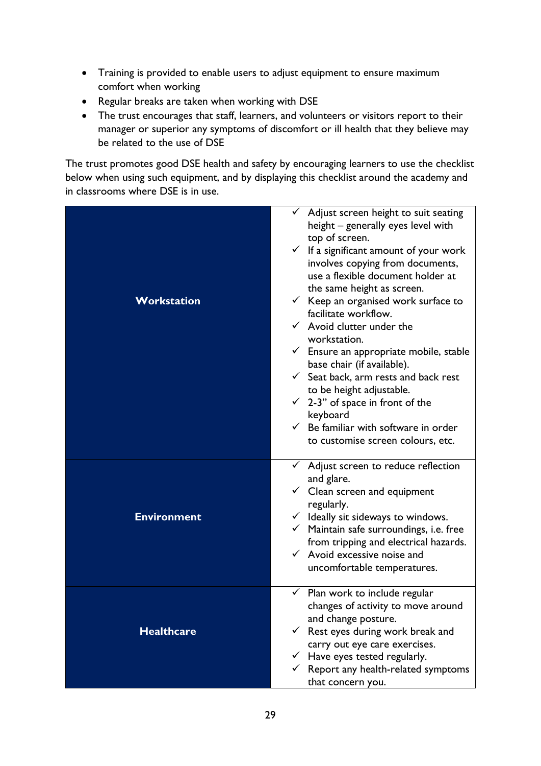- Training is provided to enable users to adjust equipment to ensure maximum comfort when working
- Regular breaks are taken when working with DSE
- The trust encourages that staff, learners, and volunteers or visitors report to their manager or superior any symptoms of discomfort or ill health that they believe may be related to the use of DSE

The trust promotes good DSE health and safety by encouraging learners to use the checklist below when using such equipment, and by displaying this checklist around the academy and in classrooms where DSE is in use.

| | |
|---|---|
| **Workstation** | ✓ Adjust screen height to suit seating height – generally eyes level with top of screen.<br>✓ If a significant amount of your work involves copying from documents, use a flexible document holder at the same height as screen.<br>✓ Keep an organised work surface to facilitate workflow.<br>✓ Avoid clutter under the workstation.<br>✓ Ensure an appropriate mobile, stable base chair (if available).<br>✓ Seat back, arm rests and back rest to be height adjustable.<br>✓ 2-3" of space in front of the keyboard<br>✓ Be familiar with software in order to customise screen colours, etc. |
| **Environment** | ✓ Adjust screen to reduce reflection and glare.<br>✓ Clean screen and equipment regularly.<br>✓ Ideally sit sideways to windows.<br>✓ Maintain safe surroundings, i.e. free from tripping and electrical hazards.<br>✓ Avoid excessive noise and uncomfortable temperatures. |
| **Healthcare** | ✓ Plan work to include regular changes of activity to move around and change posture.<br>✓ Rest eyes during work break and carry out eye care exercises.<br>✓ Have eyes tested regularly.<br>✓ Report any health-related symptoms that concern you. |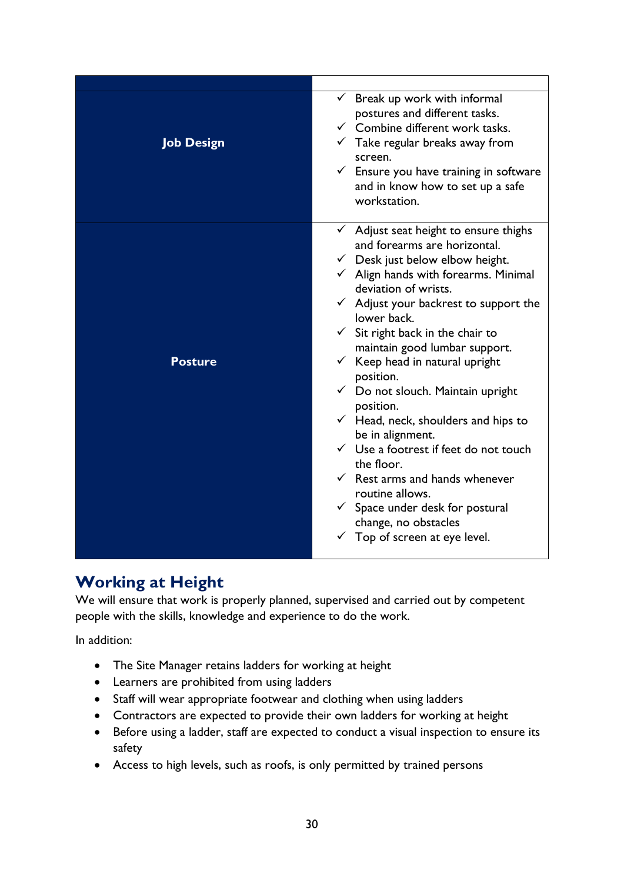| | |
|---|---|
| **Job Design** | ✓ Break up work with informal postures and different tasks.<br>✓ Combine different work tasks.<br>✓ Take regular breaks away from screen.<br>✓ Ensure you have training in software and in know how to set up a safe workstation. |
| **Posture** | ✓ Adjust seat height to ensure thighs and forearms are horizontal.<br>✓ Desk just below elbow height.<br>✓ Align hands with forearms. Minimal deviation of wrists.<br>✓ Adjust your backrest to support the lower back.<br>✓ Sit right back in the chair to maintain good lumbar support.<br>✓ Keep head in natural upright position.<br>✓ Do not slouch. Maintain upright position.<br>✓ Head, neck, shoulders and hips to be in alignment.<br>✓ Use a footrest if feet do not touch the floor.<br>✓ Rest arms and hands whenever routine allows.<br>✓ Space under desk for postural change, no obstacles<br>✓ Top of screen at eye level. |

## Working at Height

We will ensure that work is properly planned, supervised and carried out by competent people with the skills, knowledge and experience to do the work.

In addition:

- The Site Manager retains ladders for working at height
- Learners are prohibited from using ladders
- Staff will wear appropriate footwear and clothing when using ladders
- Contractors are expected to provide their own ladders for working at height
- Before using a ladder, staff are expected to conduct a visual inspection to ensure its safety
- Access to high levels, such as roofs, is only permitted by trained persons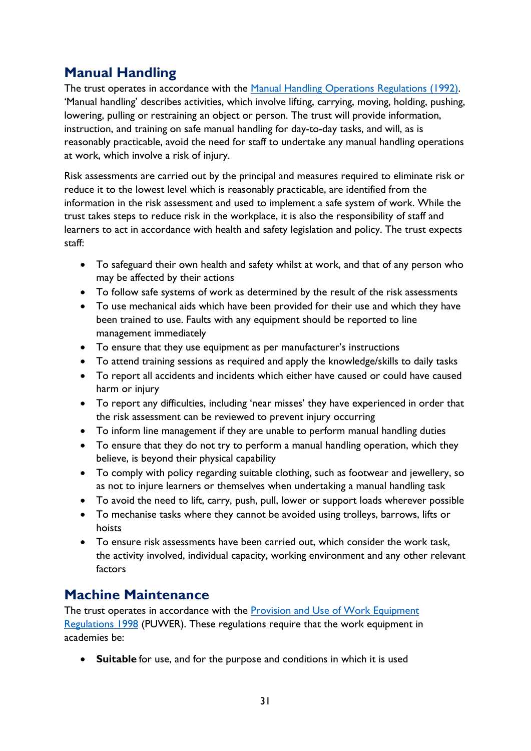## Manual Handling

The trust operates in accordance with the [Manual Handling Operations Regulations (1992)](). 'Manual handling' describes activities, which involve lifting, carrying, moving, holding, pushing, lowering, pulling or restraining an object or person. The trust will provide information, instruction, and training on safe manual handling for day-to-day tasks, and will, as is reasonably practicable, avoid the need for staff to undertake any manual handling operations at work, which involve a risk of injury.

Risk assessments are carried out by the principal and measures required to eliminate risk or reduce it to the lowest level which is reasonably practicable, are identified from the information in the risk assessment and used to implement a safe system of work. While the trust takes steps to reduce risk in the workplace, it is also the responsibility of staff and learners to act in accordance with health and safety legislation and policy. The trust expects staff:

- To safeguard their own health and safety whilst at work, and that of any person who may be affected by their actions
- To follow safe systems of work as determined by the result of the risk assessments
- To use mechanical aids which have been provided for their use and which they have been trained to use. Faults with any equipment should be reported to line management immediately
- To ensure that they use equipment as per manufacturer's instructions
- To attend training sessions as required and apply the knowledge/skills to daily tasks
- To report all accidents and incidents which either have caused or could have caused harm or injury
- To report any difficulties, including 'near misses' they have experienced in order that the risk assessment can be reviewed to prevent injury occurring
- To inform line management if they are unable to perform manual handling duties
- To ensure that they do not try to perform a manual handling operation, which they believe, is beyond their physical capability
- To comply with policy regarding suitable clothing, such as footwear and jewellery, so as not to injure learners or themselves when undertaking a manual handling task
- To avoid the need to lift, carry, push, pull, lower or support loads wherever possible
- To mechanise tasks where they cannot be avoided using trolleys, barrows, lifts or hoists
- To ensure risk assessments have been carried out, which consider the work task, the activity involved, individual capacity, working environment and any other relevant factors

## Machine Maintenance

The trust operates in accordance with the [Provision and Use of Work Equipment Regulations 1998]() (PUWER). These regulations require that the work equipment in academies be:

- **Suitable** for use, and for the purpose and conditions in which it is used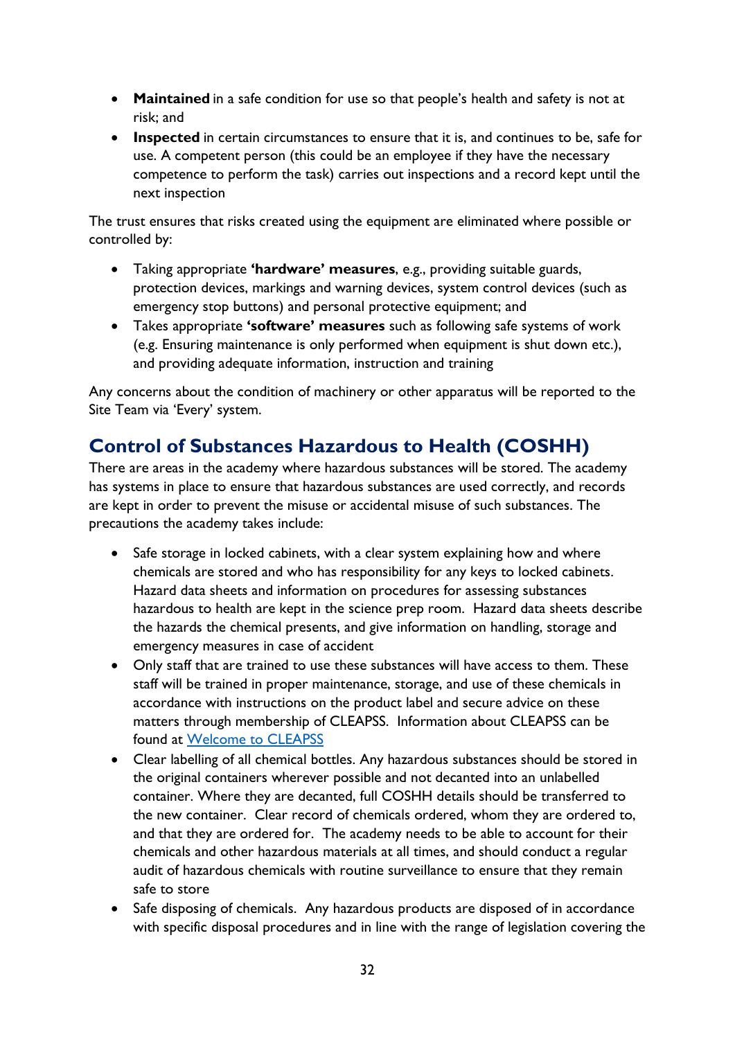- **Maintained** in a safe condition for use so that people's health and safety is not at risk; and
- **Inspected** in certain circumstances to ensure that it is, and continues to be, safe for use. A competent person (this could be an employee if they have the necessary competence to perform the task) carries out inspections and a record kept until the next inspection

The trust ensures that risks created using the equipment are eliminated where possible or controlled by:

- Taking appropriate **'hardware' measures**, e.g., providing suitable guards, protection devices, markings and warning devices, system control devices (such as emergency stop buttons) and personal protective equipment; and
- Takes appropriate **'software' measures** such as following safe systems of work (e.g. Ensuring maintenance is only performed when equipment is shut down etc.), and providing adequate information, instruction and training

Any concerns about the condition of machinery or other apparatus will be reported to the Site Team via 'Every' system.

## Control of Substances Hazardous to Health (COSHH)

There are areas in the academy where hazardous substances will be stored. The academy has systems in place to ensure that hazardous substances are used correctly, and records are kept in order to prevent the misuse or accidental misuse of such substances. The precautions the academy takes include:

- Safe storage in locked cabinets, with a clear system explaining how and where chemicals are stored and who has responsibility for any keys to locked cabinets. Hazard data sheets and information on procedures for assessing substances hazardous to health are kept in the science prep room. Hazard data sheets describe the hazards the chemical presents, and give information on handling, storage and emergency measures in case of accident
- Only staff that are trained to use these substances will have access to them. These staff will be trained in proper maintenance, storage, and use of these chemicals in accordance with instructions on the product label and secure advice on these matters through membership of CLEAPSS. Information about CLEAPSS can be found at [Welcome to CLEAPSS]
- Clear labelling of all chemical bottles. Any hazardous substances should be stored in the original containers wherever possible and not decanted into an unlabelled container. Where they are decanted, full COSHH details should be transferred to the new container. Clear record of chemicals ordered, whom they are ordered to, and that they are ordered for. The academy needs to be able to account for their chemicals and other hazardous materials at all times, and should conduct a regular audit of hazardous chemicals with routine surveillance to ensure that they remain safe to store
- Safe disposing of chemicals. Any hazardous products are disposed of in accordance with specific disposal procedures and in line with the range of legislation covering the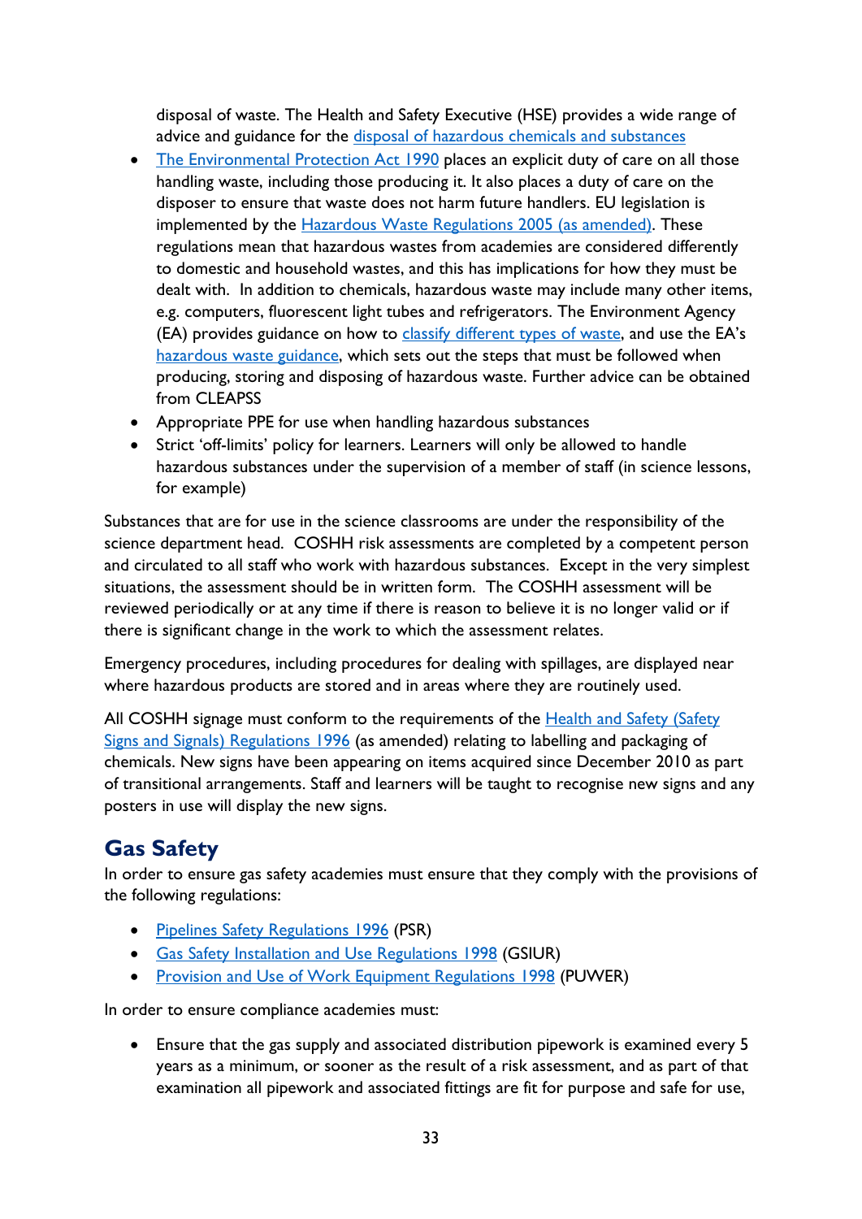disposal of waste. The Health and Safety Executive (HSE) provides a wide range of advice and guidance for the disposal of hazardous chemicals and substances

- The Environmental Protection Act 1990 places an explicit duty of care on all those handling waste, including those producing it. It also places a duty of care on the disposer to ensure that waste does not harm future handlers. EU legislation is implemented by the Hazardous Waste Regulations 2005 (as amended). These regulations mean that hazardous wastes from academies are considered differently to domestic and household wastes, and this has implications for how they must be dealt with. In addition to chemicals, hazardous waste may include many other items, e.g. computers, fluorescent light tubes and refrigerators. The Environment Agency (EA) provides guidance on how to classify different types of waste, and use the EA's hazardous waste guidance, which sets out the steps that must be followed when producing, storing and disposing of hazardous waste. Further advice can be obtained from CLEAPSS
- Appropriate PPE for use when handling hazardous substances
- Strict 'off-limits' policy for learners. Learners will only be allowed to handle hazardous substances under the supervision of a member of staff (in science lessons, for example)

Substances that are for use in the science classrooms are under the responsibility of the science department head. COSHH risk assessments are completed by a competent person and circulated to all staff who work with hazardous substances. Except in the very simplest situations, the assessment should be in written form. The COSHH assessment will be reviewed periodically or at any time if there is reason to believe it is no longer valid or if there is significant change in the work to which the assessment relates.

Emergency procedures, including procedures for dealing with spillages, are displayed near where hazardous products are stored and in areas where they are routinely used.

All COSHH signage must conform to the requirements of the Health and Safety (Safety Signs and Signals) Regulations 1996 (as amended) relating to labelling and packaging of chemicals. New signs have been appearing on items acquired since December 2010 as part of transitional arrangements. Staff and learners will be taught to recognise new signs and any posters in use will display the new signs.

## Gas Safety

In order to ensure gas safety academies must ensure that they comply with the provisions of the following regulations:

- Pipelines Safety Regulations 1996 (PSR)
- Gas Safety Installation and Use Regulations 1998 (GSIUR)
- Provision and Use of Work Equipment Regulations 1998 (PUWER)

In order to ensure compliance academies must:

- Ensure that the gas supply and associated distribution pipework is examined every 5 years as a minimum, or sooner as the result of a risk assessment, and as part of that examination all pipework and associated fittings are fit for purpose and safe for use,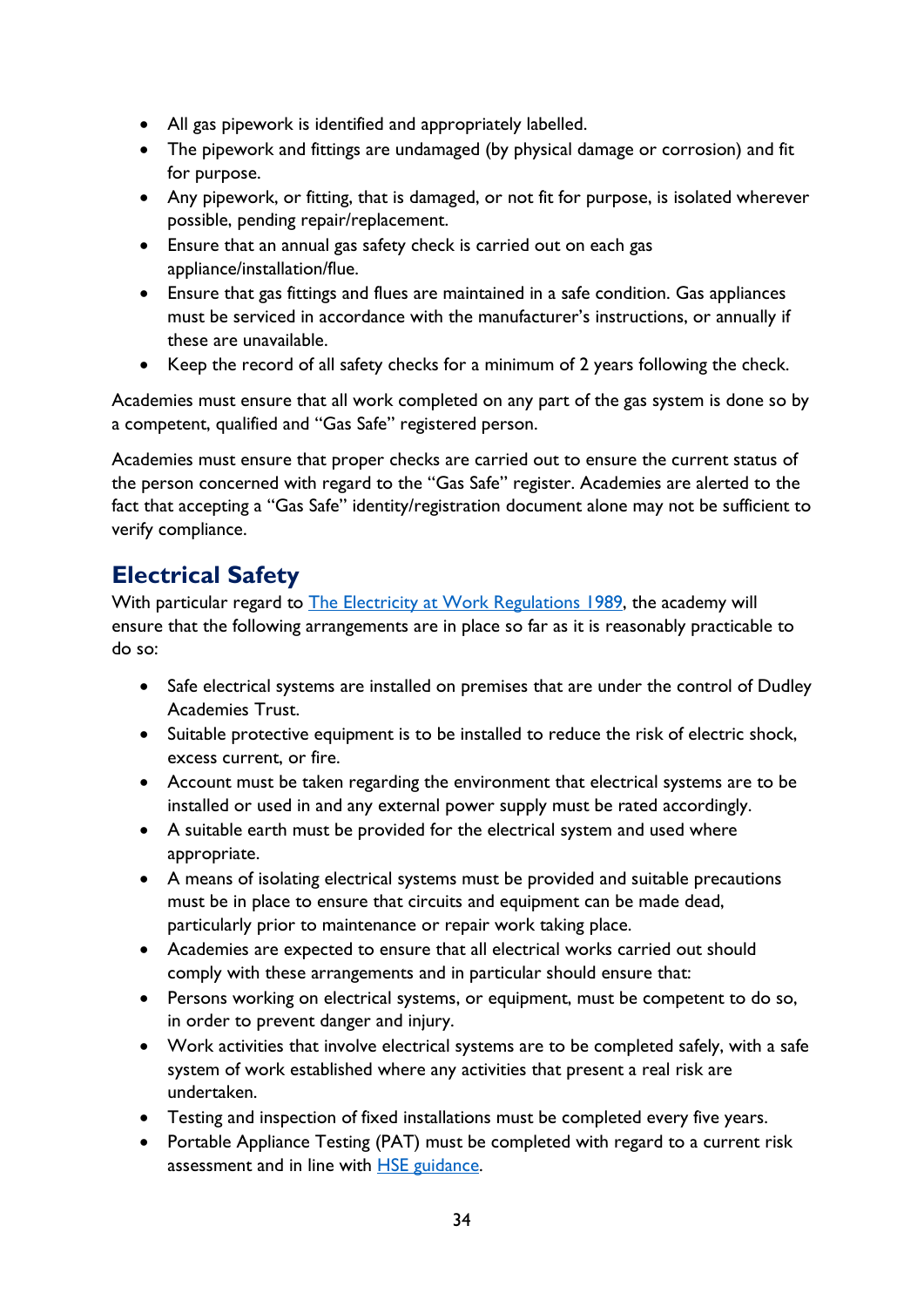- All gas pipework is identified and appropriately labelled.
- The pipework and fittings are undamaged (by physical damage or corrosion) and fit for purpose.
- Any pipework, or fitting, that is damaged, or not fit for purpose, is isolated wherever possible, pending repair/replacement.
- Ensure that an annual gas safety check is carried out on each gas appliance/installation/flue.
- Ensure that gas fittings and flues are maintained in a safe condition. Gas appliances must be serviced in accordance with the manufacturer's instructions, or annually if these are unavailable.
- Keep the record of all safety checks for a minimum of 2 years following the check.

Academies must ensure that all work completed on any part of the gas system is done so by a competent, qualified and "Gas Safe" registered person.

Academies must ensure that proper checks are carried out to ensure the current status of the person concerned with regard to the "Gas Safe" register. Academies are alerted to the fact that accepting a "Gas Safe" identity/registration document alone may not be sufficient to verify compliance.

## Electrical Safety

With particular regard to [The Electricity at Work Regulations 1989](), the academy will ensure that the following arrangements are in place so far as it is reasonably practicable to do so:

- Safe electrical systems are installed on premises that are under the control of Dudley Academies Trust.
- Suitable protective equipment is to be installed to reduce the risk of electric shock, excess current, or fire.
- Account must be taken regarding the environment that electrical systems are to be installed or used in and any external power supply must be rated accordingly.
- A suitable earth must be provided for the electrical system and used where appropriate.
- A means of isolating electrical systems must be provided and suitable precautions must be in place to ensure that circuits and equipment can be made dead, particularly prior to maintenance or repair work taking place.
- Academies are expected to ensure that all electrical works carried out should comply with these arrangements and in particular should ensure that:
- Persons working on electrical systems, or equipment, must be competent to do so, in order to prevent danger and injury.
- Work activities that involve electrical systems are to be completed safely, with a safe system of work established where any activities that present a real risk are undertaken.
- Testing and inspection of fixed installations must be completed every five years.
- Portable Appliance Testing (PAT) must be completed with regard to a current risk assessment and in line with [HSE guidance]().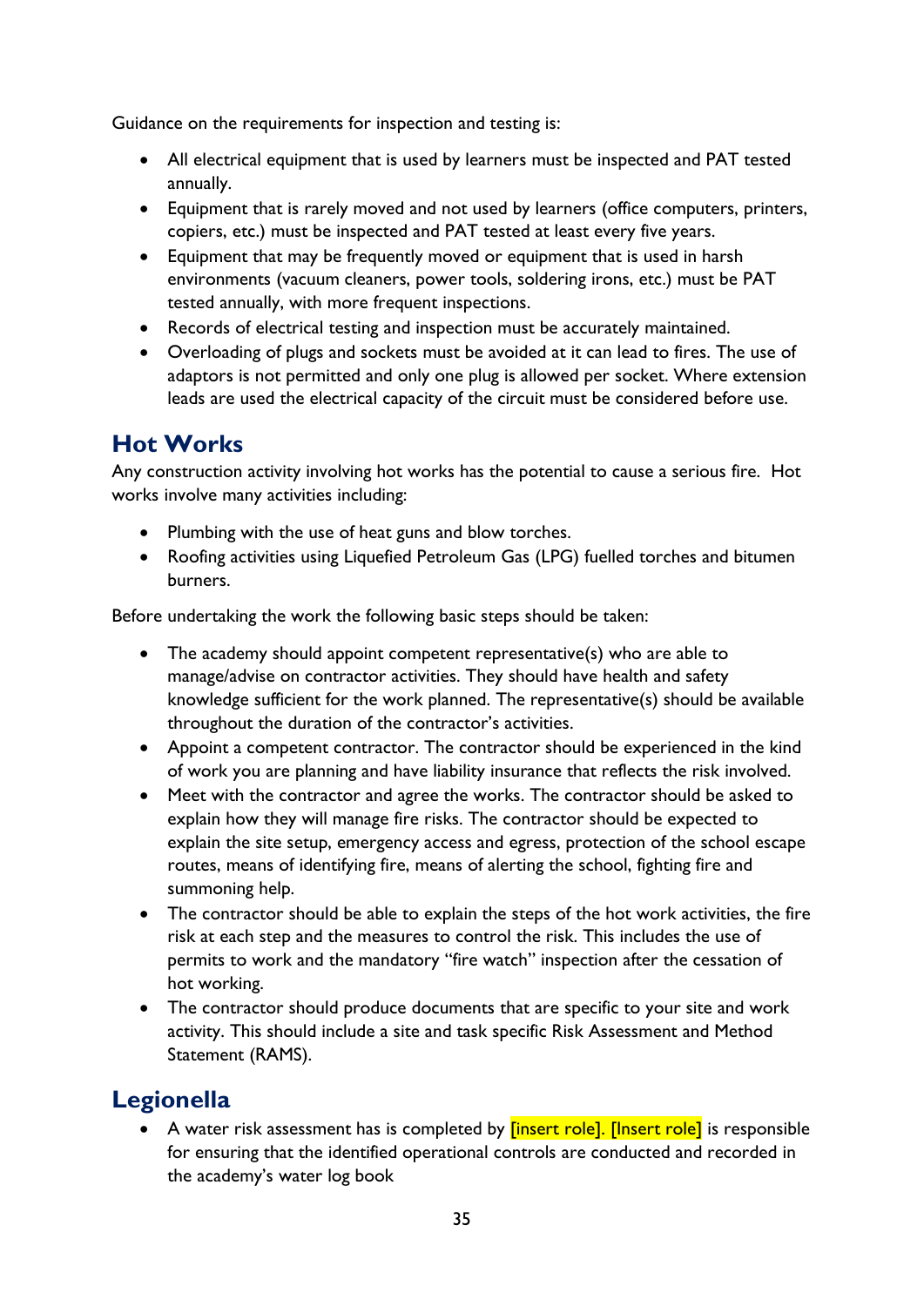Guidance on the requirements for inspection and testing is:

- All electrical equipment that is used by learners must be inspected and PAT tested annually.
- Equipment that is rarely moved and not used by learners (office computers, printers, copiers, etc.) must be inspected and PAT tested at least every five years.
- Equipment that may be frequently moved or equipment that is used in harsh environments (vacuum cleaners, power tools, soldering irons, etc.) must be PAT tested annually, with more frequent inspections.
- Records of electrical testing and inspection must be accurately maintained.
- Overloading of plugs and sockets must be avoided at it can lead to fires. The use of adaptors is not permitted and only one plug is allowed per socket. Where extension leads are used the electrical capacity of the circuit must be considered before use.

## Hot Works

Any construction activity involving hot works has the potential to cause a serious fire. Hot works involve many activities including:

- Plumbing with the use of heat guns and blow torches.
- Roofing activities using Liquefied Petroleum Gas (LPG) fuelled torches and bitumen burners.

Before undertaking the work the following basic steps should be taken:

- The academy should appoint competent representative(s) who are able to manage/advise on contractor activities. They should have health and safety knowledge sufficient for the work planned. The representative(s) should be available throughout the duration of the contractor's activities.
- Appoint a competent contractor. The contractor should be experienced in the kind of work you are planning and have liability insurance that reflects the risk involved.
- Meet with the contractor and agree the works. The contractor should be asked to explain how they will manage fire risks. The contractor should be expected to explain the site setup, emergency access and egress, protection of the school escape routes, means of identifying fire, means of alerting the school, fighting fire and summoning help.
- The contractor should be able to explain the steps of the hot work activities, the fire risk at each step and the measures to control the risk. This includes the use of permits to work and the mandatory "fire watch" inspection after the cessation of hot working.
- The contractor should produce documents that are specific to your site and work activity. This should include a site and task specific Risk Assessment and Method Statement (RAMS).

## Legionella

- A water risk assessment has is completed by [insert role]. [Insert role] is responsible for ensuring that the identified operational controls are conducted and recorded in the academy's water log book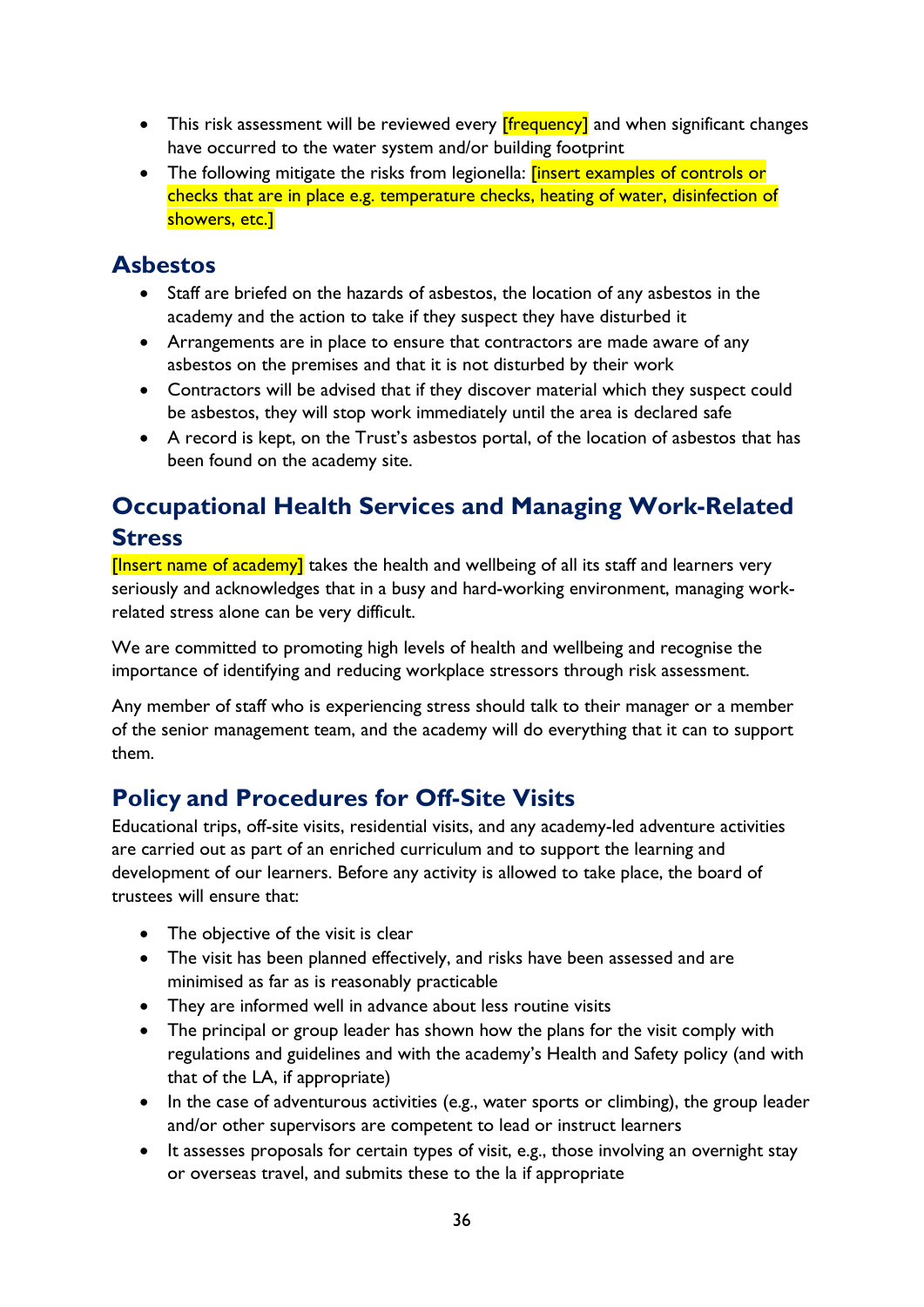- This risk assessment will be reviewed every [frequency] and when significant changes have occurred to the water system and/or building footprint
- The following mitigate the risks from legionella: [insert examples of controls or checks that are in place e.g. temperature checks, heating of water, disinfection of showers, etc.]

## Asbestos

- Staff are briefed on the hazards of asbestos, the location of any asbestos in the academy and the action to take if they suspect they have disturbed it
- Arrangements are in place to ensure that contractors are made aware of any asbestos on the premises and that it is not disturbed by their work
- Contractors will be advised that if they discover material which they suspect could be asbestos, they will stop work immediately until the area is declared safe
- A record is kept, on the Trust's asbestos portal, of the location of asbestos that has been found on the academy site.

## Occupational Health Services and Managing Work-Related Stress

[Insert name of academy] takes the health and wellbeing of all its staff and learners very seriously and acknowledges that in a busy and hard-working environment, managing work-related stress alone can be very difficult.

We are committed to promoting high levels of health and wellbeing and recognise the importance of identifying and reducing workplace stressors through risk assessment.

Any member of staff who is experiencing stress should talk to their manager or a member of the senior management team, and the academy will do everything that it can to support them.

## Policy and Procedures for Off-Site Visits

Educational trips, off-site visits, residential visits, and any academy-led adventure activities are carried out as part of an enriched curriculum and to support the learning and development of our learners. Before any activity is allowed to take place, the board of trustees will ensure that:

- The objective of the visit is clear
- The visit has been planned effectively, and risks have been assessed and are minimised as far as is reasonably practicable
- They are informed well in advance about less routine visits
- The principal or group leader has shown how the plans for the visit comply with regulations and guidelines and with the academy's Health and Safety policy (and with that of the LA, if appropriate)
- In the case of adventurous activities (e.g., water sports or climbing), the group leader and/or other supervisors are competent to lead or instruct learners
- It assesses proposals for certain types of visit, e.g., those involving an overnight stay or overseas travel, and submits these to the la if appropriate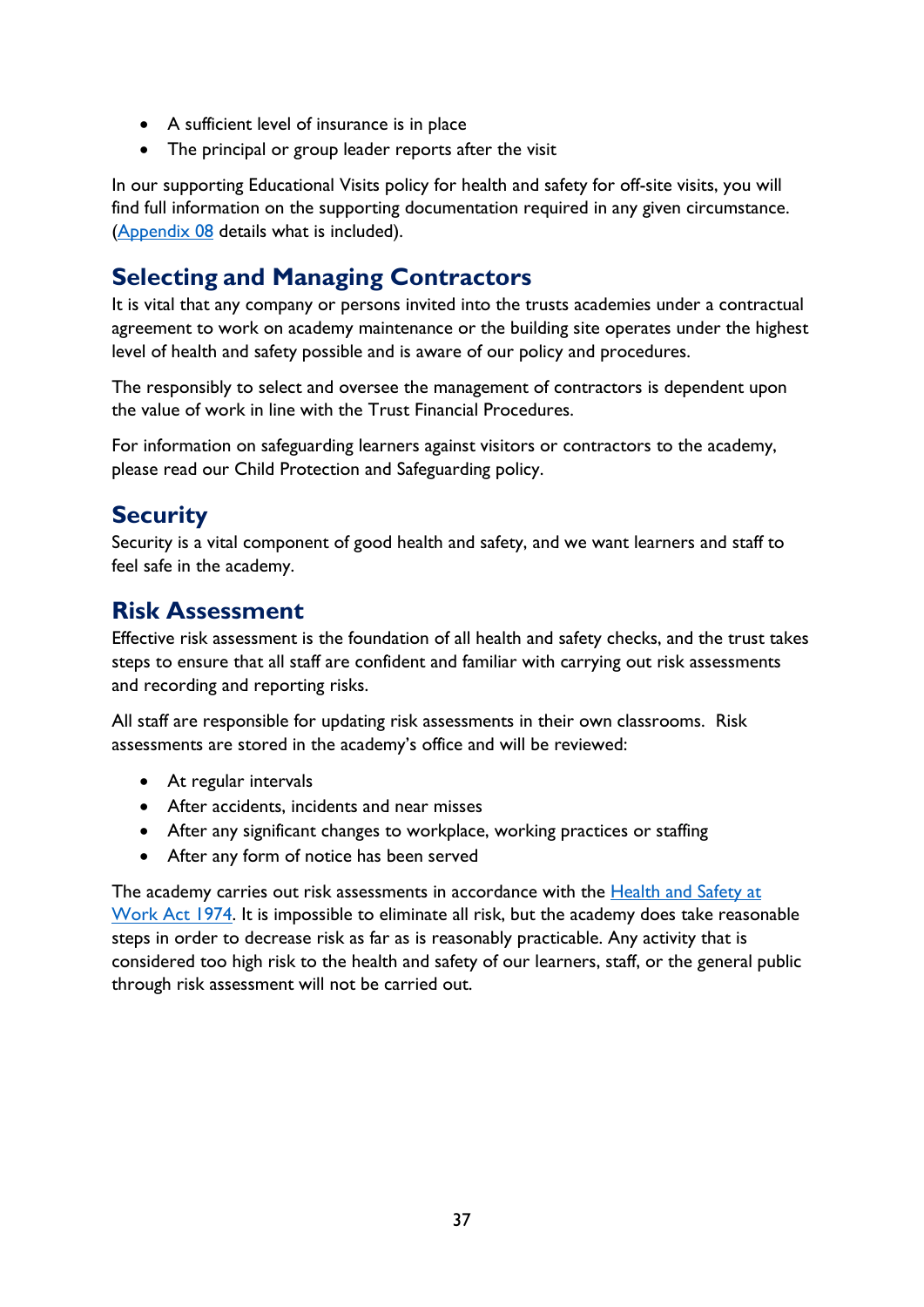- A sufficient level of insurance is in place
- The principal or group leader reports after the visit

In our supporting Educational Visits policy for health and safety for off-site visits, you will find full information on the supporting documentation required in any given circumstance. (Appendix 08 details what is included).

## Selecting and Managing Contractors

It is vital that any company or persons invited into the trusts academies under a contractual agreement to work on academy maintenance or the building site operates under the highest level of health and safety possible and is aware of our policy and procedures.

The responsibly to select and oversee the management of contractors is dependent upon the value of work in line with the Trust Financial Procedures.

For information on safeguarding learners against visitors or contractors to the academy, please read our Child Protection and Safeguarding policy.

## Security

Security is a vital component of good health and safety, and we want learners and staff to feel safe in the academy.

## Risk Assessment

Effective risk assessment is the foundation of all health and safety checks, and the trust takes steps to ensure that all staff are confident and familiar with carrying out risk assessments and recording and reporting risks.

All staff are responsible for updating risk assessments in their own classrooms. Risk assessments are stored in the academy's office and will be reviewed:

- At regular intervals
- After accidents, incidents and near misses
- After any significant changes to workplace, working practices or staffing
- After any form of notice has been served

The academy carries out risk assessments in accordance with the Health and Safety at Work Act 1974. It is impossible to eliminate all risk, but the academy does take reasonable steps in order to decrease risk as far as is reasonably practicable. Any activity that is considered too high risk to the health and safety of our learners, staff, or the general public through risk assessment will not be carried out.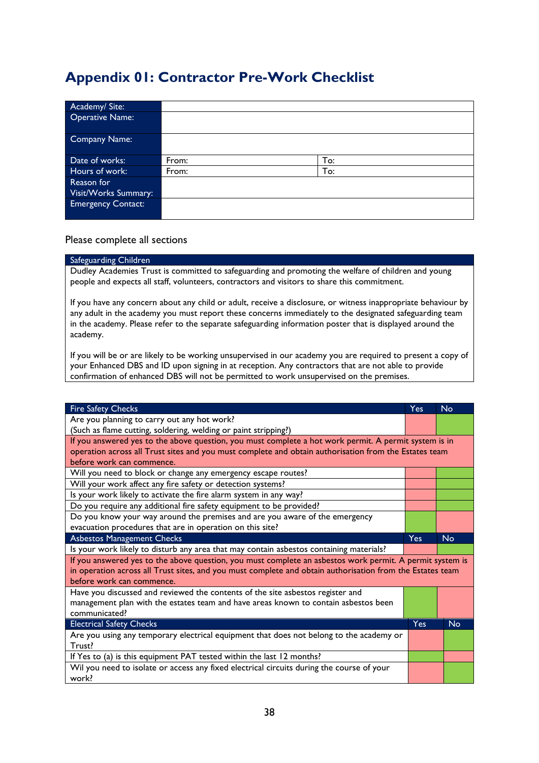## Appendix 01: Contractor Pre-Work Checklist

| Academy/ Site: | | |
|---|---|---|
| Operative Name: | | |
| Company Name: | | |
| Date of works: | From: | To: |
| Hours of work: | From: | To: |
| Reason for Visit/Works Summary: | | |
| Emergency Contact: | | |

Please complete all sections

| Safeguarding Children |
|---|
| Dudley Academies Trust is committed to safeguarding and promoting the welfare of children and young people and expects all staff, volunteers, contractors and visitors to share this commitment.<br><br>If you have any concern about any child or adult, receive a disclosure, or witness inappropriate behaviour by any adult in the academy you must report these concerns immediately to the designated safeguarding team in the academy. Please refer to the separate safeguarding information poster that is displayed around the academy.<br><br>If you will be or are likely to be working unsupervised in our academy you are required to present a copy of your Enhanced DBS and ID upon signing in at reception. Any contractors that are not able to provide confirmation of enhanced DBS will not be permitted to work unsupervised on the premises. |

| Fire Safety Checks | Yes | No |
|---|---|---|
| Are you planning to carry out any hot work? (Such as flame cutting, soldering, welding or paint stripping?) | | |
| If you answered yes to the above question, you must complete a hot work permit. A permit system is in operation across all Trust sites and you must complete and obtain authorisation from the Estates team before work can commence. | | |
| Will you need to block or change any emergency escape routes? | | |
| Will your work affect any fire safety or detection systems? | | |
| Is your work likely to activate the fire alarm system in any way? | | |
| Do you require any additional fire safety equipment to be provided? | | |
| Do you know your way around the premises and are you aware of the emergency evacuation procedures that are in operation on this site? | | |
| **Asbestos Management Checks** | **Yes** | **No** |
| Is your work likely to disturb any area that may contain asbestos containing materials? | | |
| If you answered yes to the above question, you must complete an asbestos work permit. A permit system is in operation across all Trust sites, and you must complete and obtain authorisation from the Estates team before work can commence. | | |
| Have you discussed and reviewed the contents of the site asbestos register and management plan with the estates team and have areas known to contain asbestos been communicated? | | |
| **Electrical Safety Checks** | **Yes** | **No** |
| Are you using any temporary electrical equipment that does not belong to the academy or Trust? | | |
| If Yes to (a) is this equipment PAT tested within the last 12 months? | | |
| Wil you need to isolate or access any fixed electrical circuits during the course of your work? | | |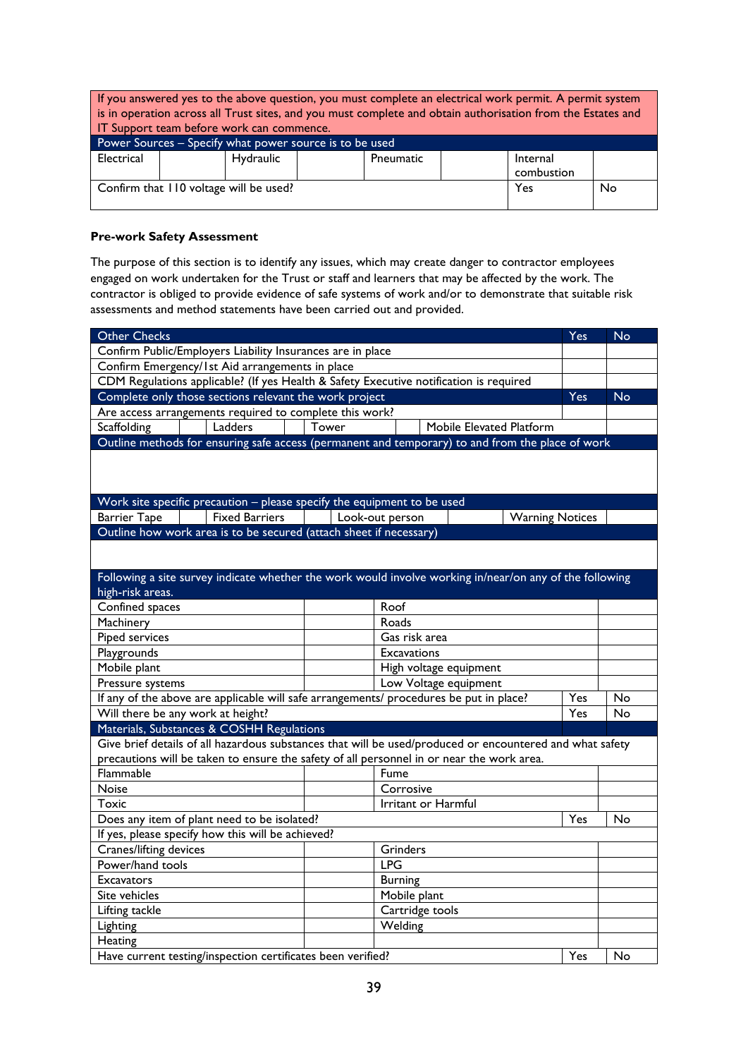| If you answered yes to the above question, you must complete an electrical work permit. A permit system is in operation across all Trust sites, and you must complete and obtain authorisation from the Estates and IT Support team before work can commence. | | | | | | | |
|---|---|---|---|---|---|---|---|
| Power Sources – Specify what power source is to be used | | | | | | | |
| Electrical | | Hydraulic | | Pneumatic | | Internal combustion | |
| Confirm that 110 voltage will be used? | | | | | | Yes | No |

**Pre-work Safety Assessment**

The purpose of this section is to identify any issues, which may create danger to contractor employees engaged on work undertaken for the Trust or staff and learners that may be affected by the work. The contractor is obliged to provide evidence of safe systems of work and/or to demonstrate that suitable risk assessments and method statements have been carried out and provided.

| Other Checks | | | | | | | Yes | No |
|---|---|---|---|---|---|---|---|---|
| Confirm Public/Employers Liability Insurances are in place | | | | | | | | |
| Confirm Emergency/1st Aid arrangements in place | | | | | | | | |
| CDM Regulations applicable? (If yes Health & Safety Executive notification is required | | | | | | | | |
| Complete only those sections relevant the work project | | | | | | | Yes | No |
| Are access arrangements required to complete this work? | | | | | | | | |
| Scaffolding | | Ladders | | Tower | | Mobile Elevated Platform | | |
| Outline methods for ensuring safe access (permanent and temporary) to and from the place of work | | | | | | | | |
| | | | | | | | | |
| Work site specific precaution – please specify the equipment to be used | | | | | | | | |
| Barrier Tape | | Fixed Barriers | | Look-out person | | Warning Notices | | |
| Outline how work area is to be secured (attach sheet if necessary) | | | | | | | | |
| | | | | | | | | |

| Following a site survey indicate whether the work would involve working in/near/on any of the following high-risk areas. | | | | |
|---|---|---|---|---|
| Confined spaces | | Roof | | |
| Machinery | | Roads | | |
| Piped services | | Gas risk area | | |
| Playgrounds | | Excavations | | |
| Mobile plant | | High voltage equipment | | |
| Pressure systems | | Low Voltage equipment | | |
| If any of the above are applicable will safe arrangements/ procedures be put in place? | | | Yes | No |
| Will there be any work at height? | | | Yes | No |
| Materials, Substances & COSHH Regulations | | | | |
| Give brief details of all hazardous substances that will be used/produced or encountered and what safety precautions will be taken to ensure the safety of all personnel in or near the work area. | | | | |
| Flammable | | Fume | | |
| Noise | | Corrosive | | |
| Toxic | | Irritant or Harmful | | |
| Does any item of plant need to be isolated? | | | Yes | No |
| If yes, please specify how this will be achieved? | | | | |
| Cranes/lifting devices | | Grinders | | |
| Power/hand tools | | LPG | | |
| Excavators | | Burning | | |
| Site vehicles | | Mobile plant | | |
| Lifting tackle | | Cartridge tools | | |
| Lighting | | Welding | | |
| Heating | | | | |
| Have current testing/inspection certificates been verified? | | | Yes | No |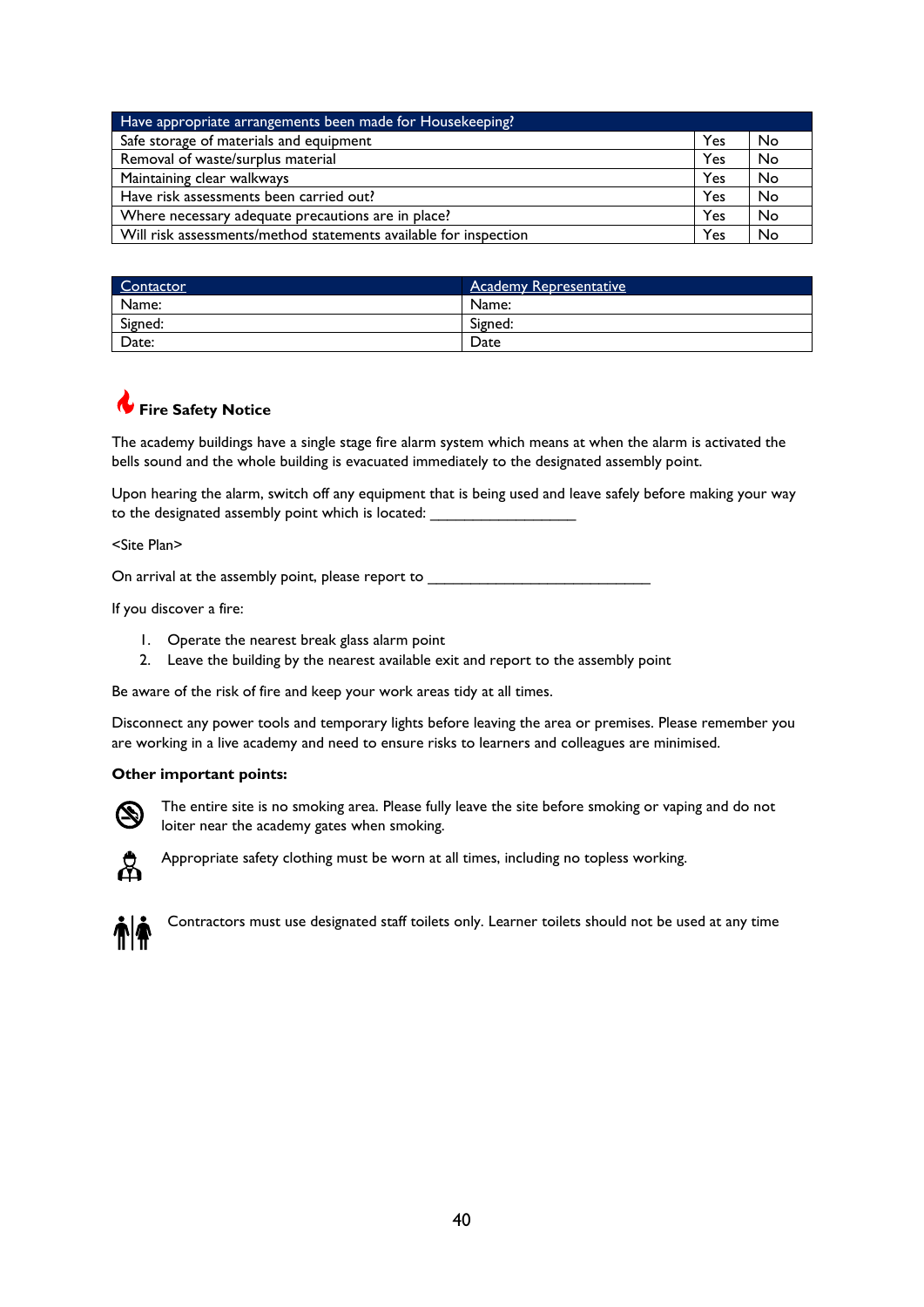| Have appropriate arrangements been made for Housekeeping? | | |
| --- | --- | --- |
| Safe storage of materials and equipment | Yes | No |
| Removal of waste/surplus material | Yes | No |
| Maintaining clear walkways | Yes | No |
| Have risk assessments been carried out? | Yes | No |
| Where necessary adequate precautions are in place? | Yes | No |
| Will risk assessments/method statements available for inspection | Yes | No |

| Contactor | Academy Representative |
| --- | --- |
| Name: | Name: |
| Signed: | Signed: |
| Date: | Date |

### Fire Safety Notice

The academy buildings have a single stage fire alarm system which means at when the alarm is activated the bells sound and the whole building is evacuated immediately to the designated assembly point.

Upon hearing the alarm, switch off any equipment that is being used and leave safely before making your way to the designated assembly point which is located: ___________________

<Site Plan>

On arrival at the assembly point, please report to _____________________________

If you discover a fire:

1. Operate the nearest break glass alarm point
2. Leave the building by the nearest available exit and report to the assembly point

Be aware of the risk of fire and keep your work areas tidy at all times.

Disconnect any power tools and temporary lights before leaving the area or premises. Please remember you are working in a live academy and need to ensure risks to learners and colleagues are minimised.

**Other important points:**

The entire site is no smoking area. Please fully leave the site before smoking or vaping and do not loiter near the academy gates when smoking.

Appropriate safety clothing must be worn at all times, including no topless working.

Contractors must use designated staff toilets only. Learner toilets should not be used at any time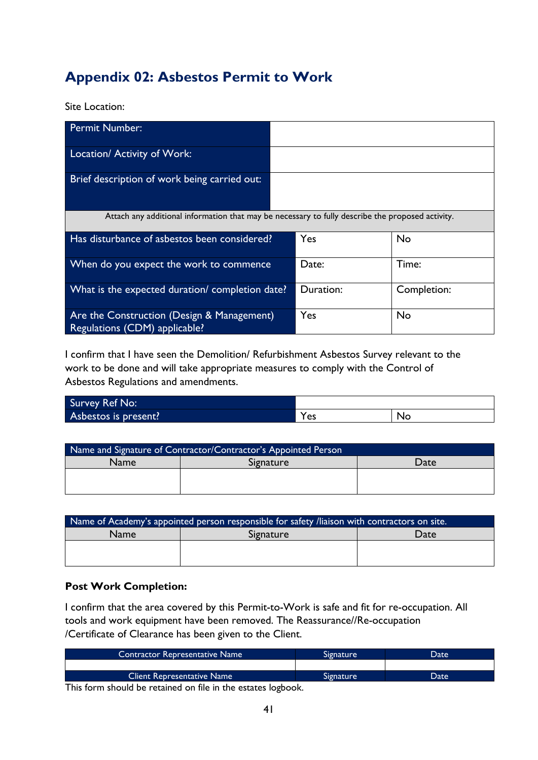## Appendix 02: Asbestos Permit to Work

Site Location:

| Permit Number: | | |
|---|---|---|
| Location/ Activity of Work: | | |
| Brief description of work being carried out: | | |
| Attach any additional information that may be necessary to fully describe the proposed activity. | | |
| Has disturbance of asbestos been considered? | Yes | No |
| When do you expect the work to commence | Date: | Time: |
| What is the expected duration/ completion date? | Duration: | Completion: |
| Are the Construction (Design & Management) Regulations (CDM) applicable? | Yes | No |

I confirm that I have seen the Demolition/ Refurbishment Asbestos Survey relevant to the work to be done and will take appropriate measures to comply with the Control of Asbestos Regulations and amendments.

| Survey Ref No: | | |
|---|---|---|
| Asbestos is present? | Yes | No |

| Name and Signature of Contractor/Contractor's Appointed Person | | |
|---|---|---|
| Name | Signature | Date |
| | | |

| Name of Academy's appointed person responsible for safety /liaison with contractors on site. | | |
|---|---|---|
| Name | Signature | Date |
| | | |

**Post Work Completion:**

I confirm that the area covered by this Permit-to-Work is safe and fit for re-occupation. All tools and work equipment have been removed. The Reassurance//Re-occupation /Certificate of Clearance has been given to the Client.

| Contractor Representative Name | Signature | Date |
|---|---|---|
| | | |
| Client Representative Name | Signature | Date |

This form should be retained on file in the estates logbook.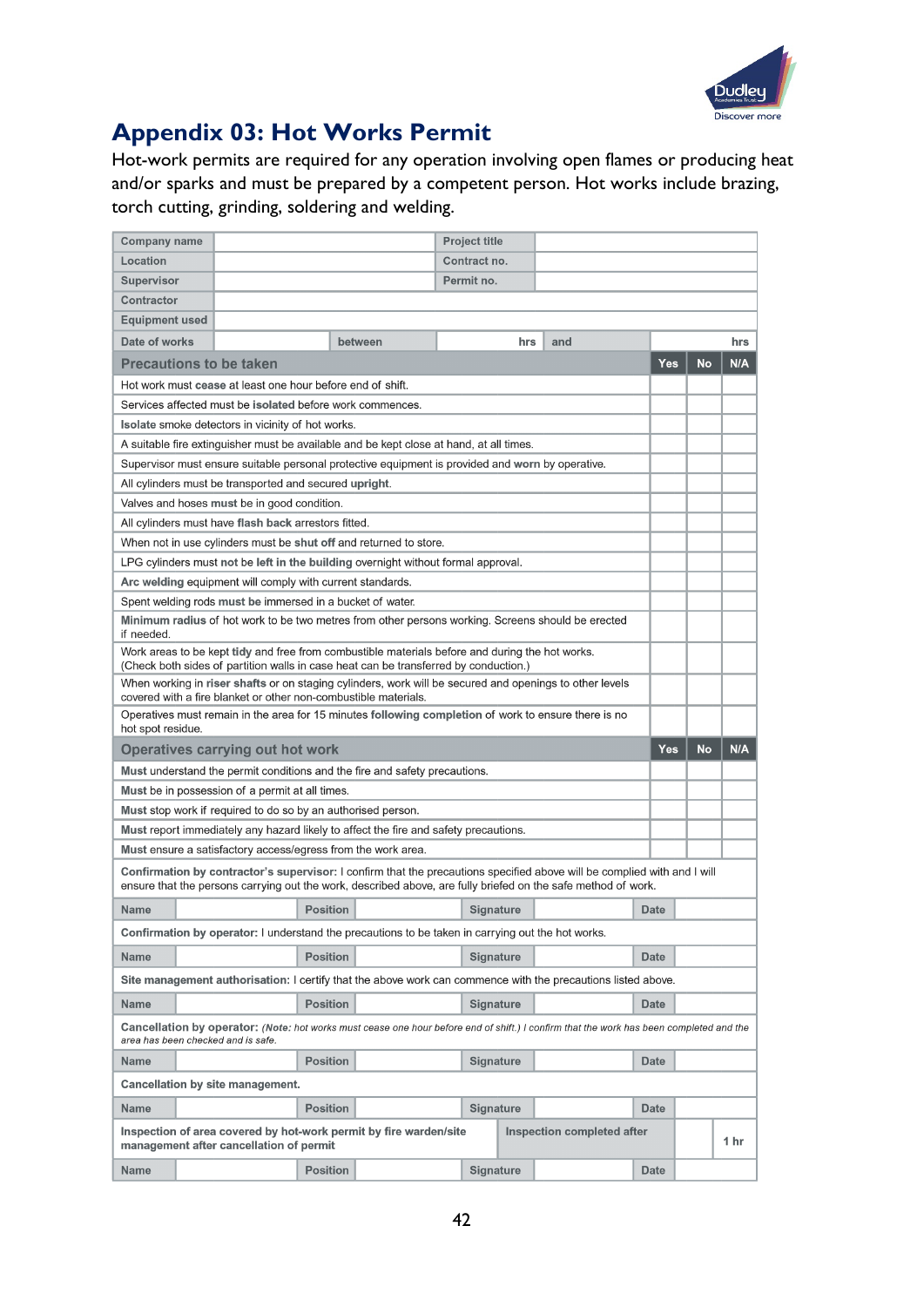## Appendix 03: Hot Works Permit

Hot-work permits are required for any operation involving open flames or producing heat and/or sparks and must be prepared by a competent person. Hot works include brazing, torch cutting, grinding, soldering and welding.

| Company name | | Project title | |
|---|---|---|---|
| Location | | Contract no. | |
| Supervisor | | Permit no. | |
| Contractor | | | |
| Equipment used | | | |
| Date of works | between hrs | and hrs | |

| Precautions to be taken | Yes | No | N/A |
|---|---|---|---|
| Hot work must **cease** at least one hour before end of shift. | | | |
| Services affected must be **isolated** before work commences. | | | |
| **Isolate** smoke detectors in vicinity of hot works. | | | |
| A suitable fire extinguisher must be available and be kept close at hand, at all times. | | | |
| Supervisor must ensure suitable personal protective equipment is provided and **worn** by operative. | | | |
| All cylinders must be transported and secured **upright**. | | | |
| Valves and hoses **must** be in good condition. | | | |
| All cylinders must have **flash back** arrestors fitted. | | | |
| When not in use cylinders must be **shut off** and returned to store. | | | |
| LPG cylinders must **not** be **left in the building** overnight without formal approval. | | | |
| **Arc welding** equipment will comply with current standards. | | | |
| Spent welding rods **must be** immersed in a bucket of water. | | | |
| **Minimum radius** of hot work to be two metres from other persons working. Screens should be erected if needed. | | | |
| Work areas to be kept **tidy** and free from combustible materials before and during the hot works. (Check both sides of partition walls in case heat can be transferred by conduction.) | | | |
| When working in **riser shafts** or on staging cylinders, work will be secured and openings to other levels covered with a fire blanket or other non-combustible materials. | | | |
| Operatives must remain in the area for 15 minutes **following completion** of work to ensure there is no hot spot residue. | | | |

| Operatives carrying out hot work | Yes | No | N/A |
|---|---|---|---|
| **Must** understand the permit conditions and the fire and safety precautions. | | | |
| **Must** be in possession of a permit at all times. | | | |
| **Must** stop work if required to do so by an authorised person. | | | |
| **Must** report immediately any hazard likely to affect the fire and safety precautions. | | | |
| **Must** ensure a satisfactory access/egress from the work area. | | | |

**Confirmation by contractor's supervisor:** I confirm that the precautions specified above will be complied with and I will ensure that the persons carrying out the work, described above, are fully briefed on the safe method of work.

| Name | | Position | | Signature | | Date | |
|---|---|---|---|---|---|---|---|

**Confirmation by operator:** I understand the precautions to be taken in carrying out the hot works.

| Name | | Position | | Signature | | Date | |
|---|---|---|---|---|---|---|---|

**Site management authorisation:** I certify that the above work can commence with the precautions listed above.

| Name | | Position | | Signature | | Date | |
|---|---|---|---|---|---|---|---|

**Cancellation by operator:** *(Note: hot works must cease one hour before end of shift.) I confirm that the work has been completed and the area has been checked and is safe.*

| Name | | Position | | Signature | | Date | |
|---|---|---|---|---|---|---|---|

**Cancellation by site management.**

| Name | | Position | | Signature | | Date | |
|---|---|---|---|---|---|---|---|

| **Inspection of area covered by hot-work permit by fire warden/site management after cancellation of permit** | **Inspection completed after** | | 1 hr |
|---|---|---|---|

| Name | | Position | | Signature | | Date | |
|---|---|---|---|---|---|---|---|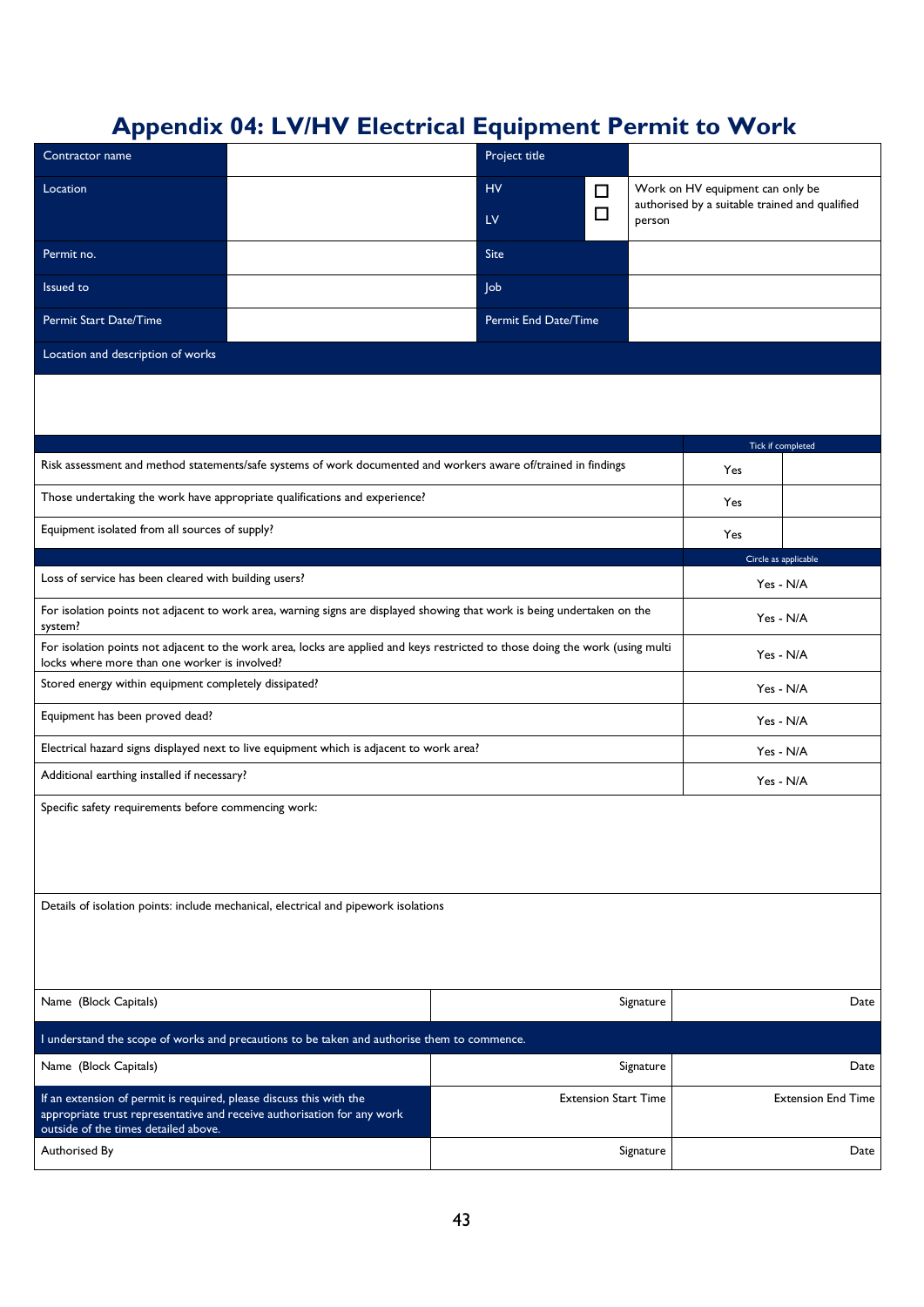# Appendix 04: LV/HV Electrical Equipment Permit to Work

| Contractor name | | Project title | | |
|---|---|---|---|---|
| Location | | HV ☐<br>LV ☐ | | Work on HV equipment can only be authorised by a suitable trained and qualified person |
| Permit no. | | Site | | |
| Issued to | | Job | | |
| Permit Start Date/Time | | Permit End Date/Time | | |

**Location and description of works**

| | Tick if completed | |
|---|---|---|
| Risk assessment and method statements/safe systems of work documented and workers aware of/trained in findings | Yes | |
| Those undertaking the work have appropriate qualifications and experience? | Yes | |
| Equipment isolated from all sources of supply? | Yes | |

| | Circle as applicable |
|---|---|
| Loss of service has been cleared with building users? | Yes - N/A |
| For isolation points not adjacent to work area, warning signs are displayed showing that work is being undertaken on the system? | Yes - N/A |
| For isolation points not adjacent to the work area, locks are applied and keys restricted to those doing the work (using multi locks where more than one worker is involved? | Yes - N/A |
| Stored energy within equipment completely dissipated? | Yes - N/A |
| Equipment has been proved dead? | Yes - N/A |
| Electrical hazard signs displayed next to live equipment which is adjacent to work area? | Yes - N/A |
| Additional earthing installed if necessary? | Yes - N/A |

Specific safety requirements before commencing work:

Details of isolation points: include mechanical, electrical and pipework isolations

| Name (Block Capitals) | Signature | Date |
|---|---|---|

**I understand the scope of works and precautions to be taken and authorise them to commence.**

| Name (Block Capitals) | Signature | Date |
|---|---|---|
| If an extension of permit is required, please discuss this with the appropriate trust representative and receive authorisation for any work outside of the times detailed above. | Extension Start Time | Extension End Time |
| Authorised By | Signature | Date |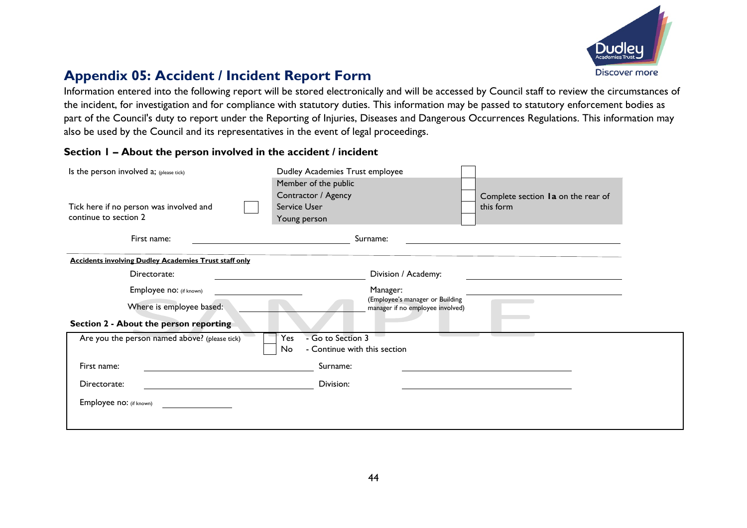# Appendix 05: Accident / Incident Report Form

Information entered into the following report will be stored electronically and will be accessed by Council staff to review the circumstances of the incident, for investigation and for compliance with statutory duties. This information may be passed to statutory enforcement bodies as part of the Council's duty to report under the Reporting of Injuries, Diseases and Dangerous Occurrences Regulations. This information may also be used by the Council and its representatives in the event of legal proceedings.

### Section 1 – About the person involved in the accident / incident

| Is the person involved a; (please tick) | | | |
|---|---|---|---|
| | Dudley Academies Trust employee | ☐ | |
| | Member of the public | ☐ | Complete section **1a** on the rear of this form |
| | Contractor / Agency | ☐ | |
| Tick here if no person was involved and continue to section 2 ☐ | Service User | ☐ | |
| | Young person | ☐ | |

First name: ____________________ Surname: ____________________

**Accidents involving Dudley Academies Trust staff only**

Directorate: ____________________ Division / Academy: ____________________

Employee no: (if known) ____________________ Manager: ____________________

Where is employee based: ____________________ (Employee's manager or Building manager if no employee involved)

### Section 2 - About the person reporting

Are you the person named above? (please tick)
- ☐ Yes - Go to Section 3
- ☐ No - Continue with this section

First name: ____________________ Surname: ____________________

Directorate: ____________________ Division: ____________________

Employee no: (if known) ____________________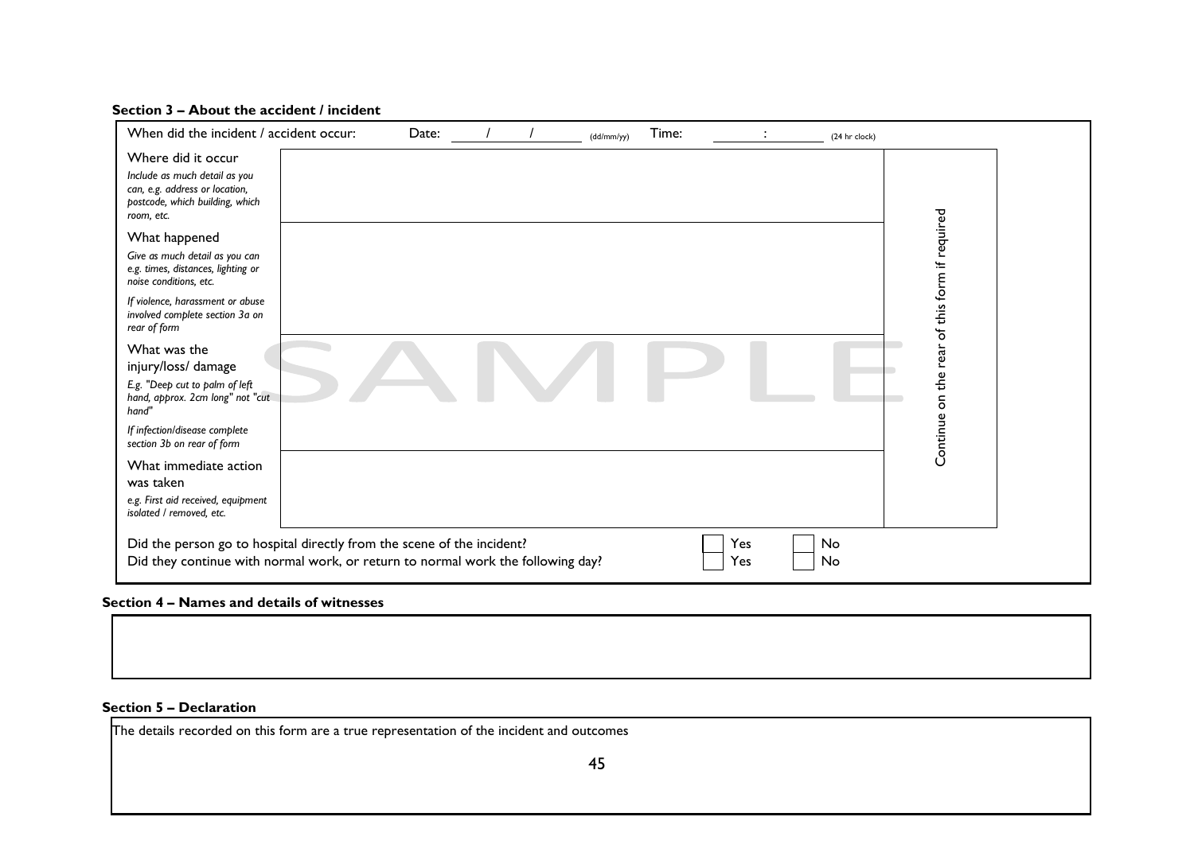**Section 3 – About the accident / incident**

When did the incident / accident occur: Date: / / (dd/mm/yy) Time: : (24 hr clock)

| | | |
|---|---|---|
| Where did it occur<br>*Include as much detail as you can, e.g. address or location, postcode, which building, which room, etc.* | | Continue on the rear of this form if required |
| What happened<br>*Give as much detail as you can e.g. times, distances, lighting or noise conditions, etc.*<br>*If violence, harassment or abuse involved complete section 3a on rear of form* | | |
| What was the injury/loss/ damage<br>*E.g. "Deep cut to palm of left hand, approx. 2cm long" not "cut hand"*<br>*If infection/disease complete section 3b on rear of form* | | |
| What immediate action was taken<br>*e.g. First aid received, equipment isolated / removed, etc.* | | |

Did the person go to hospital directly from the scene of the incident? ☐ Yes ☐ No

Did they continue with normal work, or return to normal work the following day? ☐ Yes ☐ No

**Section 4 – Names and details of witnesses**

**Section 5 – Declaration**

The details recorded on this form are a true representation of the incident and outcomes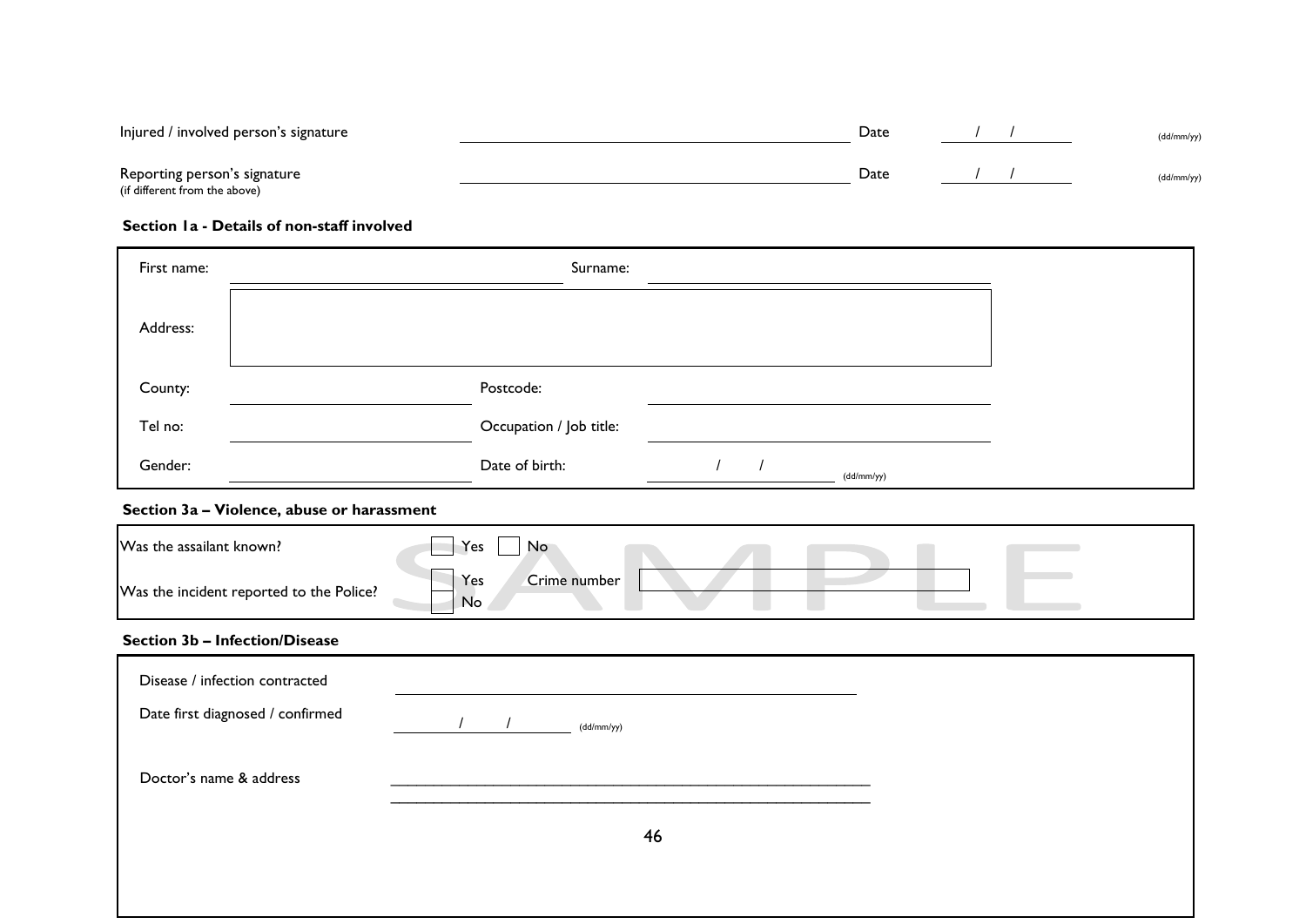Injured / involved person's signature ______________________________ Date ___ / ___ / ___ (dd/mm/yy)

Reporting person's signature ______________________________ Date ___ / ___ / ___ (dd/mm/yy)
(if different from the above)

### Section 1a - Details of non-staff involved

| | | | |
|---|---|---|---|
| First name: | | Surname: | |
| Address: | | | |
| County: | | Postcode: | |
| Tel no: | | Occupation / Job title: | |
| Gender: | | Date of birth: | / / (dd/mm/yy) |

### Section 3a – Violence, abuse or harassment

| | |
|---|---|
| Was the assailant known? | ☐ Yes ☐ No |
| Was the incident reported to the Police? | ☐ Yes ☐ No Crime number ______ |

SAMPLE

### Section 3b – Infection/Disease

Disease / infection contracted ______________________________

Date first diagnosed / confirmed ___ / ___ / ___ (dd/mm/yy)

Doctor's name & address ______________________________
______________________________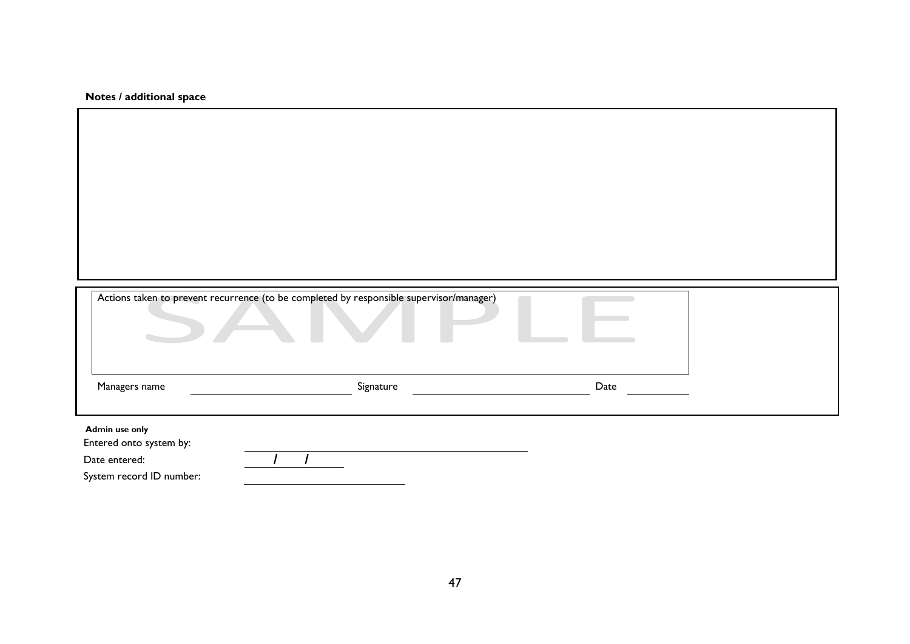**Notes / additional space**

Actions taken to prevent recurrence (to be completed by responsible supervisor/manager)

SAMPLE

Managers name ____________________ Signature ____________________ Date __________

**Admin use only**

Entered onto system by: ______________________________

Date entered: / /

System record ID number: ____________________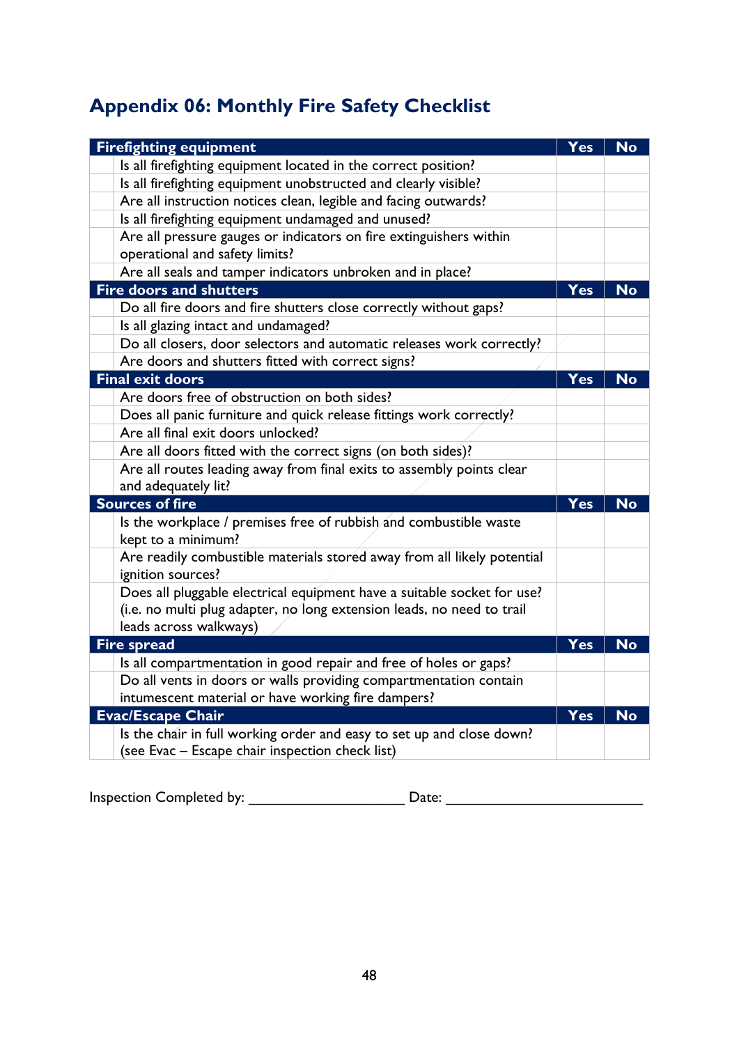## Appendix 06: Monthly Fire Safety Checklist

| | Firefighting equipment | Yes | No |
|---|---|---|---|
| | Is all firefighting equipment located in the correct position? | | |
| | Is all firefighting equipment unobstructed and clearly visible? | | |
| | Are all instruction notices clean, legible and facing outwards? | | |
| | Is all firefighting equipment undamaged and unused? | | |
| | Are all pressure gauges or indicators on fire extinguishers within operational and safety limits? | | |
| | Are all seals and tamper indicators unbroken and in place? | | |
| | **Fire doors and shutters** | **Yes** | **No** |
| | Do all fire doors and fire shutters close correctly without gaps? | | |
| | Is all glazing intact and undamaged? | | |
| | Do all closers, door selectors and automatic releases work correctly? | | |
| | Are doors and shutters fitted with correct signs? | | |
| | **Final exit doors** | **Yes** | **No** |
| | Are doors free of obstruction on both sides? | | |
| | Does all panic furniture and quick release fittings work correctly? | | |
| | Are all final exit doors unlocked? | | |
| | Are all doors fitted with the correct signs (on both sides)? | | |
| | Are all routes leading away from final exits to assembly points clear and adequately lit? | | |
| | **Sources of fire** | **Yes** | **No** |
| | Is the workplace / premises free of rubbish and combustible waste kept to a minimum? | | |
| | Are readily combustible materials stored away from all likely potential ignition sources? | | |
| | Does all pluggable electrical equipment have a suitable socket for use? (i.e. no multi plug adapter, no long extension leads, no need to trail leads across walkways) | | |
| | **Fire spread** | **Yes** | **No** |
| | Is all compartmentation in good repair and free of holes or gaps? | | |
| | Do all vents in doors or walls providing compartmentation contain intumescent material or have working fire dampers? | | |
| | **Evac/Escape Chair** | **Yes** | **No** |
| | Is the chair in full working order and easy to set up and close down? (see Evac – Escape chair inspection check list) | | |

Inspection Completed by: ____________________ Date: ________________________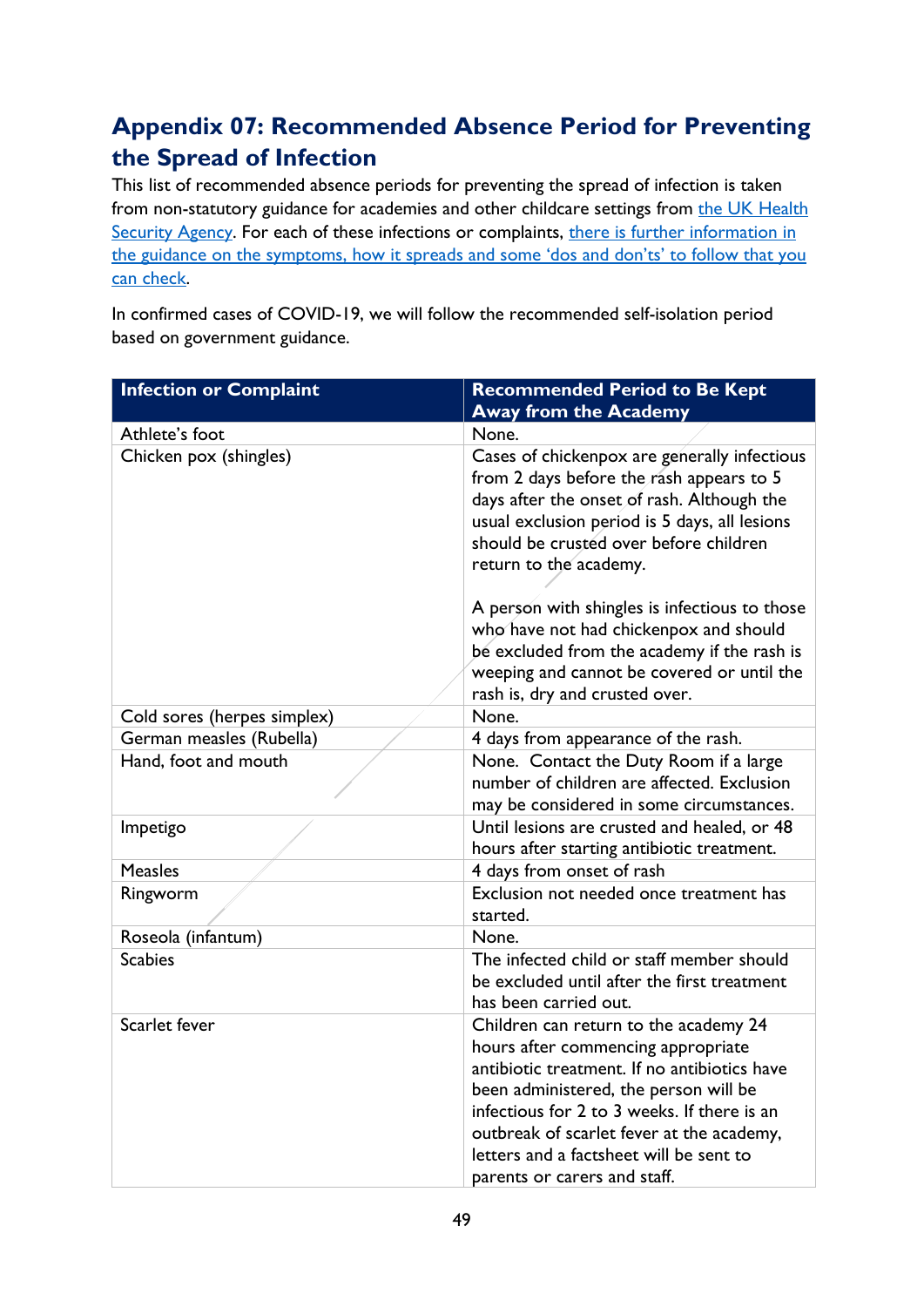## Appendix 07: Recommended Absence Period for Preventing the Spread of Infection

This list of recommended absence periods for preventing the spread of infection is taken from non-statutory guidance for academies and other childcare settings from [the UK Health Security Agency](). For each of these infections or complaints, [there is further information in the guidance on the symptoms, how it spreads and some 'dos and don'ts' to follow that you can check]().

In confirmed cases of COVID-19, we will follow the recommended self-isolation period based on government guidance.

| Infection or Complaint | Recommended Period to Be Kept Away from the Academy |
|---|---|
| Athlete's foot | None. |
| Chicken pox (shingles) | Cases of chickenpox are generally infectious from 2 days before the rash appears to 5 days after the onset of rash. Although the usual exclusion period is 5 days, all lesions should be crusted over before children return to the academy.<br><br>A person with shingles is infectious to those who have not had chickenpox and should be excluded from the academy if the rash is weeping and cannot be covered or until the rash is, dry and crusted over. |
| Cold sores (herpes simplex) | None. |
| German measles (Rubella) | 4 days from appearance of the rash. |
| Hand, foot and mouth | None. Contact the Duty Room if a large number of children are affected. Exclusion may be considered in some circumstances. |
| Impetigo | Until lesions are crusted and healed, or 48 hours after starting antibiotic treatment. |
| Measles | 4 days from onset of rash |
| Ringworm | Exclusion not needed once treatment has started. |
| Roseola (infantum) | None. |
| Scabies | The infected child or staff member should be excluded until after the first treatment has been carried out. |
| Scarlet fever | Children can return to the academy 24 hours after commencing appropriate antibiotic treatment. If no antibiotics have been administered, the person will be infectious for 2 to 3 weeks. If there is an outbreak of scarlet fever at the academy, letters and a factsheet will be sent to parents or carers and staff. |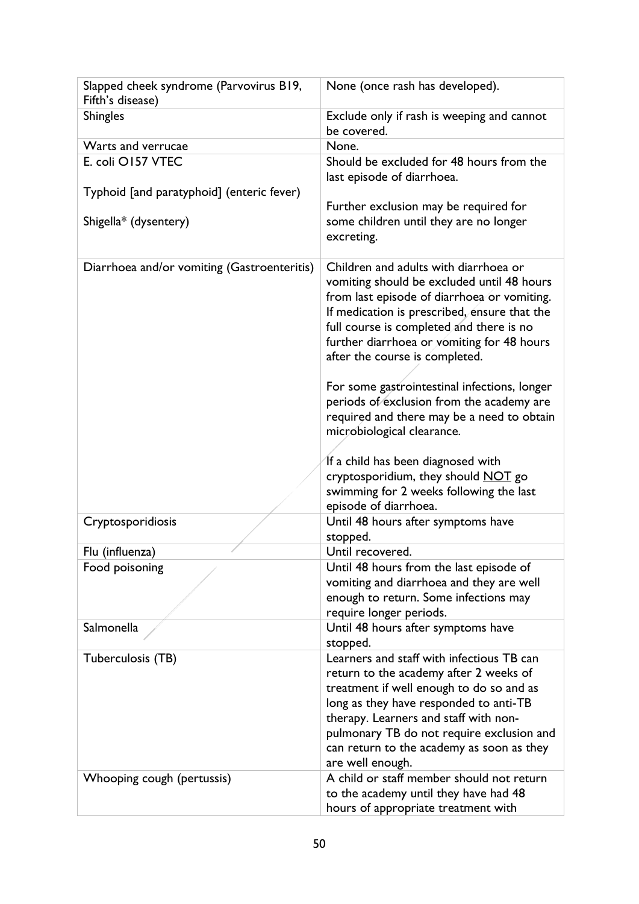| Slapped cheek syndrome (Parvovirus B19, Fifth's disease) | None (once rash has developed). |
|---|---|
| Shingles | Exclude only if rash is weeping and cannot be covered. |
| Warts and verrucae | None. |
| E. coli O157 VTEC<br><br>Typhoid [and paratyphoid] (enteric fever)<br><br>Shigella* (dysentery) | Should be excluded for 48 hours from the last episode of diarrhoea.<br><br>Further exclusion may be required for some children until they are no longer excreting. |
| Diarrhoea and/or vomiting (Gastroenteritis) | Children and adults with diarrhoea or vomiting should be excluded until 48 hours from last episode of diarrhoea or vomiting. If medication is prescribed, ensure that the full course is completed and there is no further diarrhoea or vomiting for 48 hours after the course is completed.<br><br>For some gastrointestinal infections, longer periods of exclusion from the academy are required and there may be a need to obtain microbiological clearance.<br><br>If a child has been diagnosed with cryptosporidium, they should <u>NOT</u> go swimming for 2 weeks following the last episode of diarrhoea. |
| Cryptosporidiosis | Until 48 hours after symptoms have stopped. |
| Flu (influenza) | Until recovered. |
| Food poisoning | Until 48 hours from the last episode of vomiting and diarrhoea and they are well enough to return. Some infections may require longer periods. |
| Salmonella | Until 48 hours after symptoms have stopped. |
| Tuberculosis (TB) | Learners and staff with infectious TB can return to the academy after 2 weeks of treatment if well enough to do so and as long as they have responded to anti-TB therapy. Learners and staff with non-pulmonary TB do not require exclusion and can return to the academy as soon as they are well enough. |
| Whooping cough (pertussis) | A child or staff member should not return to the academy until they have had 48 hours of appropriate treatment with |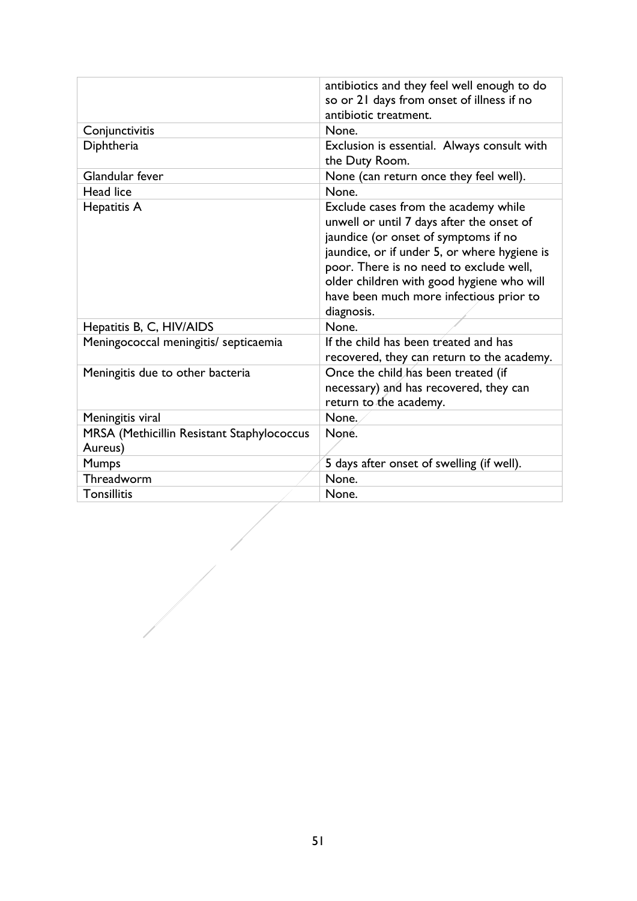| | |
|---|---|
| | antibiotics and they feel well enough to do so or 21 days from onset of illness if no antibiotic treatment. |
| Conjunctivitis | None. |
| Diphtheria | Exclusion is essential. Always consult with the Duty Room. |
| Glandular fever | None (can return once they feel well). |
| Head lice | None. |
| Hepatitis A | Exclude cases from the academy while unwell or until 7 days after the onset of jaundice (or onset of symptoms if no jaundice, or if under 5, or where hygiene is poor. There is no need to exclude well, older children with good hygiene who will have been much more infectious prior to diagnosis. |
| Hepatitis B, C, HIV/AIDS | None. |
| Meningococcal meningitis/ septicaemia | If the child has been treated and has recovered, they can return to the academy. |
| Meningitis due to other bacteria | Once the child has been treated (if necessary) and has recovered, they can return to the academy. |
| Meningitis viral | None. |
| MRSA (Methicillin Resistant Staphylococcus Aureus) | None. |
| Mumps | 5 days after onset of swelling (if well). |
| Threadworm | None. |
| Tonsillitis | None. |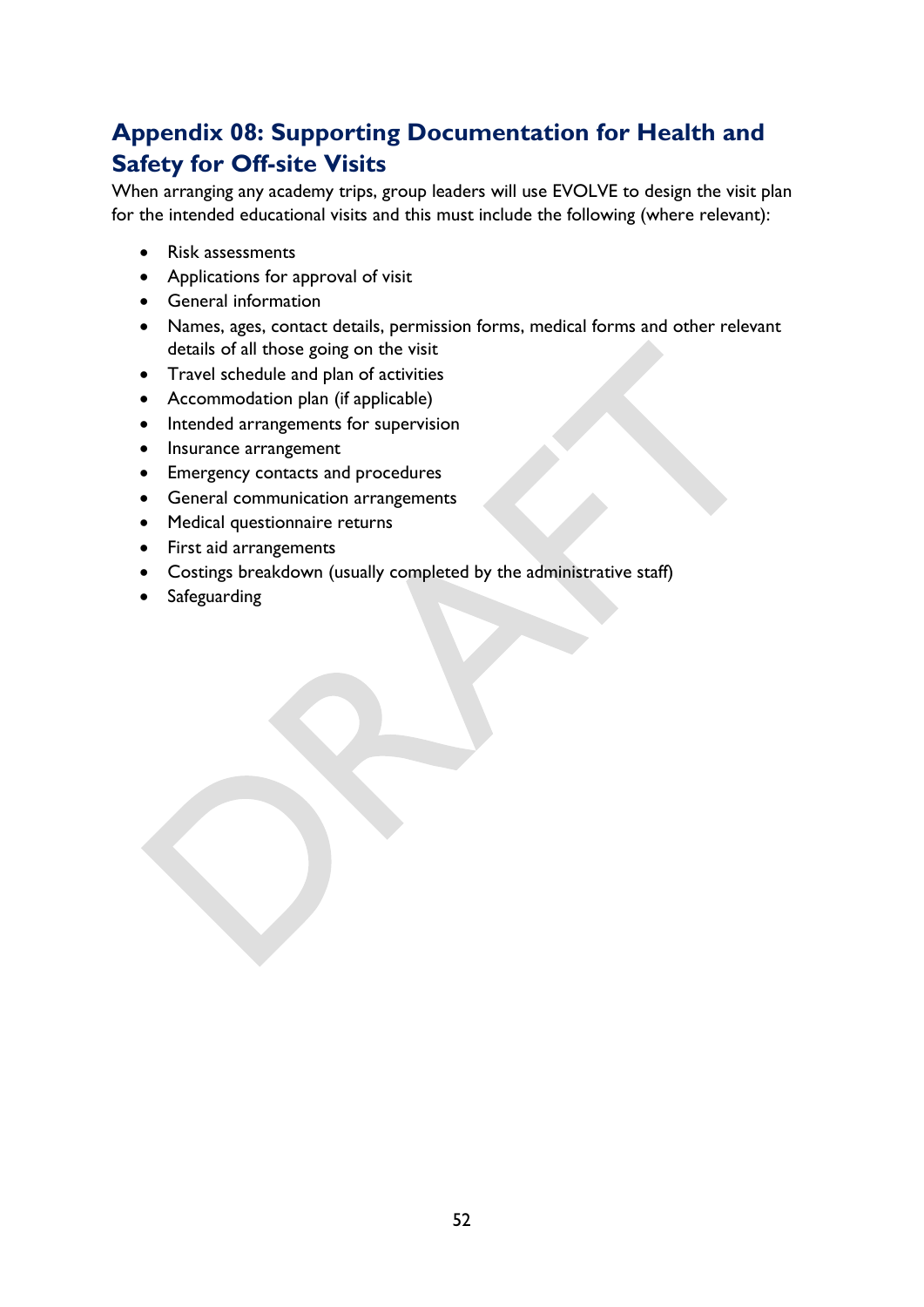## Appendix 08: Supporting Documentation for Health and Safety for Off-site Visits

When arranging any academy trips, group leaders will use EVOLVE to design the visit plan for the intended educational visits and this must include the following (where relevant):

- Risk assessments
- Applications for approval of visit
- General information
- Names, ages, contact details, permission forms, medical forms and other relevant details of all those going on the visit
- Travel schedule and plan of activities
- Accommodation plan (if applicable)
- Intended arrangements for supervision
- Insurance arrangement
- Emergency contacts and procedures
- General communication arrangements
- Medical questionnaire returns
- First aid arrangements
- Costings breakdown (usually completed by the administrative staff)
- Safeguarding